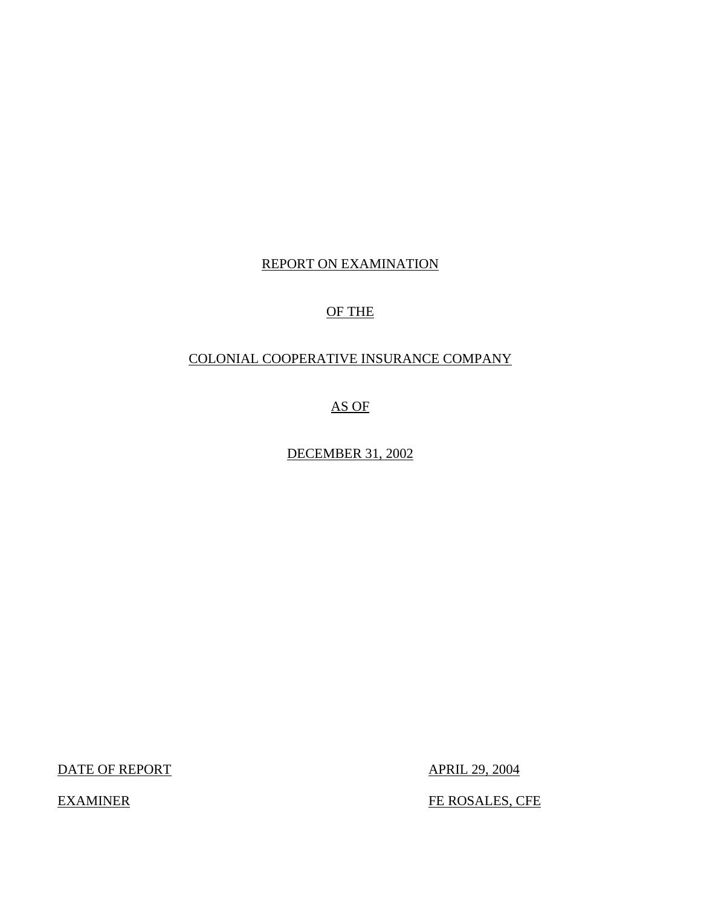# REPORT ON EXAMINATION

# OF THE

# COLONIAL COOPERATIVE INSURANCE COMPANY

# AS OF

# DECEMBER 31, 2002

DATE OF REPORT APRIL 29, 2004

EXAMINER FE ROSALES, CFE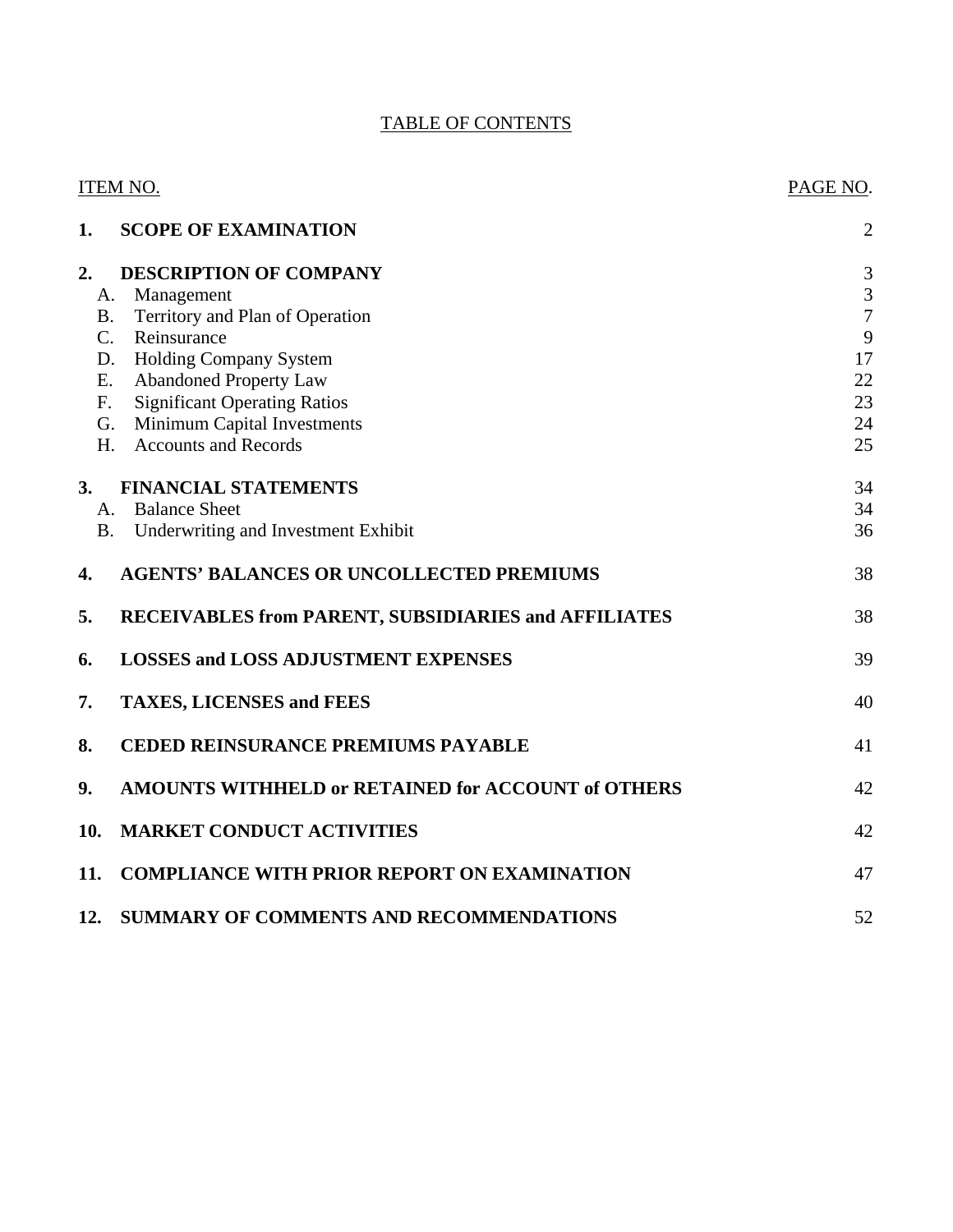# TABLE OF CONTENTS

| ITEM NO. | | PAGE NO. |
|---|---|---|
| **1.** | **SCOPE OF EXAMINATION** | 2 |
| **2.** | **DESCRIPTION OF COMPANY** | 3 |
| A. | Management | 3 |
| B. | Territory and Plan of Operation | 7 |
| C. | Reinsurance | 9 |
| D. | Holding Company System | 17 |
| E. | Abandoned Property Law | 22 |
| F. | Significant Operating Ratios | 23 |
| G. | Minimum Capital Investments | 24 |
| H. | Accounts and Records | 25 |
| **3.** | **FINANCIAL STATEMENTS** | 34 |
| A. | Balance Sheet | 34 |
| B. | Underwriting and Investment Exhibit | 36 |
| **4.** | **AGENTS' BALANCES OR UNCOLLECTED PREMIUMS** | 38 |
| **5.** | **RECEIVABLES from PARENT, SUBSIDIARIES and AFFILIATES** | 38 |
| **6.** | **LOSSES and LOSS ADJUSTMENT EXPENSES** | 39 |
| **7.** | **TAXES, LICENSES and FEES** | 40 |
| **8.** | **CEDED REINSURANCE PREMIUMS PAYABLE** | 41 |
| **9.** | **AMOUNTS WITHHELD or RETAINED for ACCOUNT of OTHERS** | 42 |
| **10.** | **MARKET CONDUCT ACTIVITIES** | 42 |
| **11.** | **COMPLIANCE WITH PRIOR REPORT ON EXAMINATION** | 47 |
| **12.** | **SUMMARY OF COMMENTS AND RECOMMENDATIONS** | 52 |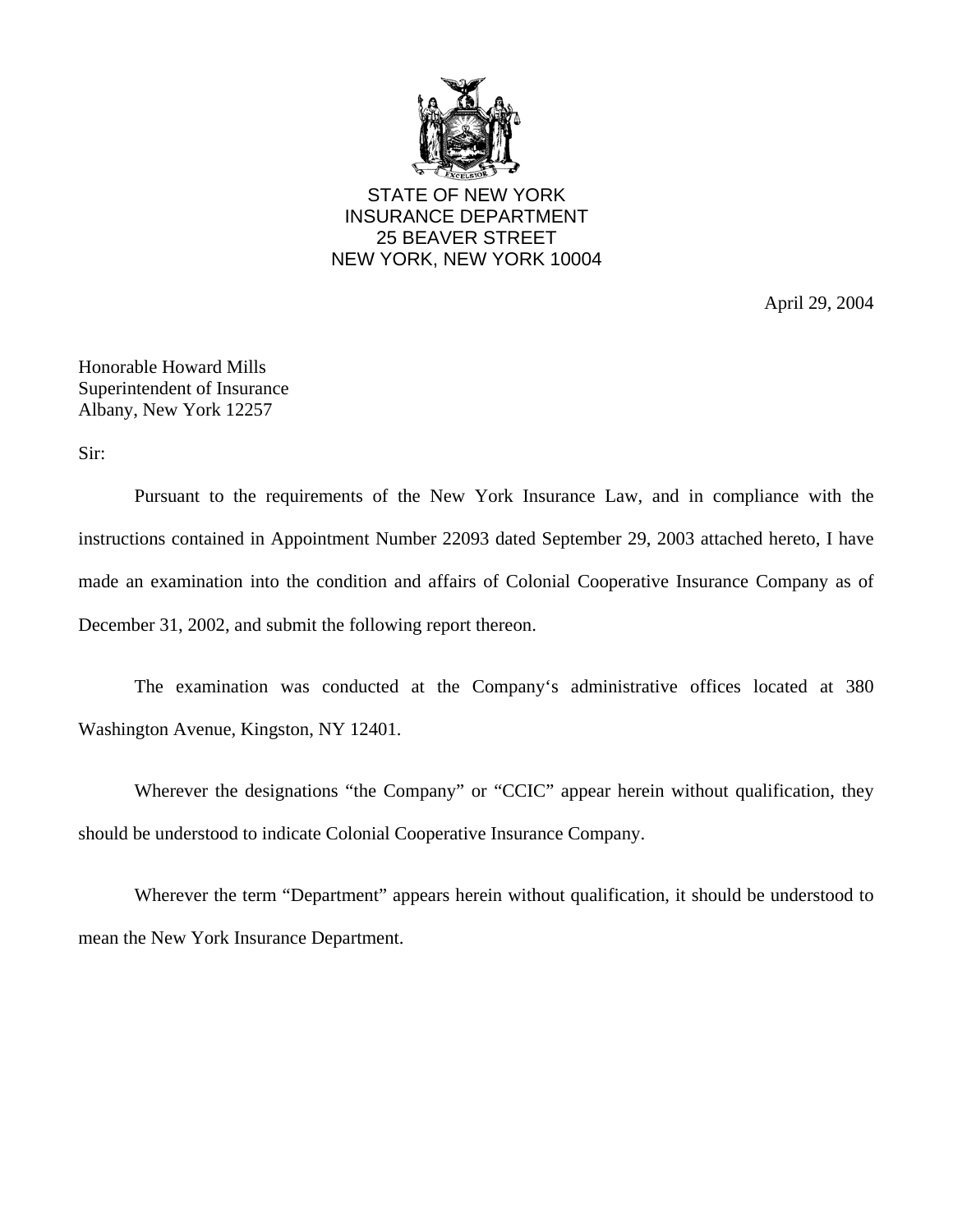STATE OF NEW YORK
INSURANCE DEPARTMENT
25 BEAVER STREET
NEW YORK, NEW YORK 10004

April 29, 2004

Honorable Howard Mills
Superintendent of Insurance
Albany, New York 12257

Sir:

Pursuant to the requirements of the New York Insurance Law, and in compliance with the instructions contained in Appointment Number 22093 dated September 29, 2003 attached hereto, I have made an examination into the condition and affairs of Colonial Cooperative Insurance Company as of December 31, 2002, and submit the following report thereon.

The examination was conducted at the Company's administrative offices located at 380 Washington Avenue, Kingston, NY 12401.

Wherever the designations "the Company" or "CCIC" appear herein without qualification, they should be understood to indicate Colonial Cooperative Insurance Company.

Wherever the term "Department" appears herein without qualification, it should be understood to mean the New York Insurance Department.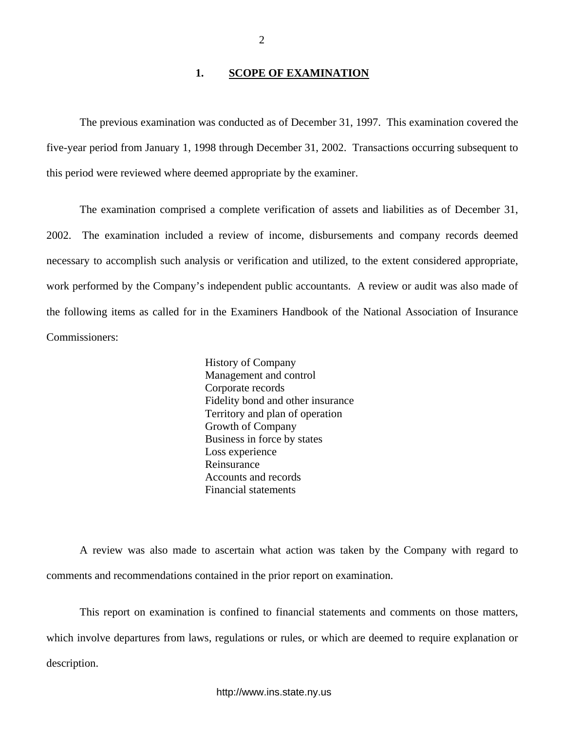## 1. SCOPE OF EXAMINATION

The previous examination was conducted as of December 31, 1997. This examination covered the five-year period from January 1, 1998 through December 31, 2002. Transactions occurring subsequent to this period were reviewed where deemed appropriate by the examiner.

The examination comprised a complete verification of assets and liabilities as of December 31, 2002. The examination included a review of income, disbursements and company records deemed necessary to accomplish such analysis or verification and utilized, to the extent considered appropriate, work performed by the Company's independent public accountants. A review or audit was also made of the following items as called for in the Examiners Handbook of the National Association of Insurance Commissioners:

- History of Company
- Management and control
- Corporate records
- Fidelity bond and other insurance
- Territory and plan of operation
- Growth of Company
- Business in force by states
- Loss experience
- Reinsurance
- Accounts and records
- Financial statements

A review was also made to ascertain what action was taken by the Company with regard to comments and recommendations contained in the prior report on examination.

This report on examination is confined to financial statements and comments on those matters, which involve departures from laws, regulations or rules, or which are deemed to require explanation or description.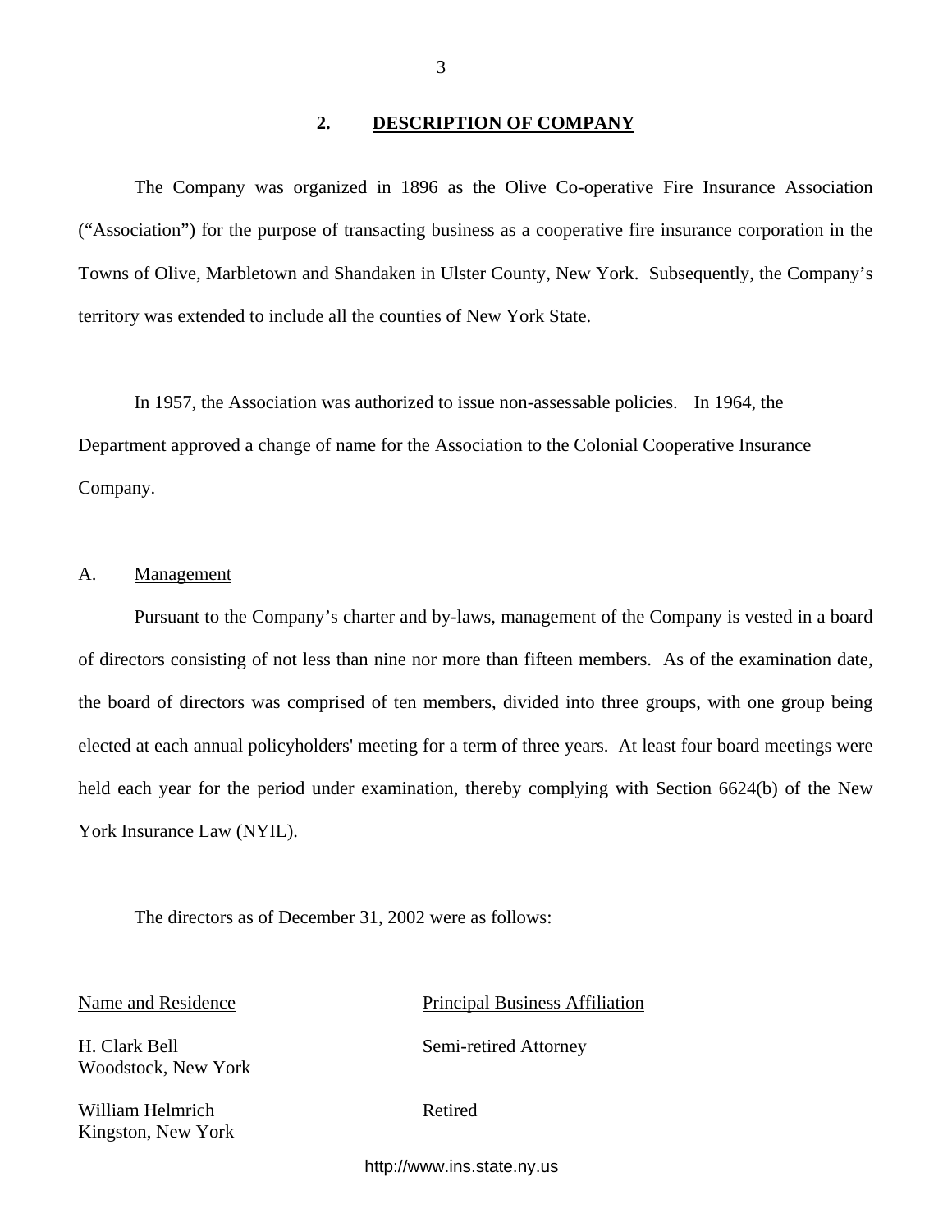## 2. DESCRIPTION OF COMPANY

The Company was organized in 1896 as the Olive Co-operative Fire Insurance Association ("Association") for the purpose of transacting business as a cooperative fire insurance corporation in the Towns of Olive, Marbletown and Shandaken in Ulster County, New York. Subsequently, the Company's territory was extended to include all the counties of New York State.

In 1957, the Association was authorized to issue non-assessable policies. In 1964, the Department approved a change of name for the Association to the Colonial Cooperative Insurance Company.

### A. Management

Pursuant to the Company's charter and by-laws, management of the Company is vested in a board of directors consisting of not less than nine nor more than fifteen members. As of the examination date, the board of directors was comprised of ten members, divided into three groups, with one group being elected at each annual policyholders' meeting for a term of three years. At least four board meetings were held each year for the period under examination, thereby complying with Section 6624(b) of the New York Insurance Law (NYIL).

The directors as of December 31, 2002 were as follows:

| Name and Residence | Principal Business Affiliation |
|---|---|
| H. Clark Bell<br>Woodstock, New York | Semi-retired Attorney |
| William Helmrich<br>Kingston, New York | Retired |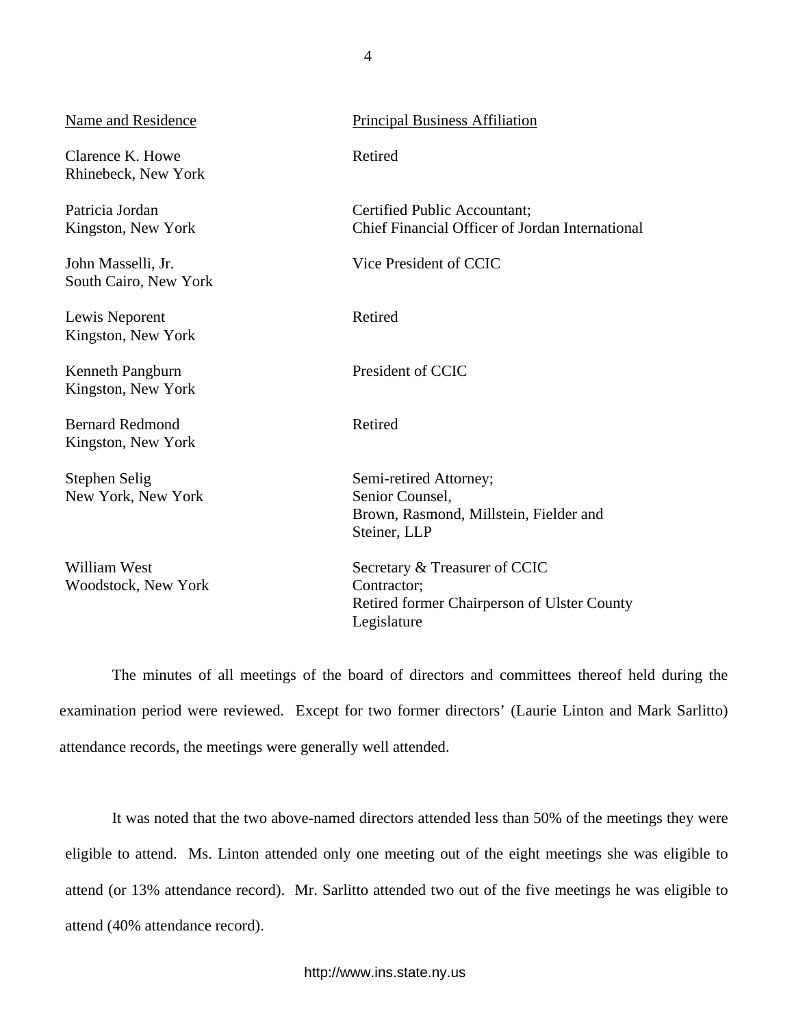| Name and Residence | Principal Business Affiliation |
|---|---|
| Clarence K. Howe<br>Rhinebeck, New York | Retired |
| Patricia Jordan<br>Kingston, New York | Certified Public Accountant;<br>Chief Financial Officer of Jordan International |
| John Masselli, Jr.<br>South Cairo, New York | Vice President of CCIC |
| Lewis Neporent<br>Kingston, New York | Retired |
| Kenneth Pangburn<br>Kingston, New York | President of CCIC |
| Bernard Redmond<br>Kingston, New York | Retired |
| Stephen Selig<br>New York, New York | Semi-retired Attorney;<br>Senior Counsel,<br>Brown, Rasmond, Millstein, Fielder and Steiner, LLP |
| William West<br>Woodstock, New York | Secretary & Treasurer of CCIC<br>Contractor;<br>Retired former Chairperson of Ulster County Legislature |

The minutes of all meetings of the board of directors and committees thereof held during the examination period were reviewed. Except for two former directors' (Laurie Linton and Mark Sarlitto) attendance records, the meetings were generally well attended.

It was noted that the two above-named directors attended less than 50% of the meetings they were eligible to attend. Ms. Linton attended only one meeting out of the eight meetings she was eligible to attend (or 13% attendance record). Mr. Sarlitto attended two out of the five meetings he was eligible to attend (40% attendance record).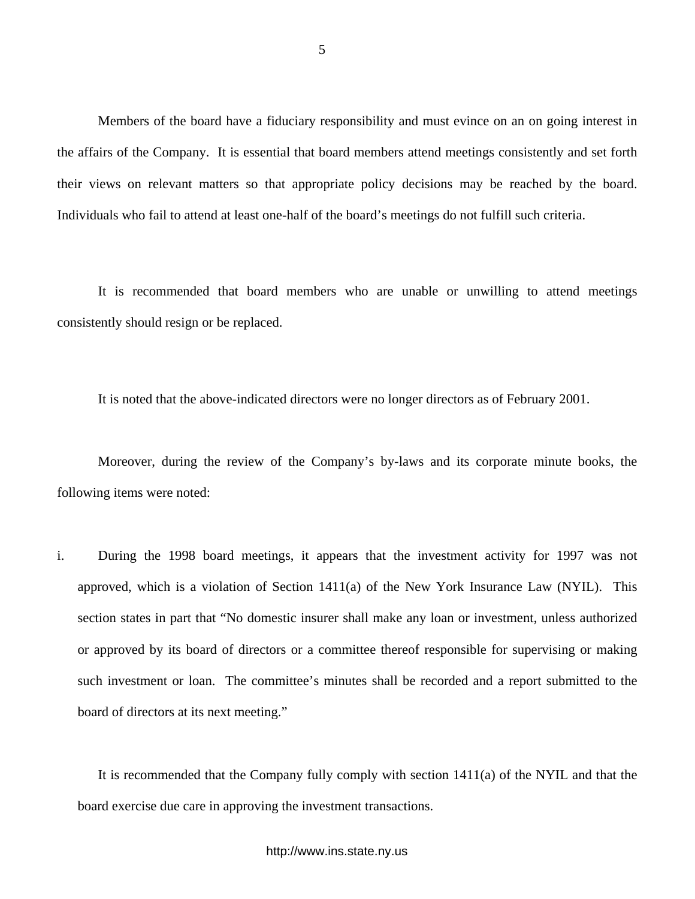Members of the board have a fiduciary responsibility and must evince on an on going interest in the affairs of the Company. It is essential that board members attend meetings consistently and set forth their views on relevant matters so that appropriate policy decisions may be reached by the board. Individuals who fail to attend at least one-half of the board's meetings do not fulfill such criteria.

It is recommended that board members who are unable or unwilling to attend meetings consistently should resign or be replaced.

It is noted that the above-indicated directors were no longer directors as of February 2001.

Moreover, during the review of the Company's by-laws and its corporate minute books, the following items were noted:

i. During the 1998 board meetings, it appears that the investment activity for 1997 was not approved, which is a violation of Section 1411(a) of the New York Insurance Law (NYIL). This section states in part that "No domestic insurer shall make any loan or investment, unless authorized or approved by its board of directors or a committee thereof responsible for supervising or making such investment or loan. The committee's minutes shall be recorded and a report submitted to the board of directors at its next meeting."

   It is recommended that the Company fully comply with section 1411(a) of the NYIL and that the board exercise due care in approving the investment transactions.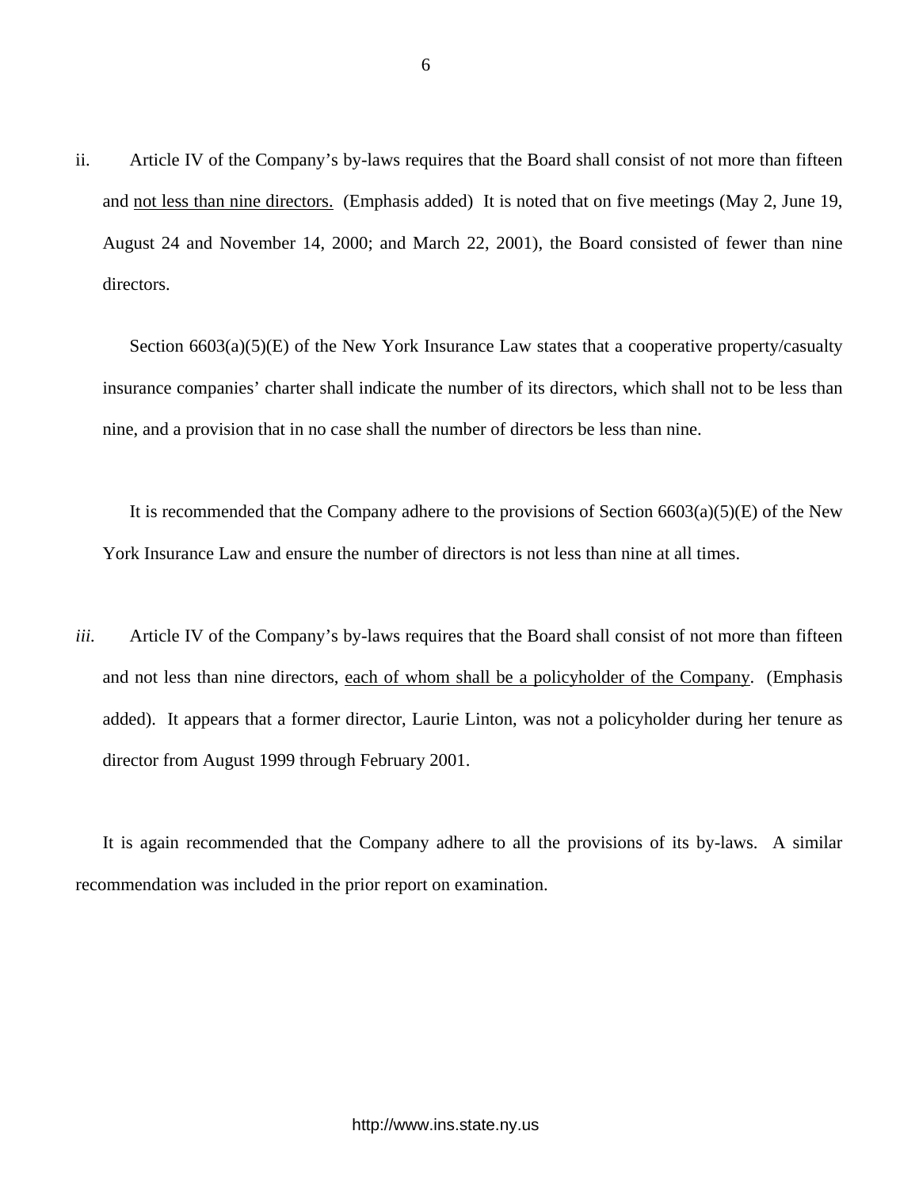ii. Article IV of the Company's by-laws requires that the Board shall consist of not more than fifteen and <u>not less than nine directors.</u> (Emphasis added) It is noted that on five meetings (May 2, June 19, August 24 and November 14, 2000; and March 22, 2001), the Board consisted of fewer than nine directors.

Section 6603(a)(5)(E) of the New York Insurance Law states that a cooperative property/casualty insurance companies' charter shall indicate the number of its directors, which shall not to be less than nine, and a provision that in no case shall the number of directors be less than nine.

It is recommended that the Company adhere to the provisions of Section 6603(a)(5)(E) of the New York Insurance Law and ensure the number of directors is not less than nine at all times.

*iii.* Article IV of the Company's by-laws requires that the Board shall consist of not more than fifteen and not less than nine directors, <u>each of whom shall be a policyholder of the Company</u>. (Emphasis added). It appears that a former director, Laurie Linton, was not a policyholder during her tenure as director from August 1999 through February 2001.

It is again recommended that the Company adhere to all the provisions of its by-laws. A similar recommendation was included in the prior report on examination.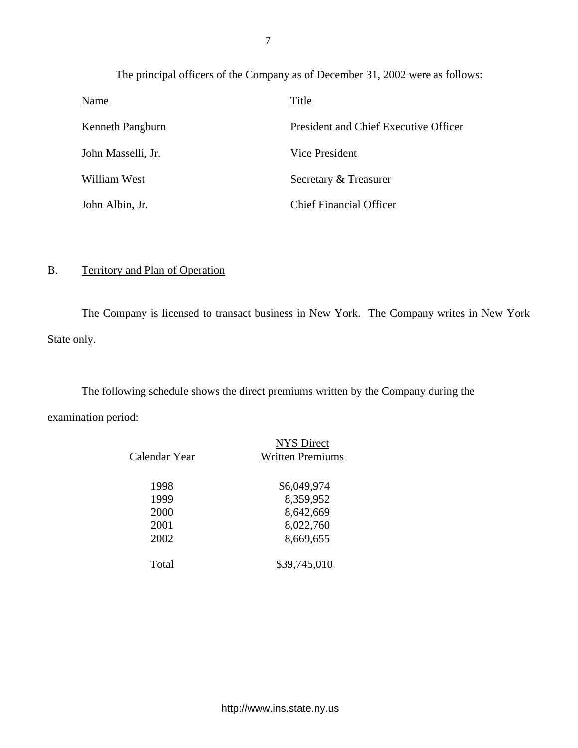The principal officers of the Company as of December 31, 2002 were as follows:

| Name | Title |
|---|---|
| Kenneth Pangburn | President and Chief Executive Officer |
| John Masselli, Jr. | Vice President |
| William West | Secretary & Treasurer |
| John Albin, Jr. | Chief Financial Officer |

## B. Territory and Plan of Operation

The Company is licensed to transact business in New York. The Company writes in New York State only.

The following schedule shows the direct premiums written by the Company during the examination period:

| Calendar Year | NYS Direct Written Premiums |
|---|---|
| 1998 | $6,049,974 |
| 1999 | 8,359,952 |
| 2000 | 8,642,669 |
| 2001 | 8,022,760 |
| 2002 | 8,669,655 |
| Total | $39,745,010 |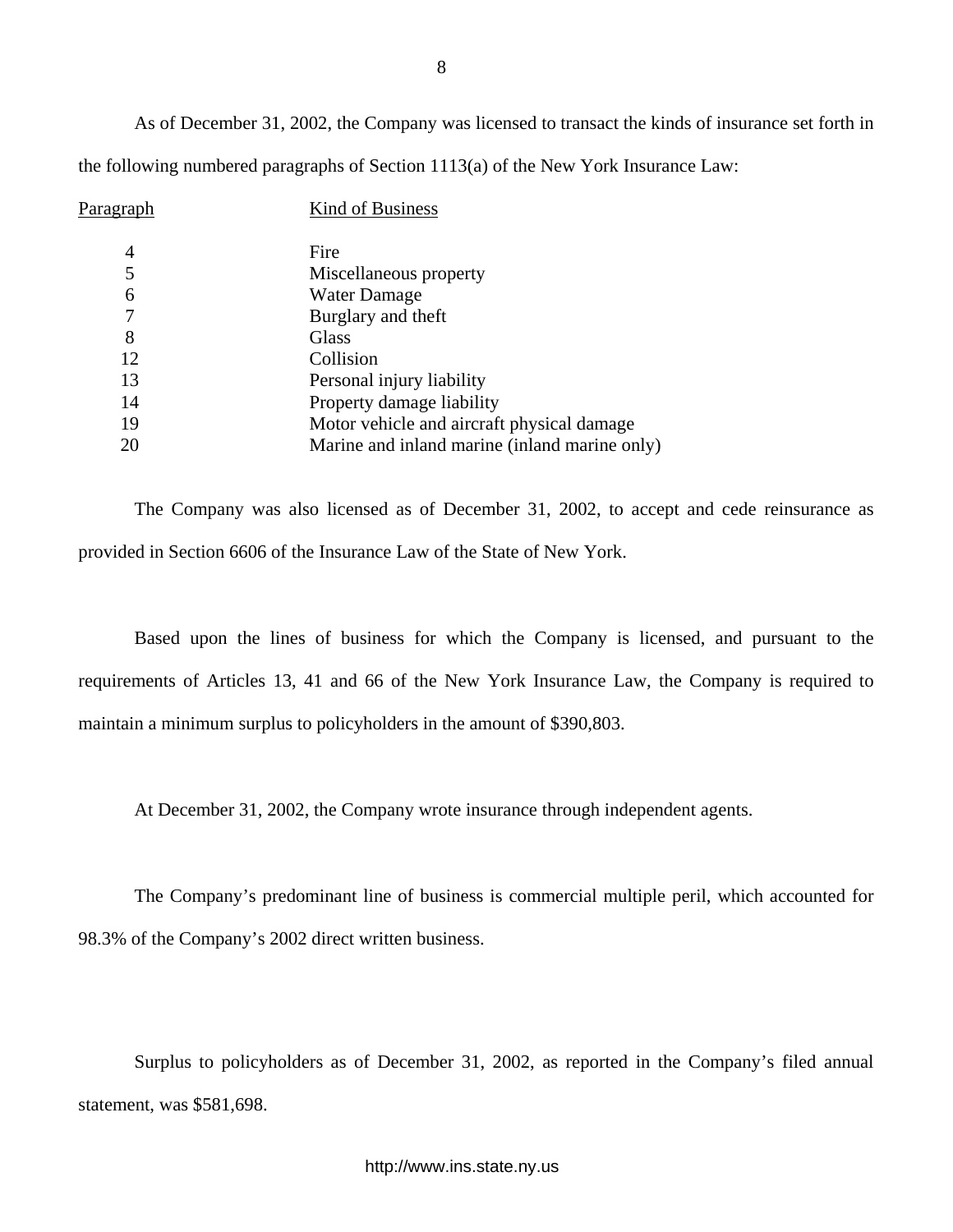As of December 31, 2002, the Company was licensed to transact the kinds of insurance set forth in the following numbered paragraphs of Section 1113(a) of the New York Insurance Law:

| Paragraph | Kind of Business |
| --- | --- |
| 4 | Fire |
| 5 | Miscellaneous property |
| 6 | Water Damage |
| 7 | Burglary and theft |
| 8 | Glass |
| 12 | Collision |
| 13 | Personal injury liability |
| 14 | Property damage liability |
| 19 | Motor vehicle and aircraft physical damage |
| 20 | Marine and inland marine (inland marine only) |

The Company was also licensed as of December 31, 2002, to accept and cede reinsurance as provided in Section 6606 of the Insurance Law of the State of New York.

Based upon the lines of business for which the Company is licensed, and pursuant to the requirements of Articles 13, 41 and 66 of the New York Insurance Law, the Company is required to maintain a minimum surplus to policyholders in the amount of $390,803.

At December 31, 2002, the Company wrote insurance through independent agents.

The Company's predominant line of business is commercial multiple peril, which accounted for 98.3% of the Company's 2002 direct written business.

Surplus to policyholders as of December 31, 2002, as reported in the Company's filed annual statement, was $581,698.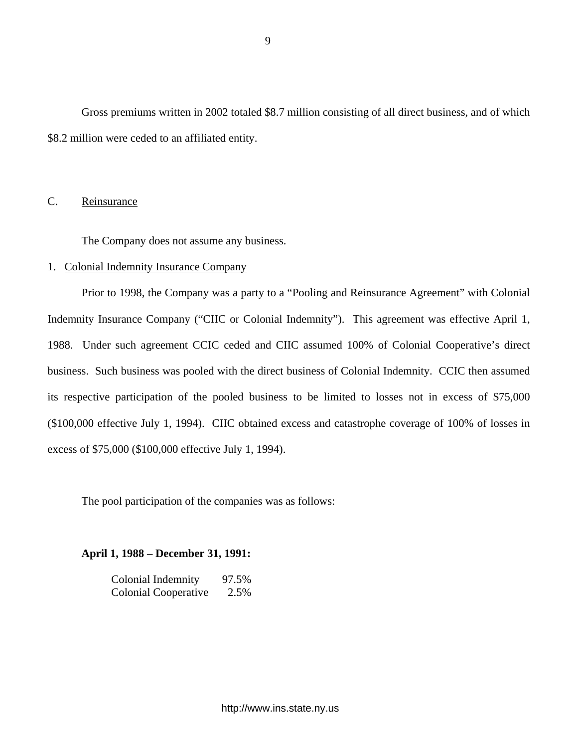Gross premiums written in 2002 totaled \$8.7 million consisting of all direct business, and of which \$8.2 million were ceded to an affiliated entity.

C. <u>Reinsurance</u>

The Company does not assume any business.

1. <u>Colonial Indemnity Insurance Company</u>

Prior to 1998, the Company was a party to a "Pooling and Reinsurance Agreement" with Colonial Indemnity Insurance Company ("CIIC or Colonial Indemnity"). This agreement was effective April 1, 1988. Under such agreement CCIC ceded and CIIC assumed 100% of Colonial Cooperative's direct business. Such business was pooled with the direct business of Colonial Indemnity. CCIC then assumed its respective participation of the pooled business to be limited to losses not in excess of \$75,000 (\$100,000 effective July 1, 1994). CIIC obtained excess and catastrophe coverage of 100% of losses in excess of \$75,000 (\$100,000 effective July 1, 1994).

The pool participation of the companies was as follows:

**April 1, 1988 – December 31, 1991:**

| | |
|---|---|
| Colonial Indemnity | 97.5% |
| Colonial Cooperative | 2.5% |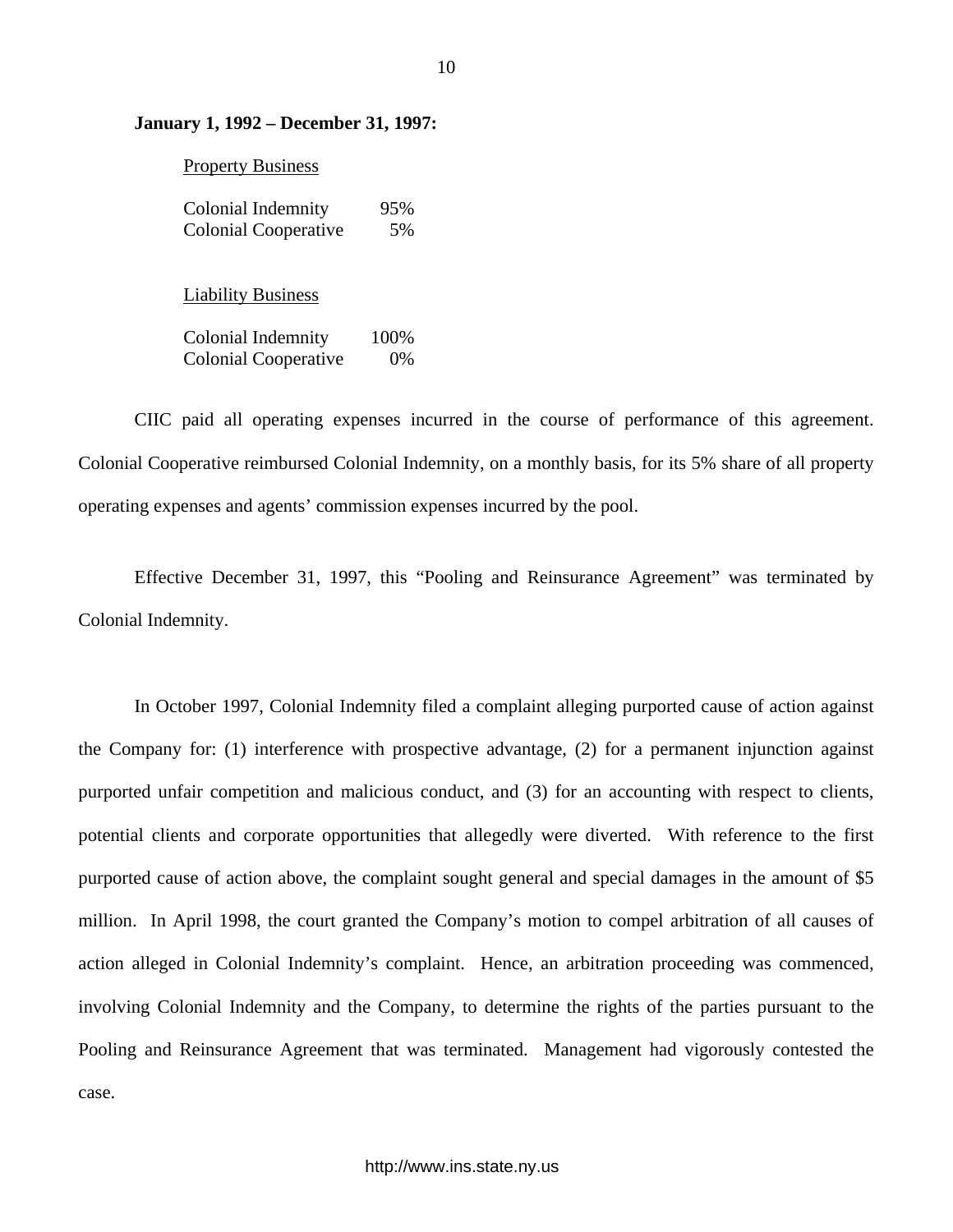**January 1, 1992 – December 31, 1997:**

Property Business

| | |
|---|---|
| Colonial Indemnity | 95% |
| Colonial Cooperative | 5% |

Liability Business

| | |
|---|---|
| Colonial Indemnity | 100% |
| Colonial Cooperative | 0% |

CIIC paid all operating expenses incurred in the course of performance of this agreement. Colonial Cooperative reimbursed Colonial Indemnity, on a monthly basis, for its 5% share of all property operating expenses and agents' commission expenses incurred by the pool.

Effective December 31, 1997, this "Pooling and Reinsurance Agreement" was terminated by Colonial Indemnity.

In October 1997, Colonial Indemnity filed a complaint alleging purported cause of action against the Company for: (1) interference with prospective advantage, (2) for a permanent injunction against purported unfair competition and malicious conduct, and (3) for an accounting with respect to clients, potential clients and corporate opportunities that allegedly were diverted. With reference to the first purported cause of action above, the complaint sought general and special damages in the amount of $5 million. In April 1998, the court granted the Company's motion to compel arbitration of all causes of action alleged in Colonial Indemnity's complaint. Hence, an arbitration proceeding was commenced, involving Colonial Indemnity and the Company, to determine the rights of the parties pursuant to the Pooling and Reinsurance Agreement that was terminated. Management had vigorously contested the case.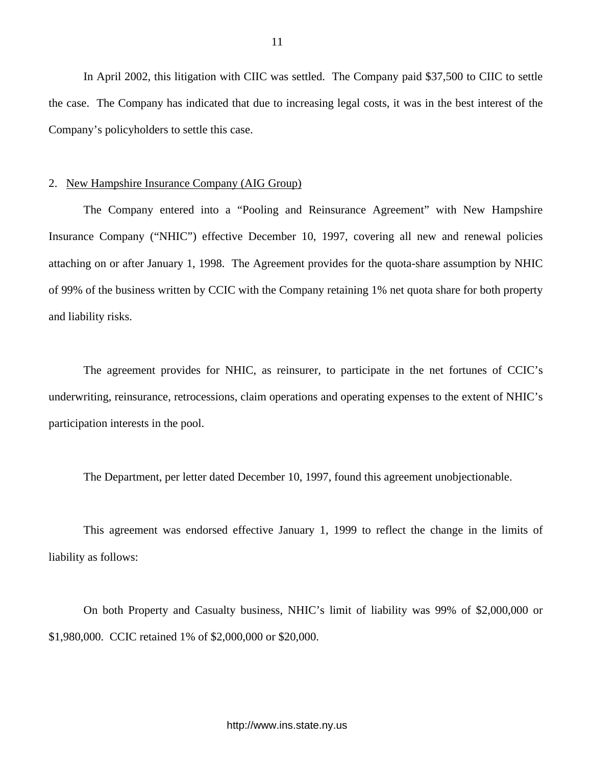In April 2002, this litigation with CIIC was settled. The Company paid $37,500 to CIIC to settle the case. The Company has indicated that due to increasing legal costs, it was in the best interest of the Company's policyholders to settle this case.

2. New Hampshire Insurance Company (AIG Group)

The Company entered into a "Pooling and Reinsurance Agreement" with New Hampshire Insurance Company ("NHIC") effective December 10, 1997, covering all new and renewal policies attaching on or after January 1, 1998. The Agreement provides for the quota-share assumption by NHIC of 99% of the business written by CCIC with the Company retaining 1% net quota share for both property and liability risks.

The agreement provides for NHIC, as reinsurer, to participate in the net fortunes of CCIC's underwriting, reinsurance, retrocessions, claim operations and operating expenses to the extent of NHIC's participation interests in the pool.

The Department, per letter dated December 10, 1997, found this agreement unobjectionable.

This agreement was endorsed effective January 1, 1999 to reflect the change in the limits of liability as follows:

On both Property and Casualty business, NHIC's limit of liability was 99% of $2,000,000 or $1,980,000. CCIC retained 1% of $2,000,000 or $20,000.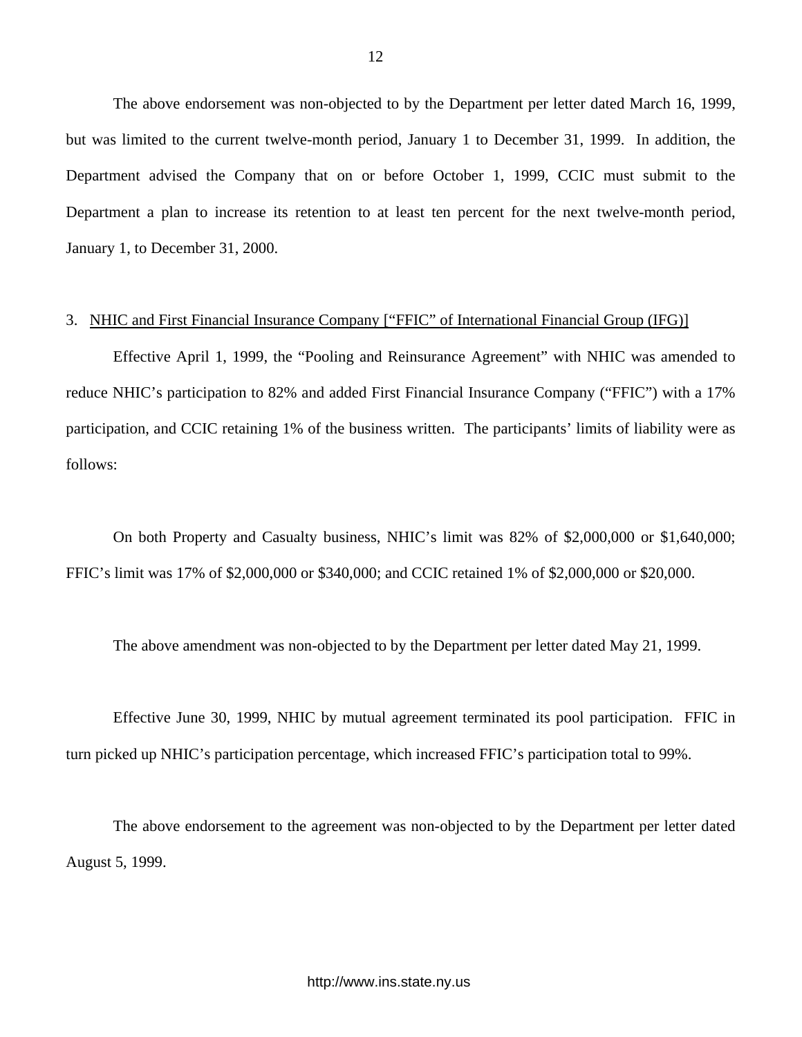The above endorsement was non-objected to by the Department per letter dated March 16, 1999, but was limited to the current twelve-month period, January 1 to December 31, 1999. In addition, the Department advised the Company that on or before October 1, 1999, CCIC must submit to the Department a plan to increase its retention to at least ten percent for the next twelve-month period, January 1, to December 31, 2000.

3. <u>NHIC and First Financial Insurance Company [“FFIC” of International Financial Group (IFG)]</u>

Effective April 1, 1999, the “Pooling and Reinsurance Agreement” with NHIC was amended to reduce NHIC’s participation to 82% and added First Financial Insurance Company (“FFIC”) with a 17% participation, and CCIC retaining 1% of the business written. The participants’ limits of liability were as follows:

On both Property and Casualty business, NHIC’s limit was 82% of $2,000,000 or $1,640,000; FFIC’s limit was 17% of $2,000,000 or $340,000; and CCIC retained 1% of $2,000,000 or $20,000.

The above amendment was non-objected to by the Department per letter dated May 21, 1999.

Effective June 30, 1999, NHIC by mutual agreement terminated its pool participation. FFIC in turn picked up NHIC’s participation percentage, which increased FFIC’s participation total to 99%.

The above endorsement to the agreement was non-objected to by the Department per letter dated August 5, 1999.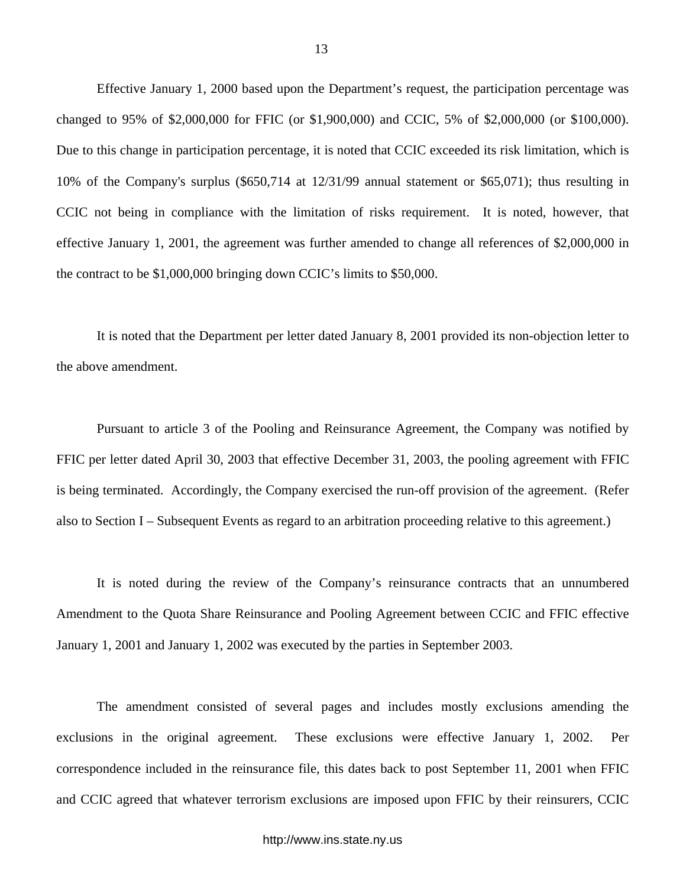Effective January 1, 2000 based upon the Department's request, the participation percentage was changed to 95% of $2,000,000 for FFIC (or $1,900,000) and CCIC, 5% of $2,000,000 (or $100,000). Due to this change in participation percentage, it is noted that CCIC exceeded its risk limitation, which is 10% of the Company's surplus ($650,714 at 12/31/99 annual statement or $65,071); thus resulting in CCIC not being in compliance with the limitation of risks requirement. It is noted, however, that effective January 1, 2001, the agreement was further amended to change all references of $2,000,000 in the contract to be $1,000,000 bringing down CCIC's limits to $50,000.

It is noted that the Department per letter dated January 8, 2001 provided its non-objection letter to the above amendment.

Pursuant to article 3 of the Pooling and Reinsurance Agreement, the Company was notified by FFIC per letter dated April 30, 2003 that effective December 31, 2003, the pooling agreement with FFIC is being terminated. Accordingly, the Company exercised the run-off provision of the agreement. (Refer also to Section I – Subsequent Events as regard to an arbitration proceeding relative to this agreement.)

It is noted during the review of the Company's reinsurance contracts that an unnumbered Amendment to the Quota Share Reinsurance and Pooling Agreement between CCIC and FFIC effective January 1, 2001 and January 1, 2002 was executed by the parties in September 2003.

The amendment consisted of several pages and includes mostly exclusions amending the exclusions in the original agreement. These exclusions were effective January 1, 2002. Per correspondence included in the reinsurance file, this dates back to post September 11, 2001 when FFIC and CCIC agreed that whatever terrorism exclusions are imposed upon FFIC by their reinsurers, CCIC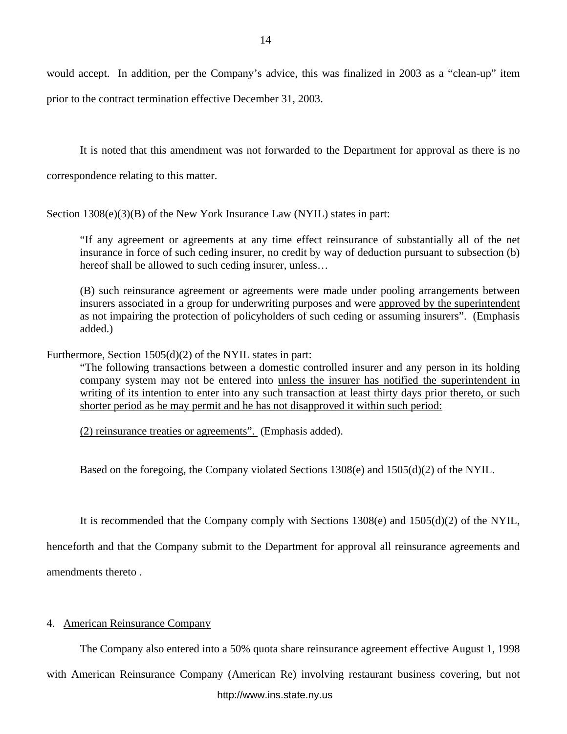would accept. In addition, per the Company's advice, this was finalized in 2003 as a "clean-up" item prior to the contract termination effective December 31, 2003.

It is noted that this amendment was not forwarded to the Department for approval as there is no correspondence relating to this matter.

Section 1308(e)(3)(B) of the New York Insurance Law (NYIL) states in part:

> "If any agreement or agreements at any time effect reinsurance of substantially all of the net insurance in force of such ceding insurer, no credit by way of deduction pursuant to subsection (b) hereof shall be allowed to such ceding insurer, unless…
>
> (B) such reinsurance agreement or agreements were made under pooling arrangements between insurers associated in a group for underwriting purposes and were <u>approved by the superintendent</u> as not impairing the protection of policyholders of such ceding or assuming insurers". (Emphasis added.)

Furthermore, Section 1505(d)(2) of the NYIL states in part:

> "The following transactions between a domestic controlled insurer and any person in its holding company system may not be entered into <u>unless the insurer has notified the superintendent in writing of its intention to enter into any such transaction at least thirty days prior thereto, or such shorter period as he may permit and he has not disapproved it within such period:</u>
>
> <u>(2) reinsurance treaties or agreements".</u> (Emphasis added).

Based on the foregoing, the Company violated Sections 1308(e) and 1505(d)(2) of the NYIL.

It is recommended that the Company comply with Sections 1308(e) and 1505(d)(2) of the NYIL, henceforth and that the Company submit to the Department for approval all reinsurance agreements and amendments thereto .

4. <u>American Reinsurance Company</u>

The Company also entered into a 50% quota share reinsurance agreement effective August 1, 1998 with American Reinsurance Company (American Re) involving restaurant business covering, but not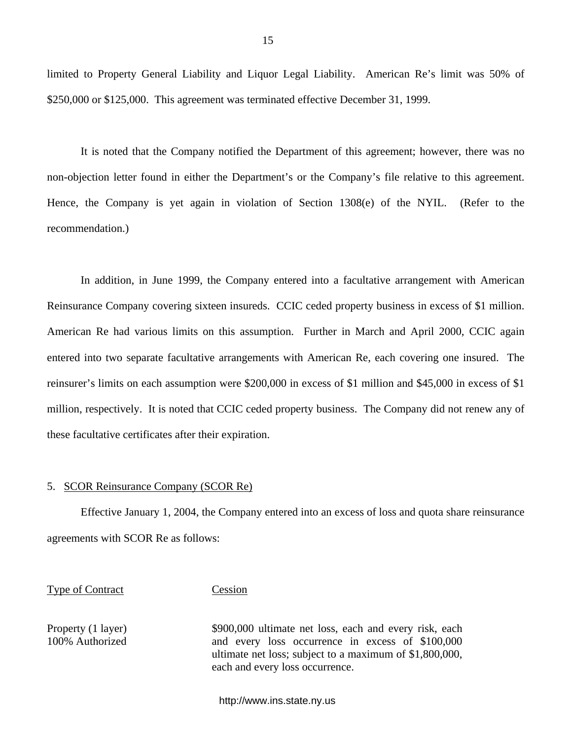limited to Property General Liability and Liquor Legal Liability. American Re's limit was 50% of $250,000 or $125,000. This agreement was terminated effective December 31, 1999.

It is noted that the Company notified the Department of this agreement; however, there was no non-objection letter found in either the Department's or the Company's file relative to this agreement. Hence, the Company is yet again in violation of Section 1308(e) of the NYIL. (Refer to the recommendation.)

In addition, in June 1999, the Company entered into a facultative arrangement with American Reinsurance Company covering sixteen insureds. CCIC ceded property business in excess of $1 million. American Re had various limits on this assumption. Further in March and April 2000, CCIC again entered into two separate facultative arrangements with American Re, each covering one insured. The reinsurer's limits on each assumption were $200,000 in excess of $1 million and $45,000 in excess of $1 million, respectively. It is noted that CCIC ceded property business. The Company did not renew any of these facultative certificates after their expiration.

5. SCOR Reinsurance Company (SCOR Re)

Effective January 1, 2004, the Company entered into an excess of loss and quota share reinsurance agreements with SCOR Re as follows:

| Type of Contract | Cession |
|---|---|
| Property (1 layer)<br>100% Authorized | $900,000 ultimate net loss, each and every risk, each and every loss occurrence in excess of $100,000 ultimate net loss; subject to a maximum of $1,800,000, each and every loss occurrence. |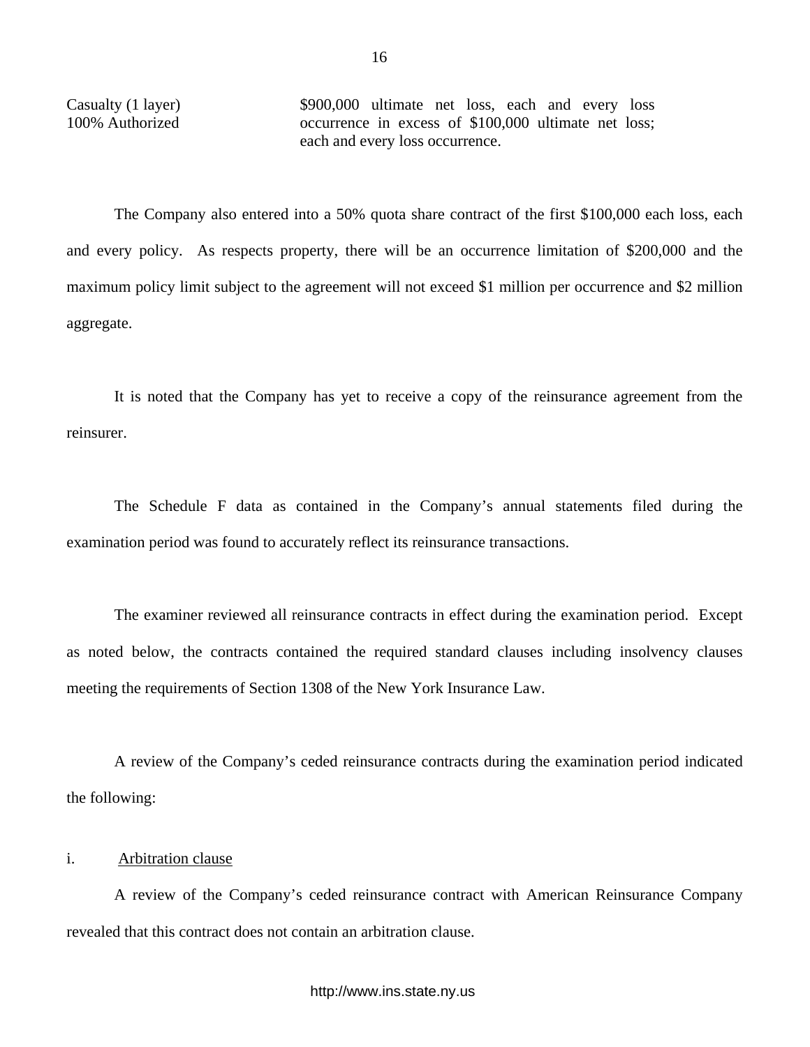| | |
|---|---|
| Casualty (1 layer)<br>100% Authorized | \$900,000 ultimate net loss, each and every loss occurrence in excess of \$100,000 ultimate net loss; each and every loss occurrence. |

The Company also entered into a 50% quota share contract of the first \$100,000 each loss, each and every policy. As respects property, there will be an occurrence limitation of \$200,000 and the maximum policy limit subject to the agreement will not exceed \$1 million per occurrence and \$2 million aggregate.

It is noted that the Company has yet to receive a copy of the reinsurance agreement from the reinsurer.

The Schedule F data as contained in the Company's annual statements filed during the examination period was found to accurately reflect its reinsurance transactions.

The examiner reviewed all reinsurance contracts in effect during the examination period. Except as noted below, the contracts contained the required standard clauses including insolvency clauses meeting the requirements of Section 1308 of the New York Insurance Law.

A review of the Company's ceded reinsurance contracts during the examination period indicated the following:

i. Arbitration clause

A review of the Company's ceded reinsurance contract with American Reinsurance Company revealed that this contract does not contain an arbitration clause.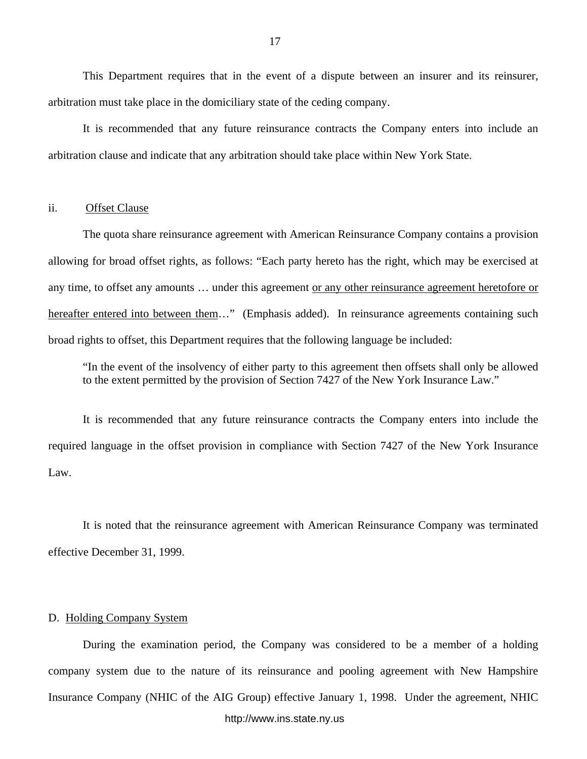This Department requires that in the event of a dispute between an insurer and its reinsurer, arbitration must take place in the domiciliary state of the ceding company.

It is recommended that any future reinsurance contracts the Company enters into include an arbitration clause and indicate that any arbitration should take place within New York State.

ii. Offset Clause

The quota share reinsurance agreement with American Reinsurance Company contains a provision allowing for broad offset rights, as follows: "Each party hereto has the right, which may be exercised at any time, to offset any amounts … under this agreement <u>or any other reinsurance agreement heretofore or hereafter entered into between them</u>…" (Emphasis added). In reinsurance agreements containing such broad rights to offset, this Department requires that the following language be included:

> "In the event of the insolvency of either party to this agreement then offsets shall only be allowed to the extent permitted by the provision of Section 7427 of the New York Insurance Law."

It is recommended that any future reinsurance contracts the Company enters into include the required language in the offset provision in compliance with Section 7427 of the New York Insurance Law.

It is noted that the reinsurance agreement with American Reinsurance Company was terminated effective December 31, 1999.

## D. Holding Company System

During the examination period, the Company was considered to be a member of a holding company system due to the nature of its reinsurance and pooling agreement with New Hampshire Insurance Company (NHIC of the AIG Group) effective January 1, 1998. Under the agreement, NHIC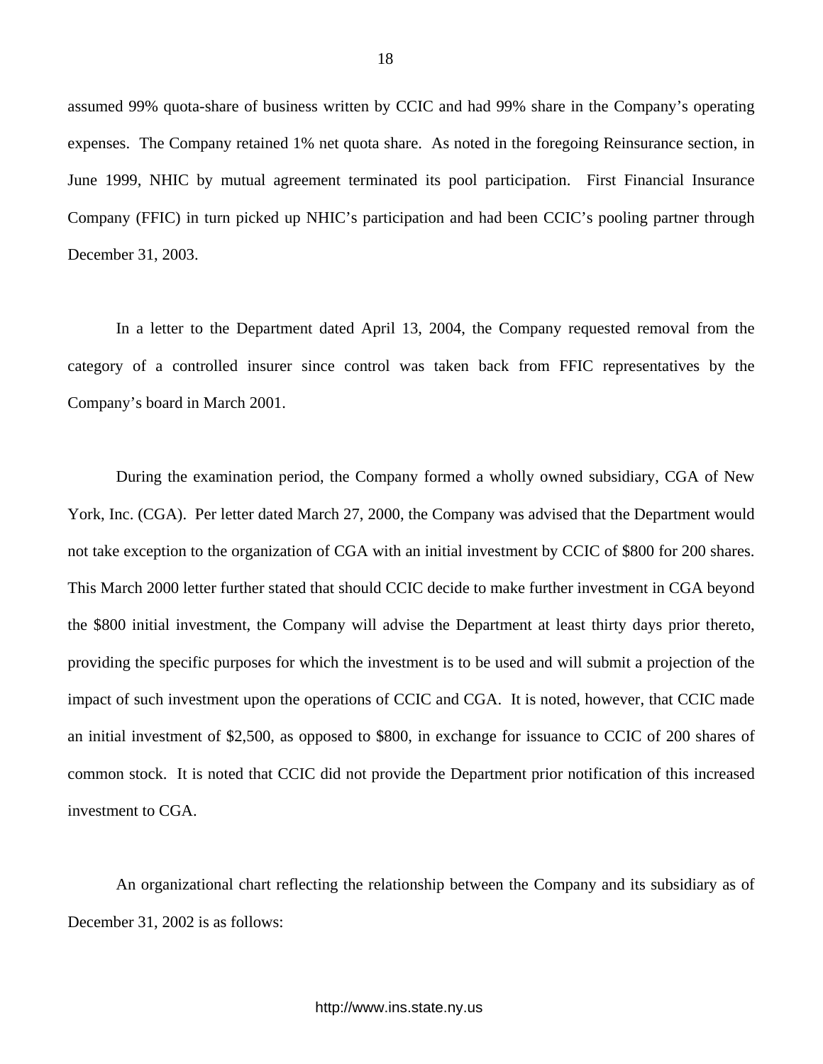assumed 99% quota-share of business written by CCIC and had 99% share in the Company's operating expenses. The Company retained 1% net quota share. As noted in the foregoing Reinsurance section, in June 1999, NHIC by mutual agreement terminated its pool participation. First Financial Insurance Company (FFIC) in turn picked up NHIC's participation and had been CCIC's pooling partner through December 31, 2003.

In a letter to the Department dated April 13, 2004, the Company requested removal from the category of a controlled insurer since control was taken back from FFIC representatives by the Company's board in March 2001.

During the examination period, the Company formed a wholly owned subsidiary, CGA of New York, Inc. (CGA). Per letter dated March 27, 2000, the Company was advised that the Department would not take exception to the organization of CGA with an initial investment by CCIC of $800 for 200 shares. This March 2000 letter further stated that should CCIC decide to make further investment in CGA beyond the $800 initial investment, the Company will advise the Department at least thirty days prior thereto, providing the specific purposes for which the investment is to be used and will submit a projection of the impact of such investment upon the operations of CCIC and CGA. It is noted, however, that CCIC made an initial investment of $2,500, as opposed to $800, in exchange for issuance to CCIC of 200 shares of common stock. It is noted that CCIC did not provide the Department prior notification of this increased investment to CGA.

An organizational chart reflecting the relationship between the Company and its subsidiary as of December 31, 2002 is as follows: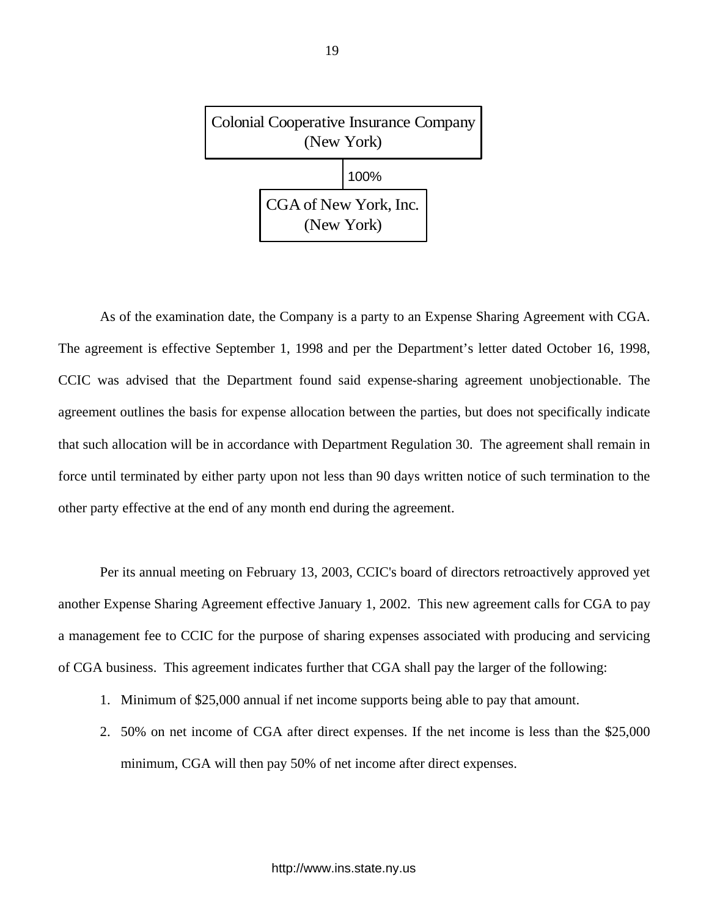Colonial Cooperative Insurance Company
(New York)

100%

CGA of New York, Inc.
(New York)

As of the examination date, the Company is a party to an Expense Sharing Agreement with CGA. The agreement is effective September 1, 1998 and per the Department's letter dated October 16, 1998, CCIC was advised that the Department found said expense-sharing agreement unobjectionable. The agreement outlines the basis for expense allocation between the parties, but does not specifically indicate that such allocation will be in accordance with Department Regulation 30. The agreement shall remain in force until terminated by either party upon not less than 90 days written notice of such termination to the other party effective at the end of any month end during the agreement.

Per its annual meeting on February 13, 2003, CCIC's board of directors retroactively approved yet another Expense Sharing Agreement effective January 1, 2002. This new agreement calls for CGA to pay a management fee to CCIC for the purpose of sharing expenses associated with producing and servicing of CGA business. This agreement indicates further that CGA shall pay the larger of the following:

1. Minimum of $25,000 annual if net income supports being able to pay that amount.
2. 50% on net income of CGA after direct expenses. If the net income is less than the $25,000 minimum, CGA will then pay 50% of net income after direct expenses.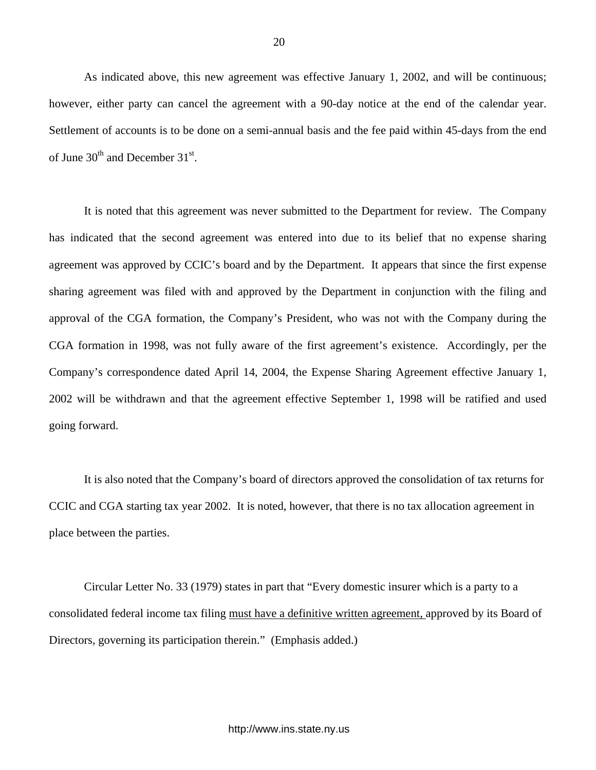As indicated above, this new agreement was effective January 1, 2002, and will be continuous; however, either party can cancel the agreement with a 90-day notice at the end of the calendar year. Settlement of accounts is to be done on a semi-annual basis and the fee paid within 45-days from the end of June 30th and December 31st.

It is noted that this agreement was never submitted to the Department for review. The Company has indicated that the second agreement was entered into due to its belief that no expense sharing agreement was approved by CCIC's board and by the Department. It appears that since the first expense sharing agreement was filed with and approved by the Department in conjunction with the filing and approval of the CGA formation, the Company's President, who was not with the Company during the CGA formation in 1998, was not fully aware of the first agreement's existence. Accordingly, per the Company's correspondence dated April 14, 2004, the Expense Sharing Agreement effective January 1, 2002 will be withdrawn and that the agreement effective September 1, 1998 will be ratified and used going forward.

It is also noted that the Company's board of directors approved the consolidation of tax returns for CCIC and CGA starting tax year 2002. It is noted, however, that there is no tax allocation agreement in place between the parties.

Circular Letter No. 33 (1979) states in part that "Every domestic insurer which is a party to a consolidated federal income tax filing <u>must have a definitive written agreement,</u> approved by its Board of Directors, governing its participation therein." (Emphasis added.)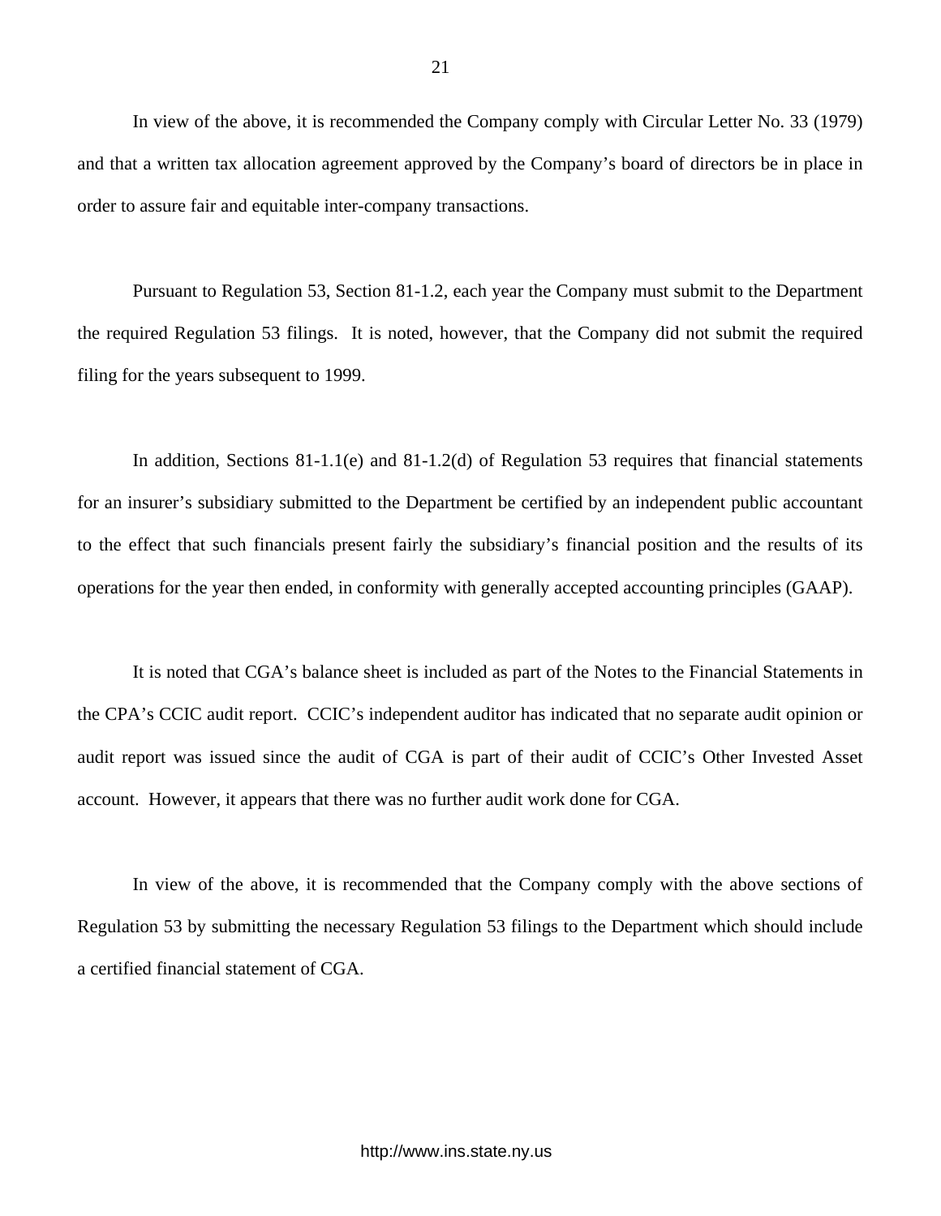In view of the above, it is recommended the Company comply with Circular Letter No. 33 (1979) and that a written tax allocation agreement approved by the Company's board of directors be in place in order to assure fair and equitable inter-company transactions.

Pursuant to Regulation 53, Section 81-1.2, each year the Company must submit to the Department the required Regulation 53 filings. It is noted, however, that the Company did not submit the required filing for the years subsequent to 1999.

In addition, Sections 81-1.1(e) and 81-1.2(d) of Regulation 53 requires that financial statements for an insurer's subsidiary submitted to the Department be certified by an independent public accountant to the effect that such financials present fairly the subsidiary's financial position and the results of its operations for the year then ended, in conformity with generally accepted accounting principles (GAAP).

It is noted that CGA's balance sheet is included as part of the Notes to the Financial Statements in the CPA's CCIC audit report. CCIC's independent auditor has indicated that no separate audit opinion or audit report was issued since the audit of CGA is part of their audit of CCIC's Other Invested Asset account. However, it appears that there was no further audit work done for CGA.

In view of the above, it is recommended that the Company comply with the above sections of Regulation 53 by submitting the necessary Regulation 53 filings to the Department which should include a certified financial statement of CGA.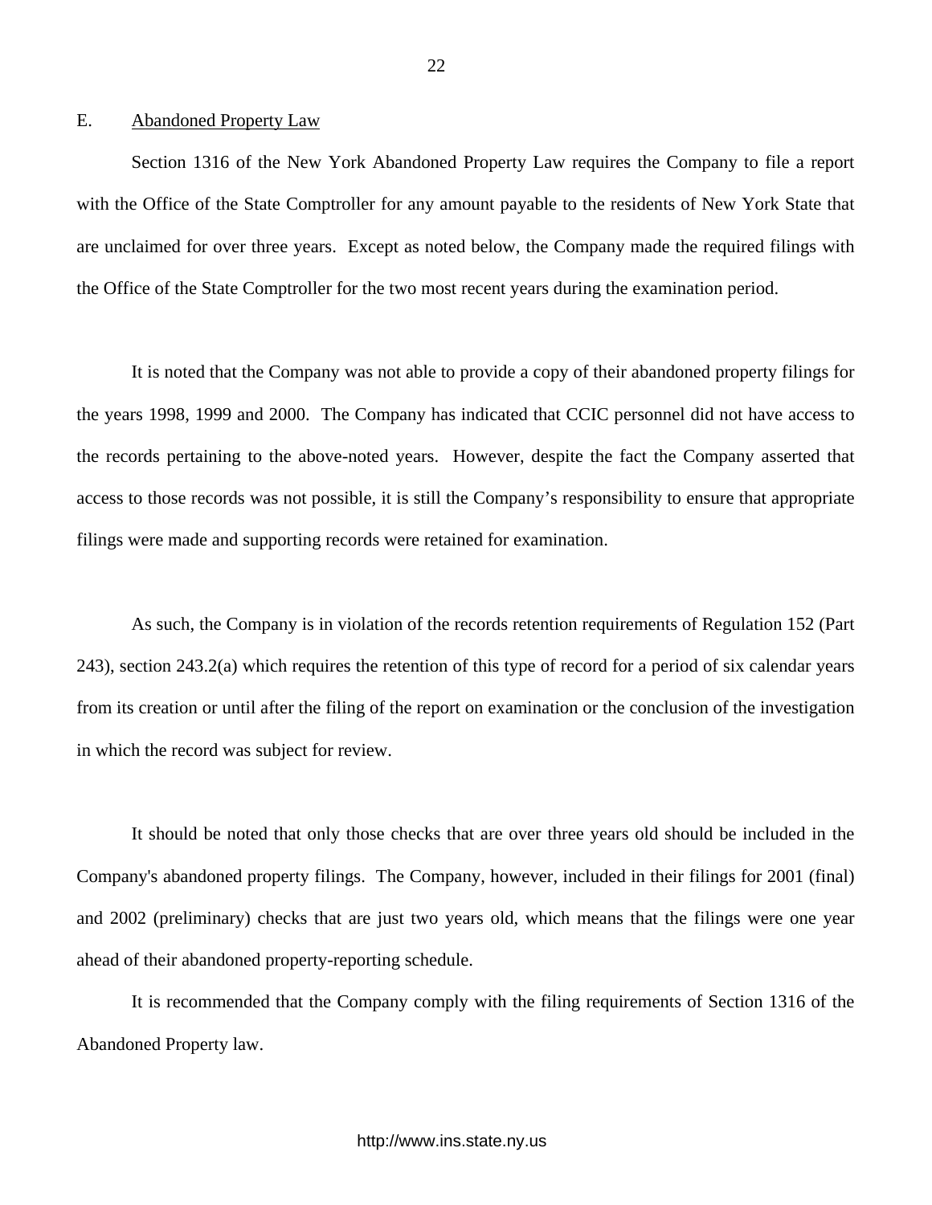## E. Abandoned Property Law

Section 1316 of the New York Abandoned Property Law requires the Company to file a report with the Office of the State Comptroller for any amount payable to the residents of New York State that are unclaimed for over three years. Except as noted below, the Company made the required filings with the Office of the State Comptroller for the two most recent years during the examination period.

It is noted that the Company was not able to provide a copy of their abandoned property filings for the years 1998, 1999 and 2000. The Company has indicated that CCIC personnel did not have access to the records pertaining to the above-noted years. However, despite the fact the Company asserted that access to those records was not possible, it is still the Company's responsibility to ensure that appropriate filings were made and supporting records were retained for examination.

As such, the Company is in violation of the records retention requirements of Regulation 152 (Part 243), section 243.2(a) which requires the retention of this type of record for a period of six calendar years from its creation or until after the filing of the report on examination or the conclusion of the investigation in which the record was subject for review.

It should be noted that only those checks that are over three years old should be included in the Company's abandoned property filings. The Company, however, included in their filings for 2001 (final) and 2002 (preliminary) checks that are just two years old, which means that the filings were one year ahead of their abandoned property-reporting schedule.

It is recommended that the Company comply with the filing requirements of Section 1316 of the Abandoned Property law.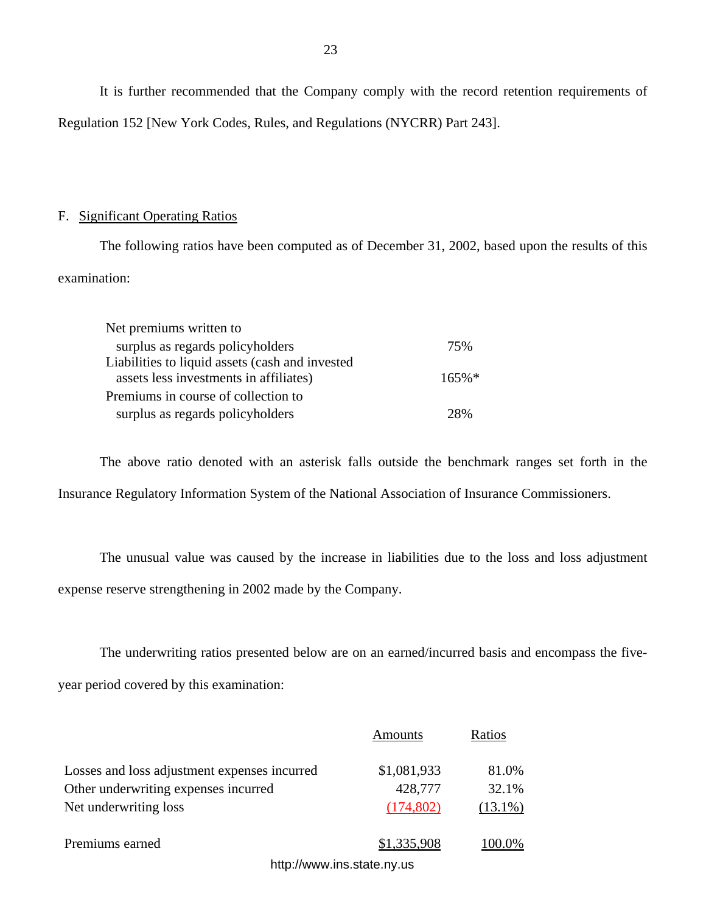It is further recommended that the Company comply with the record retention requirements of Regulation 152 [New York Codes, Rules, and Regulations (NYCRR) Part 243].

F. Significant Operating Ratios

The following ratios have been computed as of December 31, 2002, based upon the results of this examination:

| | |
|---|---|
| Net premiums written to surplus as regards policyholders | 75% |
| Liabilities to liquid assets (cash and invested assets less investments in affiliates) | 165%* |
| Premiums in course of collection to surplus as regards policyholders | 28% |

The above ratio denoted with an asterisk falls outside the benchmark ranges set forth in the Insurance Regulatory Information System of the National Association of Insurance Commissioners.

The unusual value was caused by the increase in liabilities due to the loss and loss adjustment expense reserve strengthening in 2002 made by the Company.

The underwriting ratios presented below are on an earned/incurred basis and encompass the five-year period covered by this examination:

| | Amounts | Ratios |
|---|---|---|
| Losses and loss adjustment expenses incurred | $1,081,933 | 81.0% |
| Other underwriting expenses incurred | 428,777 | 32.1% |
| Net underwriting loss | (174,802) | (13.1%) |
| Premiums earned | $1,335,908 | 100.0% |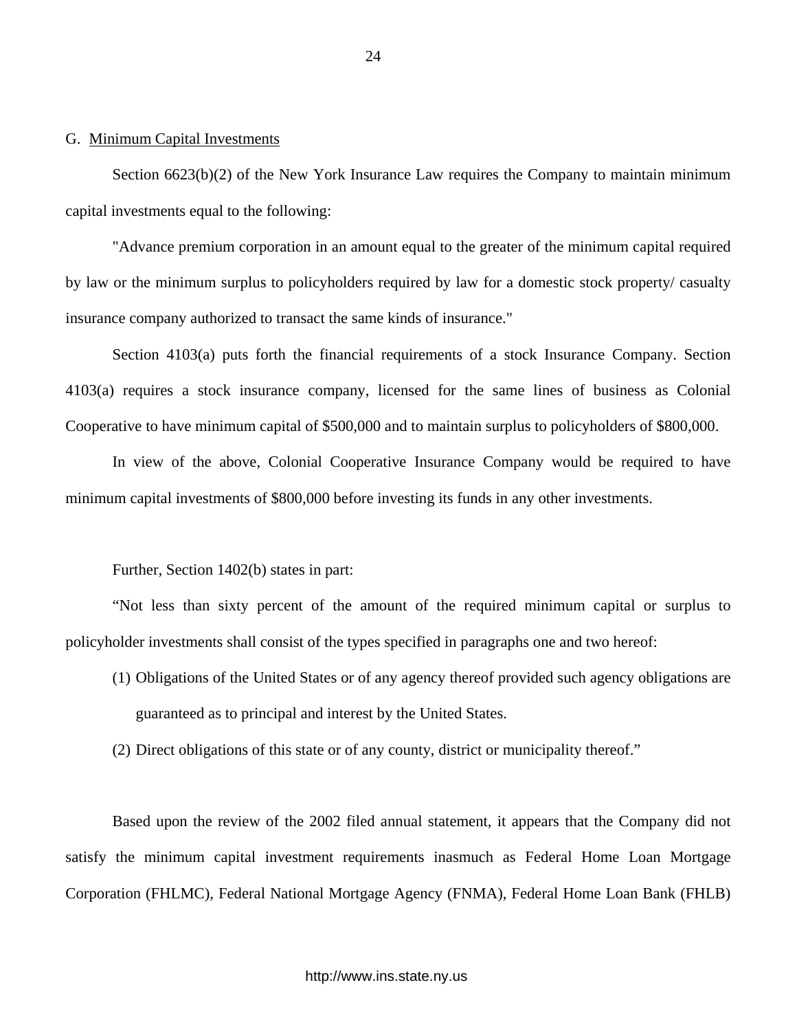G. Minimum Capital Investments

Section 6623(b)(2) of the New York Insurance Law requires the Company to maintain minimum capital investments equal to the following:

"Advance premium corporation in an amount equal to the greater of the minimum capital required by law or the minimum surplus to policyholders required by law for a domestic stock property/ casualty insurance company authorized to transact the same kinds of insurance."

Section 4103(a) puts forth the financial requirements of a stock Insurance Company. Section 4103(a) requires a stock insurance company, licensed for the same lines of business as Colonial Cooperative to have minimum capital of $500,000 and to maintain surplus to policyholders of $800,000.

In view of the above, Colonial Cooperative Insurance Company would be required to have minimum capital investments of $800,000 before investing its funds in any other investments.

Further, Section 1402(b) states in part:

"Not less than sixty percent of the amount of the required minimum capital or surplus to policyholder investments shall consist of the types specified in paragraphs one and two hereof:

(1) Obligations of the United States or of any agency thereof provided such agency obligations are guaranteed as to principal and interest by the United States.

(2) Direct obligations of this state or of any county, district or municipality thereof."

Based upon the review of the 2002 filed annual statement, it appears that the Company did not satisfy the minimum capital investment requirements inasmuch as Federal Home Loan Mortgage Corporation (FHLMC), Federal National Mortgage Agency (FNMA), Federal Home Loan Bank (FHLB)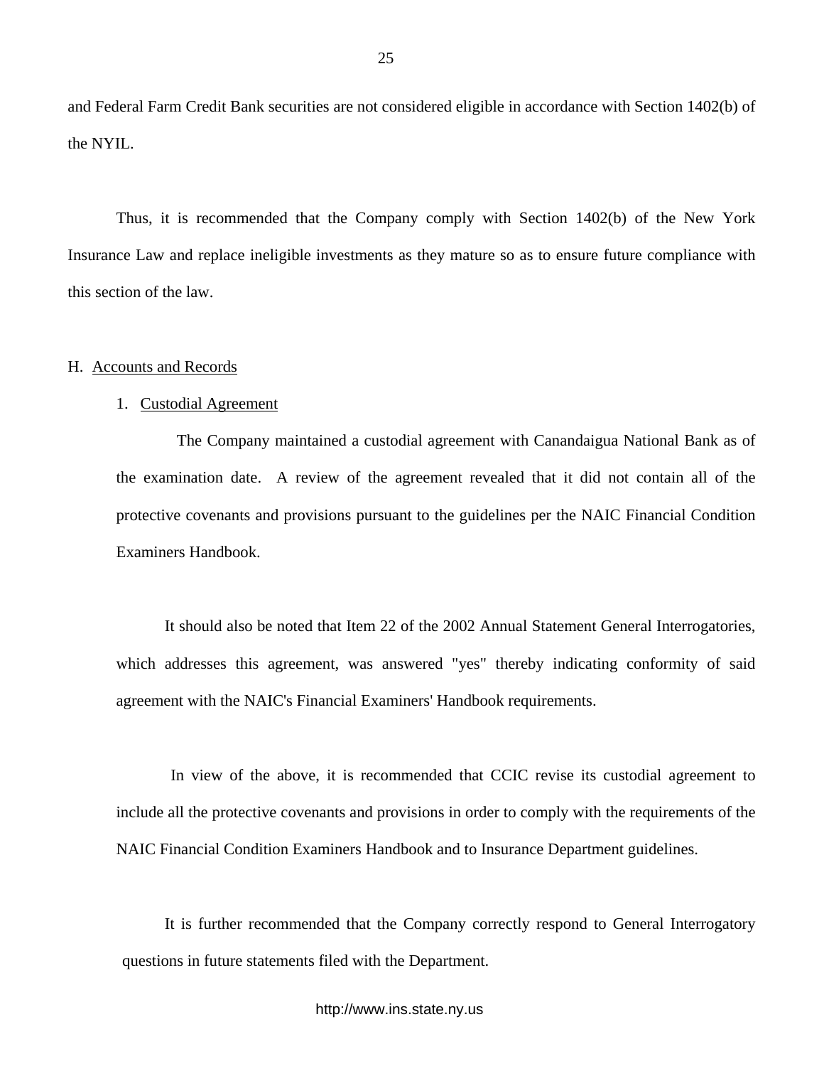and Federal Farm Credit Bank securities are not considered eligible in accordance with Section 1402(b) of the NYIL.

Thus, it is recommended that the Company comply with Section 1402(b) of the New York Insurance Law and replace ineligible investments as they mature so as to ensure future compliance with this section of the law.

H. Accounts and Records

1. Custodial Agreement

The Company maintained a custodial agreement with Canandaigua National Bank as of the examination date. A review of the agreement revealed that it did not contain all of the protective covenants and provisions pursuant to the guidelines per the NAIC Financial Condition Examiners Handbook.

It should also be noted that Item 22 of the 2002 Annual Statement General Interrogatories, which addresses this agreement, was answered "yes" thereby indicating conformity of said agreement with the NAIC's Financial Examiners' Handbook requirements.

In view of the above, it is recommended that CCIC revise its custodial agreement to include all the protective covenants and provisions in order to comply with the requirements of the NAIC Financial Condition Examiners Handbook and to Insurance Department guidelines.

It is further recommended that the Company correctly respond to General Interrogatory questions in future statements filed with the Department.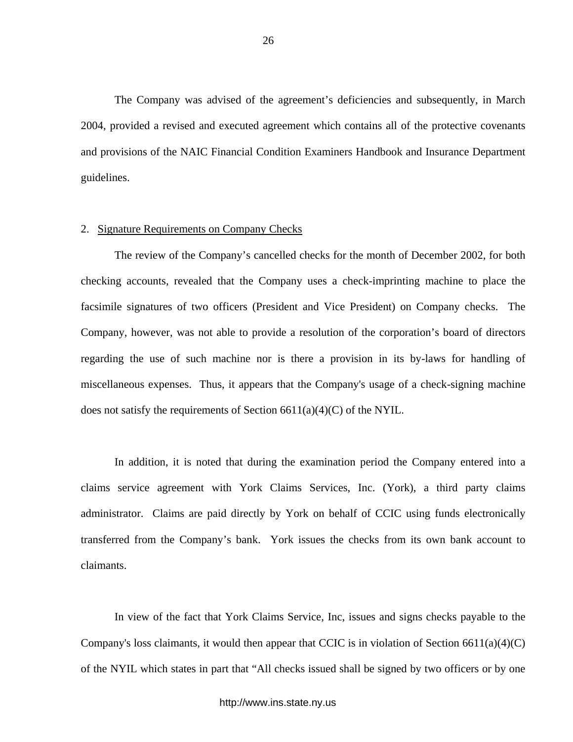The Company was advised of the agreement's deficiencies and subsequently, in March 2004, provided a revised and executed agreement which contains all of the protective covenants and provisions of the NAIC Financial Condition Examiners Handbook and Insurance Department guidelines.

2. Signature Requirements on Company Checks

The review of the Company's cancelled checks for the month of December 2002, for both checking accounts, revealed that the Company uses a check-imprinting machine to place the facsimile signatures of two officers (President and Vice President) on Company checks. The Company, however, was not able to provide a resolution of the corporation's board of directors regarding the use of such machine nor is there a provision in its by-laws for handling of miscellaneous expenses. Thus, it appears that the Company's usage of a check-signing machine does not satisfy the requirements of Section 6611(a)(4)(C) of the NYIL.

In addition, it is noted that during the examination period the Company entered into a claims service agreement with York Claims Services, Inc. (York), a third party claims administrator. Claims are paid directly by York on behalf of CCIC using funds electronically transferred from the Company's bank. York issues the checks from its own bank account to claimants.

In view of the fact that York Claims Service, Inc, issues and signs checks payable to the Company's loss claimants, it would then appear that CCIC is in violation of Section 6611(a)(4)(C) of the NYIL which states in part that "All checks issued shall be signed by two officers or by one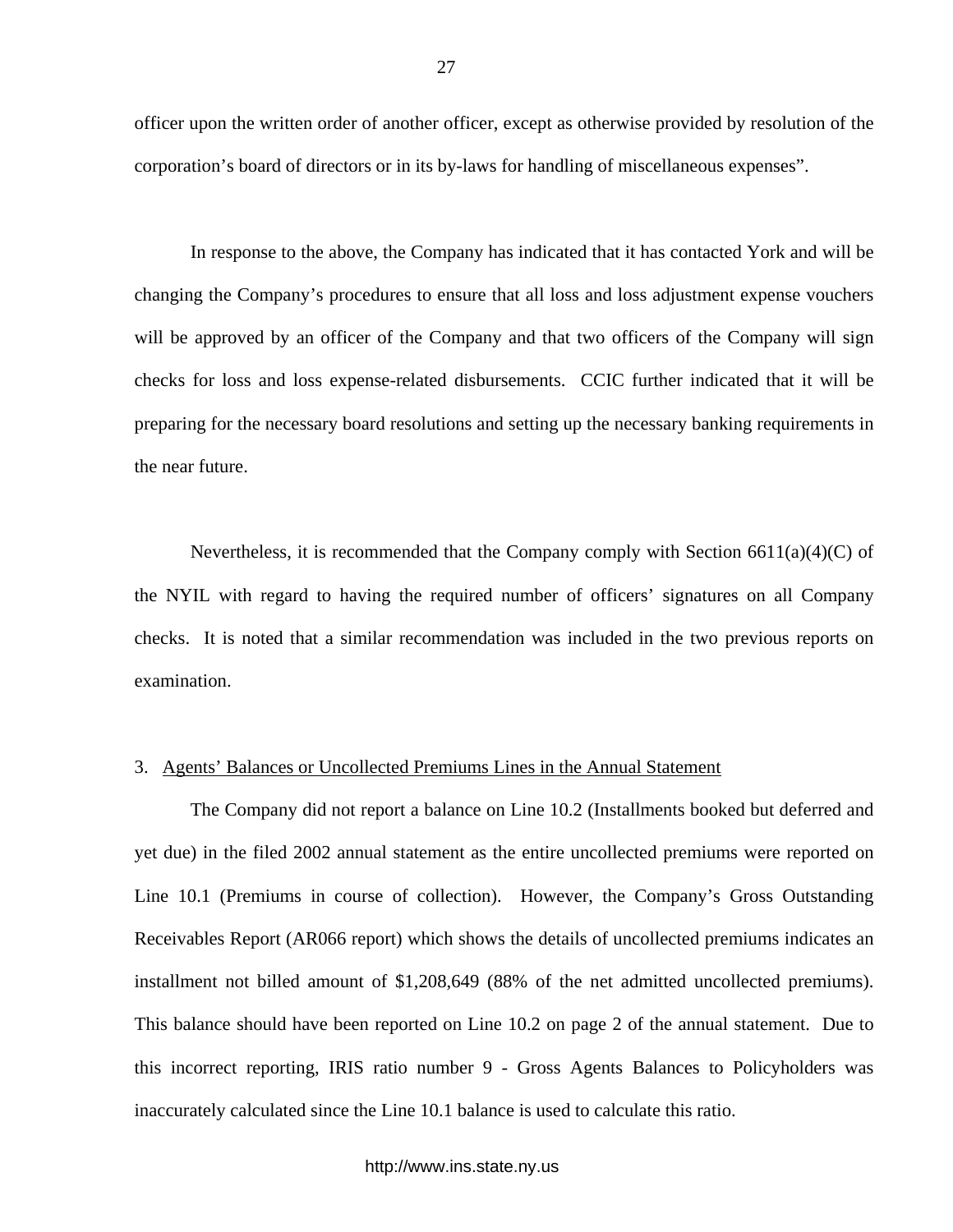officer upon the written order of another officer, except as otherwise provided by resolution of the corporation's board of directors or in its by-laws for handling of miscellaneous expenses".

In response to the above, the Company has indicated that it has contacted York and will be changing the Company's procedures to ensure that all loss and loss adjustment expense vouchers will be approved by an officer of the Company and that two officers of the Company will sign checks for loss and loss expense-related disbursements. CCIC further indicated that it will be preparing for the necessary board resolutions and setting up the necessary banking requirements in the near future.

Nevertheless, it is recommended that the Company comply with Section 6611(a)(4)(C) of the NYIL with regard to having the required number of officers' signatures on all Company checks. It is noted that a similar recommendation was included in the two previous reports on examination.

3. Agents' Balances or Uncollected Premiums Lines in the Annual Statement

The Company did not report a balance on Line 10.2 (Installments booked but deferred and yet due) in the filed 2002 annual statement as the entire uncollected premiums were reported on Line 10.1 (Premiums in course of collection). However, the Company's Gross Outstanding Receivables Report (AR066 report) which shows the details of uncollected premiums indicates an installment not billed amount of $1,208,649 (88% of the net admitted uncollected premiums). This balance should have been reported on Line 10.2 on page 2 of the annual statement. Due to this incorrect reporting, IRIS ratio number 9 - Gross Agents Balances to Policyholders was inaccurately calculated since the Line 10.1 balance is used to calculate this ratio.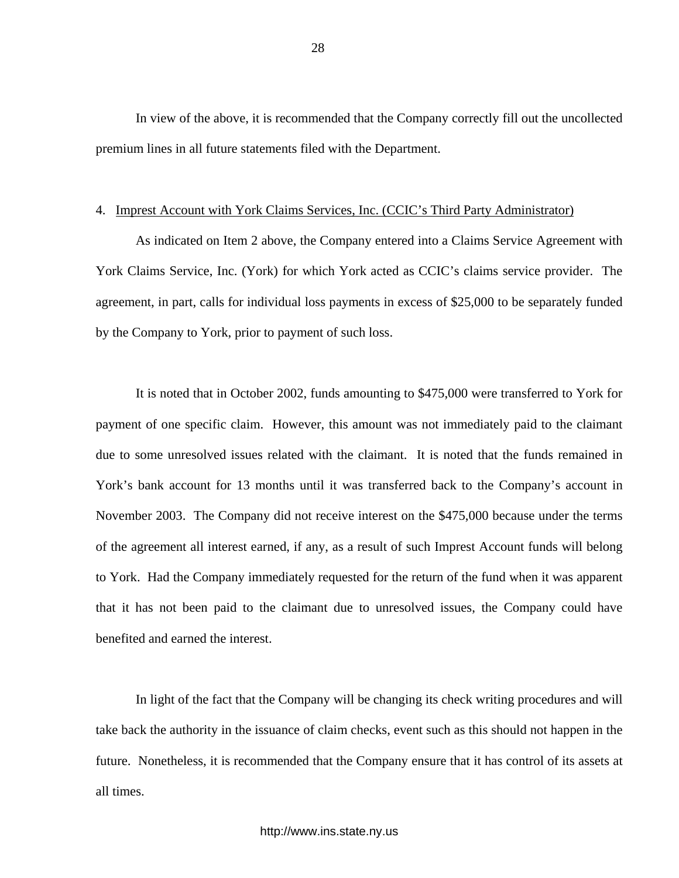In view of the above, it is recommended that the Company correctly fill out the uncollected premium lines in all future statements filed with the Department.

4. Imprest Account with York Claims Services, Inc. (CCIC's Third Party Administrator)

As indicated on Item 2 above, the Company entered into a Claims Service Agreement with York Claims Service, Inc. (York) for which York acted as CCIC's claims service provider. The agreement, in part, calls for individual loss payments in excess of $25,000 to be separately funded by the Company to York, prior to payment of such loss.

It is noted that in October 2002, funds amounting to $475,000 were transferred to York for payment of one specific claim. However, this amount was not immediately paid to the claimant due to some unresolved issues related with the claimant. It is noted that the funds remained in York's bank account for 13 months until it was transferred back to the Company's account in November 2003. The Company did not receive interest on the $475,000 because under the terms of the agreement all interest earned, if any, as a result of such Imprest Account funds will belong to York. Had the Company immediately requested for the return of the fund when it was apparent that it has not been paid to the claimant due to unresolved issues, the Company could have benefited and earned the interest.

In light of the fact that the Company will be changing its check writing procedures and will take back the authority in the issuance of claim checks, event such as this should not happen in the future. Nonetheless, it is recommended that the Company ensure that it has control of its assets at all times.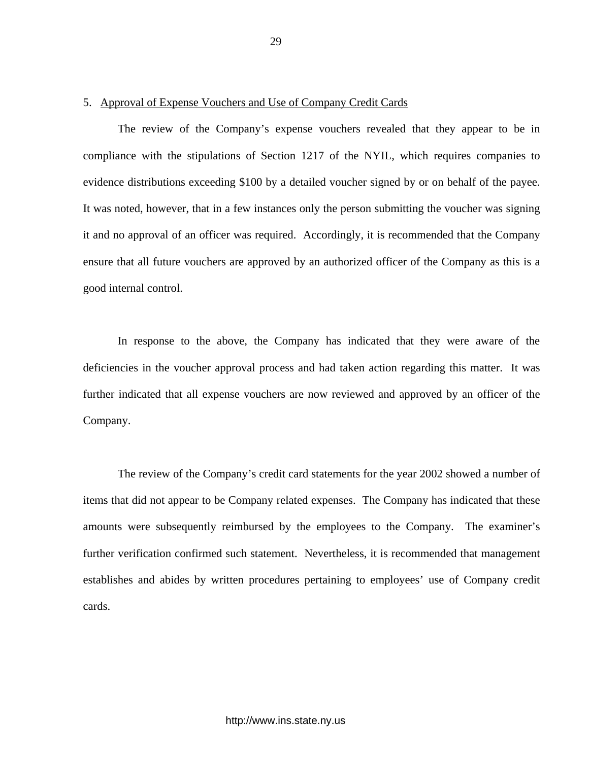5. <u>Approval of Expense Vouchers and Use of Company Credit Cards</u>

The review of the Company's expense vouchers revealed that they appear to be in compliance with the stipulations of Section 1217 of the NYIL, which requires companies to evidence distributions exceeding $100 by a detailed voucher signed by or on behalf of the payee. It was noted, however, that in a few instances only the person submitting the voucher was signing it and no approval of an officer was required. Accordingly, it is recommended that the Company ensure that all future vouchers are approved by an authorized officer of the Company as this is a good internal control.

In response to the above, the Company has indicated that they were aware of the deficiencies in the voucher approval process and had taken action regarding this matter. It was further indicated that all expense vouchers are now reviewed and approved by an officer of the Company.

The review of the Company's credit card statements for the year 2002 showed a number of items that did not appear to be Company related expenses. The Company has indicated that these amounts were subsequently reimbursed by the employees to the Company. The examiner's further verification confirmed such statement. Nevertheless, it is recommended that management establishes and abides by written procedures pertaining to employees' use of Company credit cards.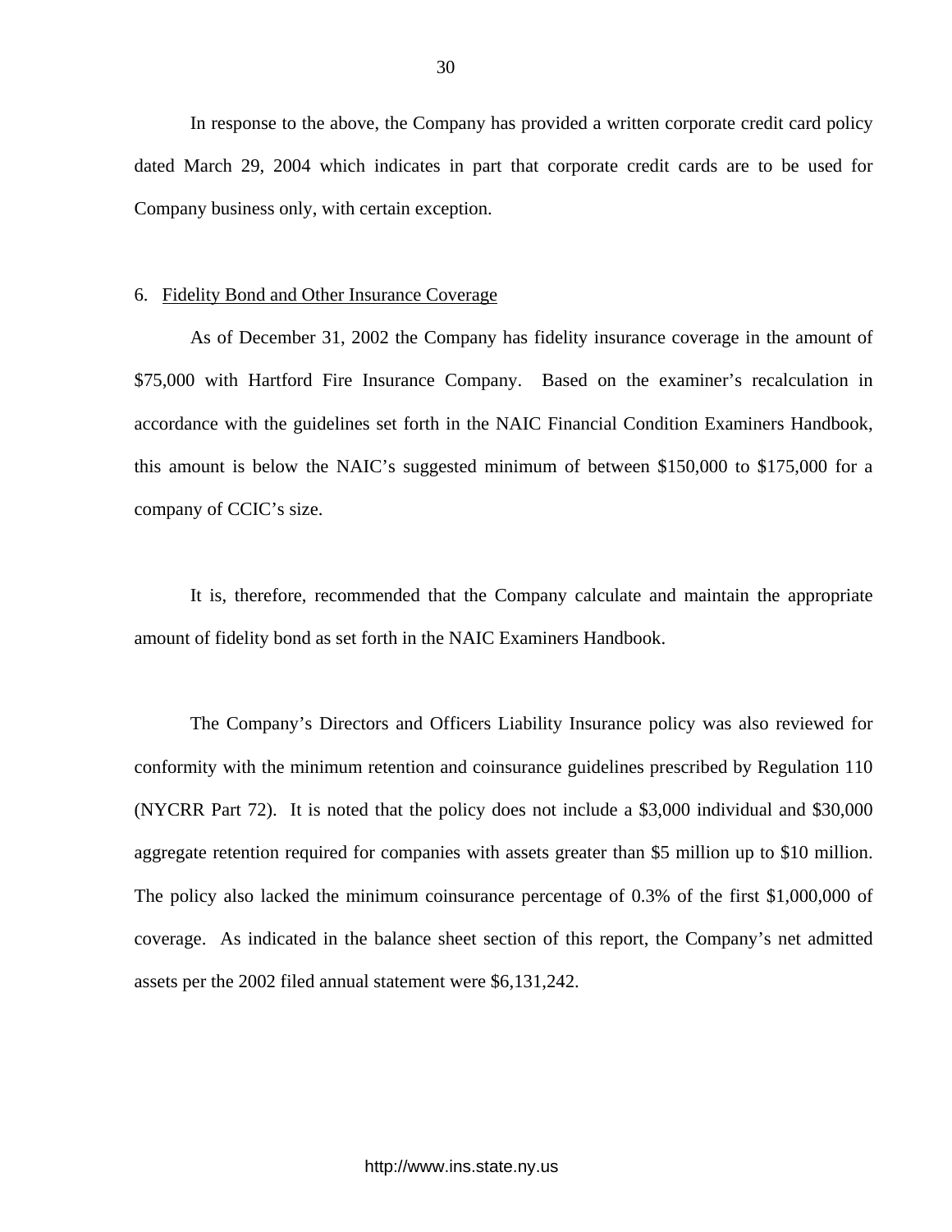In response to the above, the Company has provided a written corporate credit card policy dated March 29, 2004 which indicates in part that corporate credit cards are to be used for Company business only, with certain exception.

6. Fidelity Bond and Other Insurance Coverage

As of December 31, 2002 the Company has fidelity insurance coverage in the amount of $75,000 with Hartford Fire Insurance Company. Based on the examiner's recalculation in accordance with the guidelines set forth in the NAIC Financial Condition Examiners Handbook, this amount is below the NAIC's suggested minimum of between $150,000 to $175,000 for a company of CCIC's size.

It is, therefore, recommended that the Company calculate and maintain the appropriate amount of fidelity bond as set forth in the NAIC Examiners Handbook.

The Company's Directors and Officers Liability Insurance policy was also reviewed for conformity with the minimum retention and coinsurance guidelines prescribed by Regulation 110 (NYCRR Part 72). It is noted that the policy does not include a $3,000 individual and $30,000 aggregate retention required for companies with assets greater than $5 million up to $10 million. The policy also lacked the minimum coinsurance percentage of 0.3% of the first $1,000,000 of coverage. As indicated in the balance sheet section of this report, the Company's net admitted assets per the 2002 filed annual statement were $6,131,242.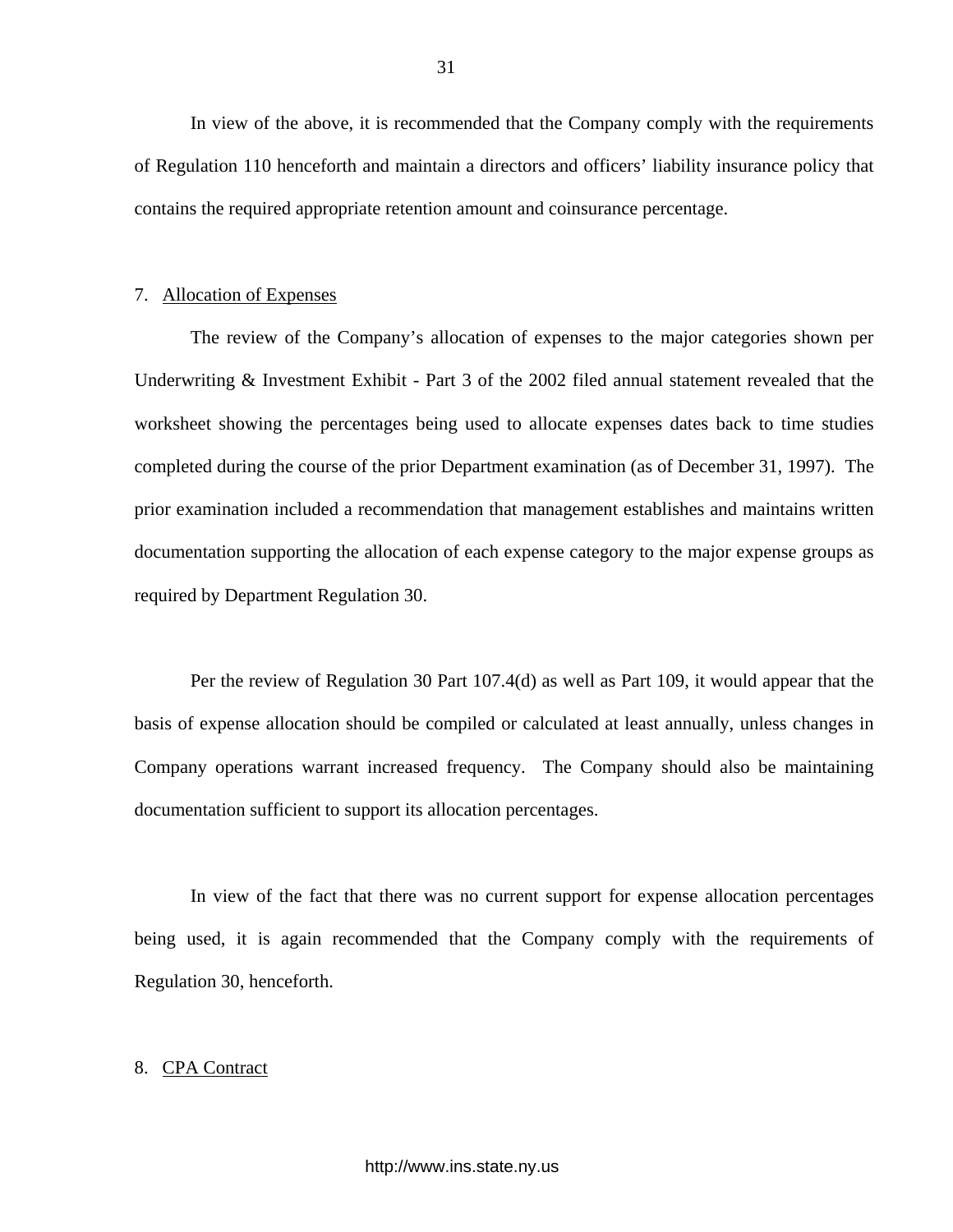In view of the above, it is recommended that the Company comply with the requirements of Regulation 110 henceforth and maintain a directors and officers' liability insurance policy that contains the required appropriate retention amount and coinsurance percentage.

7. Allocation of Expenses

The review of the Company's allocation of expenses to the major categories shown per Underwriting & Investment Exhibit - Part 3 of the 2002 filed annual statement revealed that the worksheet showing the percentages being used to allocate expenses dates back to time studies completed during the course of the prior Department examination (as of December 31, 1997). The prior examination included a recommendation that management establishes and maintains written documentation supporting the allocation of each expense category to the major expense groups as required by Department Regulation 30.

Per the review of Regulation 30 Part 107.4(d) as well as Part 109, it would appear that the basis of expense allocation should be compiled or calculated at least annually, unless changes in Company operations warrant increased frequency. The Company should also be maintaining documentation sufficient to support its allocation percentages.

In view of the fact that there was no current support for expense allocation percentages being used, it is again recommended that the Company comply with the requirements of Regulation 30, henceforth.

8. CPA Contract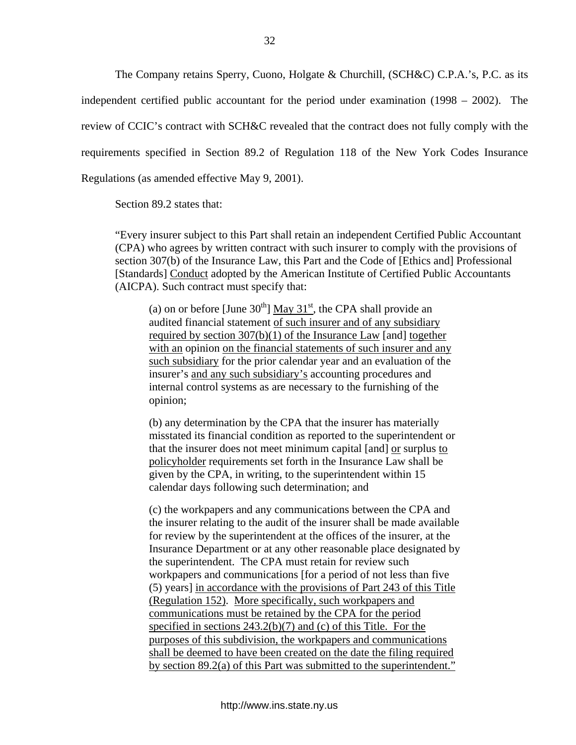The Company retains Sperry, Cuono, Holgate & Churchill, (SCH&C) C.P.A.'s, P.C. as its independent certified public accountant for the period under examination (1998 – 2002). The review of CCIC's contract with SCH&C revealed that the contract does not fully comply with the requirements specified in Section 89.2 of Regulation 118 of the New York Codes Insurance Regulations (as amended effective May 9, 2001).

Section 89.2 states that:

> "Every insurer subject to this Part shall retain an independent Certified Public Accountant (CPA) who agrees by written contract with such insurer to comply with the provisions of section 307(b) of the Insurance Law, this Part and the Code of [Ethics and] Professional [Standards] <u>Conduct</u> adopted by the American Institute of Certified Public Accountants (AICPA). Such contract must specify that:
>
> > (a) on or before [June 30th] <u>May 31st</u>, the CPA shall provide an audited financial statement <u>of such insurer and of any subsidiary required by section 307(b)(1) of the Insurance Law</u> [and] <u>together with an</u> opinion <u>on the financial statements of such insurer and any such subsidiary</u> for the prior calendar year and an evaluation of the insurer's <u>and any such subsidiary's</u> accounting procedures and internal control systems as are necessary to the furnishing of the opinion;
> >
> > (b) any determination by the CPA that the insurer has materially misstated its financial condition as reported to the superintendent or that the insurer does not meet minimum capital [and] <u>or</u> surplus <u>to policyholder</u> requirements set forth in the Insurance Law shall be given by the CPA, in writing, to the superintendent within 15 calendar days following such determination; and
> >
> > (c) the workpapers and any communications between the CPA and the insurer relating to the audit of the insurer shall be made available for review by the superintendent at the offices of the insurer, at the Insurance Department or at any other reasonable place designated by the superintendent. The CPA must retain for review such workpapers and communications [for a period of not less than five (5) years] <u>in accordance with the provisions of Part 243 of this Title (Regulation 152). More specifically, such workpapers and communications must be retained by the CPA for the period specified in sections 243.2(b)(7) and (c) of this Title. For the purposes of this subdivision, the workpapers and communications shall be deemed to have been created on the date the filing required by section 89.2(a) of this Part was submitted to the superintendent."</u>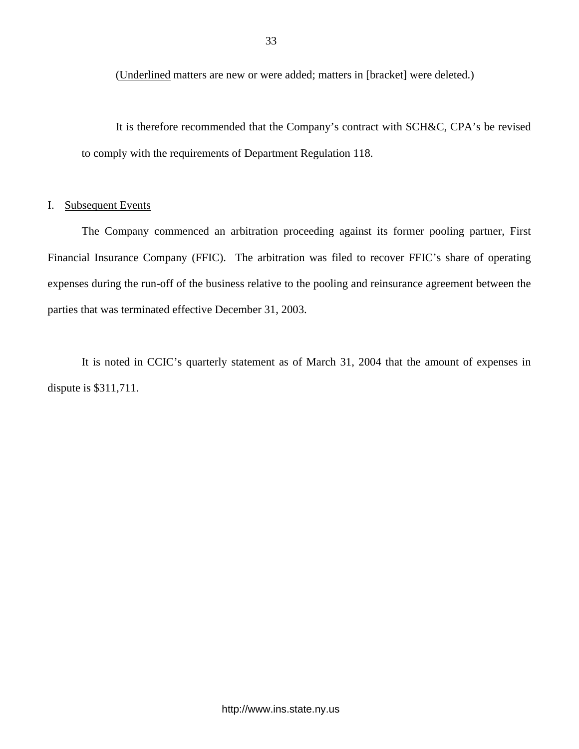(<u>Underlined</u> matters are new or were added; matters in [bracket] were deleted.)

It is therefore recommended that the Company's contract with SCH&C, CPA's be revised to comply with the requirements of Department Regulation 118.

## I. <u>Subsequent Events</u>

The Company commenced an arbitration proceeding against its former pooling partner, First Financial Insurance Company (FFIC). The arbitration was filed to recover FFIC's share of operating expenses during the run-off of the business relative to the pooling and reinsurance agreement between the parties that was terminated effective December 31, 2003.

It is noted in CCIC's quarterly statement as of March 31, 2004 that the amount of expenses in dispute is $311,711.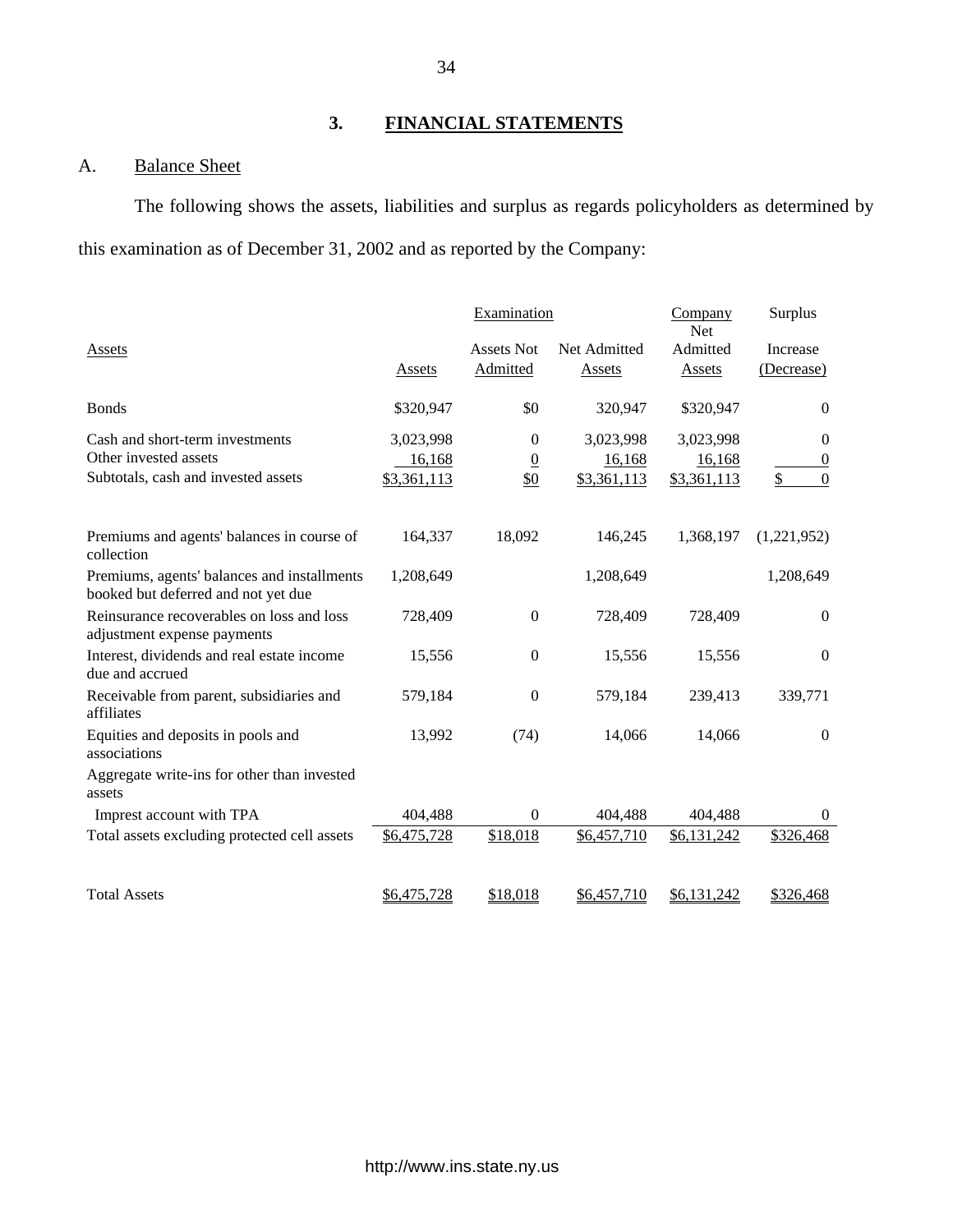## 3. FINANCIAL STATEMENTS

### A. Balance Sheet

The following shows the assets, liabilities and surplus as regards policyholders as determined by this examination as of December 31, 2002 and as reported by the Company:

| | Examination | | | Company | Surplus |
|---|---|---|---|---|---|
| Assets | Assets | Assets Not Admitted | Net Admitted Assets | Net Admitted Assets | Increase (Decrease) |
| Bonds | $320,947 | $0 | 320,947 | $320,947 | 0 |
| Cash and short-term investments | 3,023,998 | 0 | 3,023,998 | 3,023,998 | 0 |
| Other invested assets | 16,168 | 0 | 16,168 | 16,168 | 0 |
| Subtotals, cash and invested assets | $3,361,113 | $0 | $3,361,113 | $3,361,113 | $ 0 |
| Premiums and agents' balances in course of collection | 164,337 | 18,092 | 146,245 | 1,368,197 | (1,221,952) |
| Premiums, agents' balances and installments booked but deferred and not yet due | 1,208,649 | | 1,208,649 | | 1,208,649 |
| Reinsurance recoverables on loss and loss adjustment expense payments | 728,409 | 0 | 728,409 | 728,409 | 0 |
| Interest, dividends and real estate income due and accrued | 15,556 | 0 | 15,556 | 15,556 | 0 |
| Receivable from parent, subsidiaries and affiliates | 579,184 | 0 | 579,184 | 239,413 | 339,771 |
| Equities and deposits in pools and associations | 13,992 | (74) | 14,066 | 14,066 | 0 |
| Aggregate write-ins for other than invested assets | | | | | |
| Impress account with TPA | 404,488 | 0 | 404,488 | 404,488 | 0 |
| Total assets excluding protected cell assets | $6,475,728 | $18,018 | $6,457,710 | $6,131,242 | $326,468 |
| Total Assets | $6,475,728 | $18,018 | $6,457,710 | $6,131,242 | $326,468 |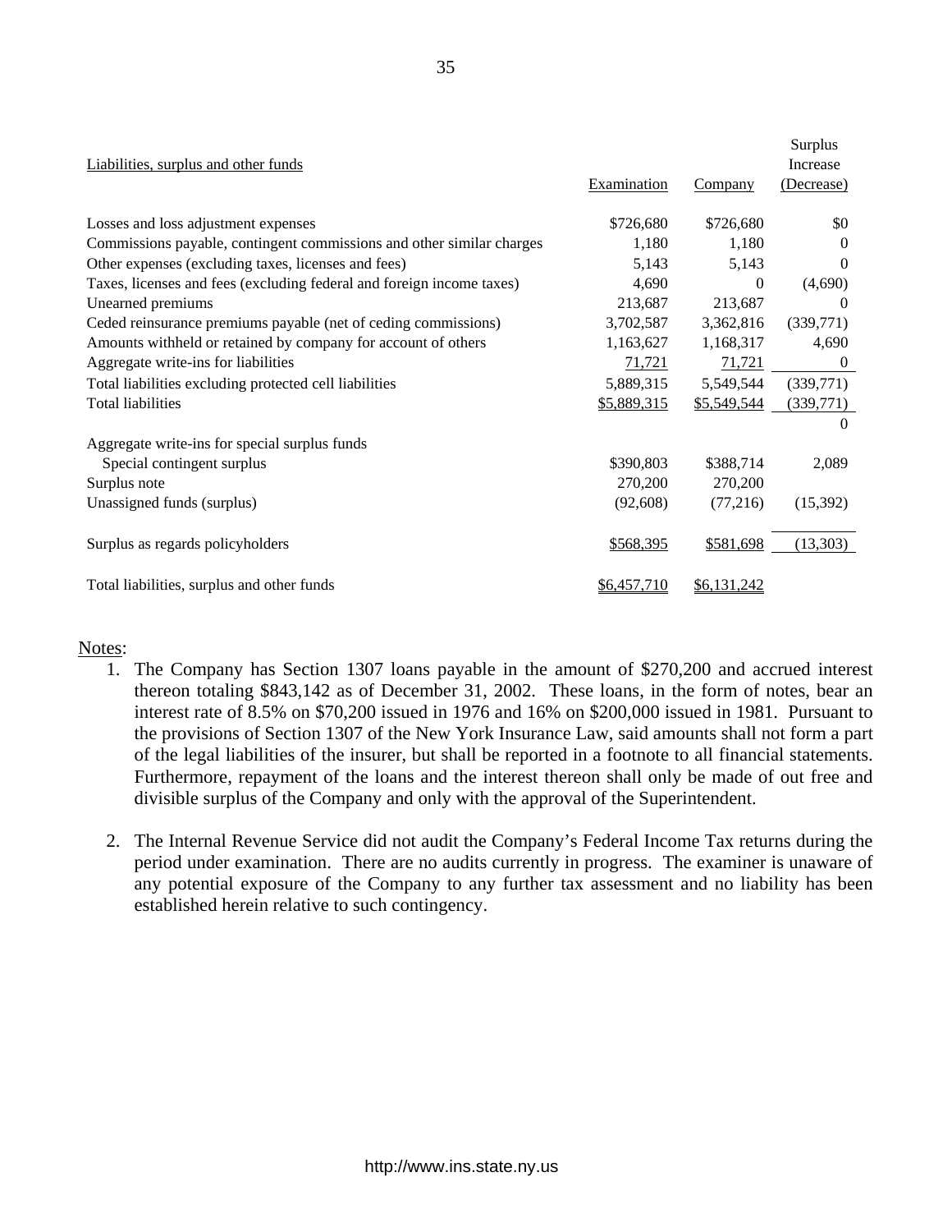| Liabilities, surplus and other funds | Examination | Company | Surplus Increase (Decrease) |
|---|---|---|---|
| Losses and loss adjustment expenses | $726,680 | $726,680 | $0 |
| Commissions payable, contingent commissions and other similar charges | 1,180 | 1,180 | 0 |
| Other expenses (excluding taxes, licenses and fees) | 5,143 | 5,143 | 0 |
| Taxes, licenses and fees (excluding federal and foreign income taxes) | 4,690 | 0 | (4,690) |
| Unearned premiums | 213,687 | 213,687 | 0 |
| Ceded reinsurance premiums payable (net of ceding commissions) | 3,702,587 | 3,362,816 | (339,771) |
| Amounts withheld or retained by company for account of others | 1,163,627 | 1,168,317 | 4,690 |
| Aggregate write-ins for liabilities | 71,721 | 71,721 | 0 |
| Total liabilities excluding protected cell liabilities | 5,889,315 | 5,549,544 | (339,771) |
| Total liabilities | $5,889,315 | $5,549,544 | (339,771) |
| | | | 0 |
| Aggregate write-ins for special surplus funds | | | |
| Special contingent surplus | $390,803 | $388,714 | 2,089 |
| Surplus note | 270,200 | 270,200 | |
| Unassigned funds (surplus) | (92,608) | (77,216) | (15,392) |
| Surplus as regards policyholders | $568,395 | $581,698 | (13,303) |
| Total liabilities, surplus and other funds | $6,457,710 | $6,131,242 | |

Notes:

1. The Company has Section 1307 loans payable in the amount of $270,200 and accrued interest thereon totaling $843,142 as of December 31, 2002. These loans, in the form of notes, bear an interest rate of 8.5% on $70,200 issued in 1976 and 16% on $200,000 issued in 1981. Pursuant to the provisions of Section 1307 of the New York Insurance Law, said amounts shall not form a part of the legal liabilities of the insurer, but shall be reported in a footnote to all financial statements. Furthermore, repayment of the loans and the interest thereon shall only be made of out free and divisible surplus of the Company and only with the approval of the Superintendent.

2. The Internal Revenue Service did not audit the Company's Federal Income Tax returns during the period under examination. There are no audits currently in progress. The examiner is unaware of any potential exposure of the Company to any further tax assessment and no liability has been established herein relative to such contingency.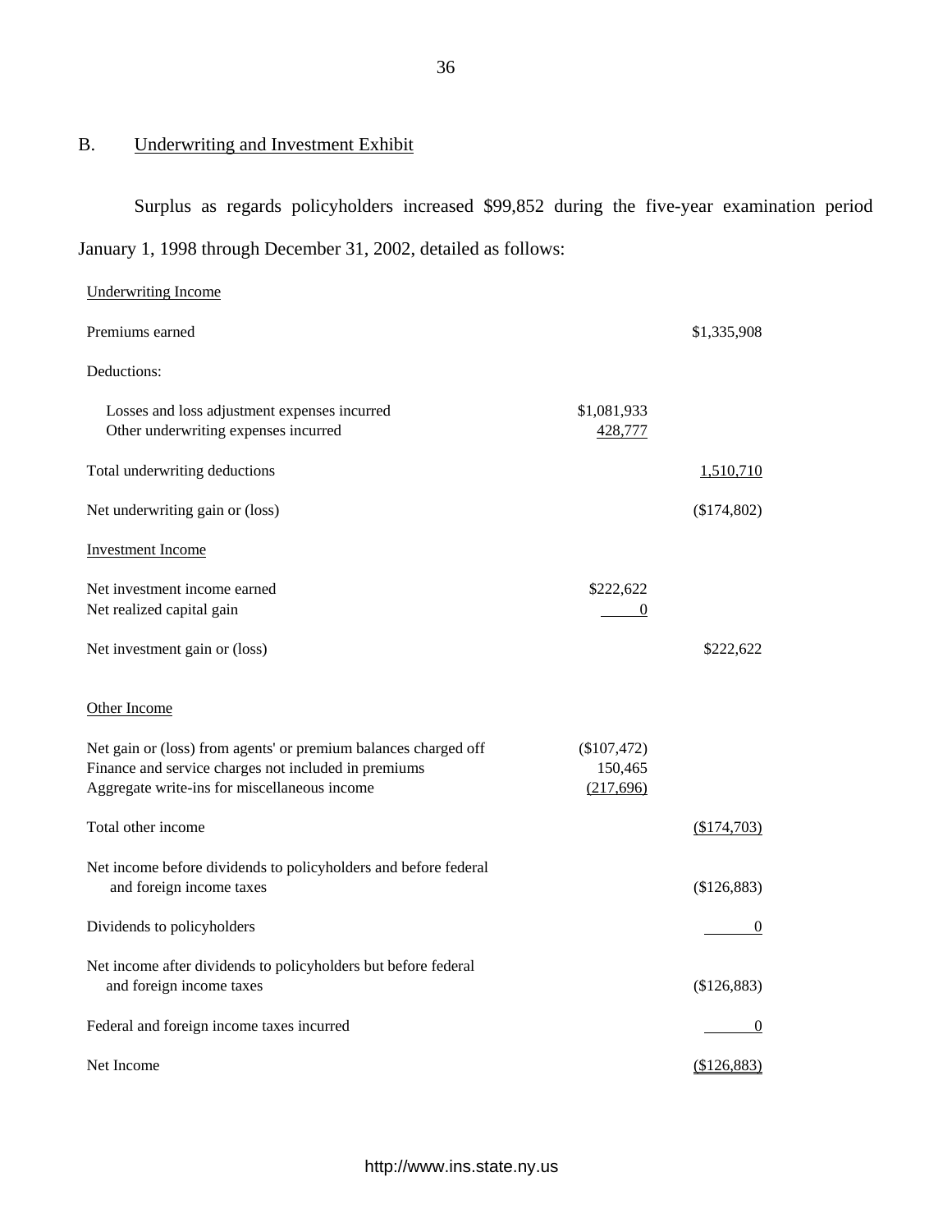## B. Underwriting and Investment Exhibit

Surplus as regards policyholders increased $99,852 during the five-year examination period January 1, 1998 through December 31, 2002, detailed as follows:

| | | |
|---|---|---|
| Underwriting Income | | |
| Premiums earned | | $1,335,908 |
| Deductions: | | |
| Losses and loss adjustment expenses incurred | $1,081,933 | |
| Other underwriting expenses incurred | 428,777 | |
| Total underwriting deductions | | 1,510,710 |
| Net underwriting gain or (loss) | | ($174,802) |
| Investment Income | | |
| Net investment income earned | $222,622 | |
| Net realized capital gain | 0 | |
| Net investment gain or (loss) | | $222,622 |
| Other Income | | |
| Net gain or (loss) from agents' or premium balances charged off | ($107,472) | |
| Finance and service charges not included in premiums | 150,465 | |
| Aggregate write-ins for miscellaneous income | (217,696) | |
| Total other income | | ($174,703) |
| Net income before dividends to policyholders and before federal and foreign income taxes | | ($126,883) |
| Dividends to policyholders | | 0 |
| Net income after dividends to policyholders but before federal and foreign income taxes | | ($126,883) |
| Federal and foreign income taxes incurred | | 0 |
| Net Income | | ($126,883) |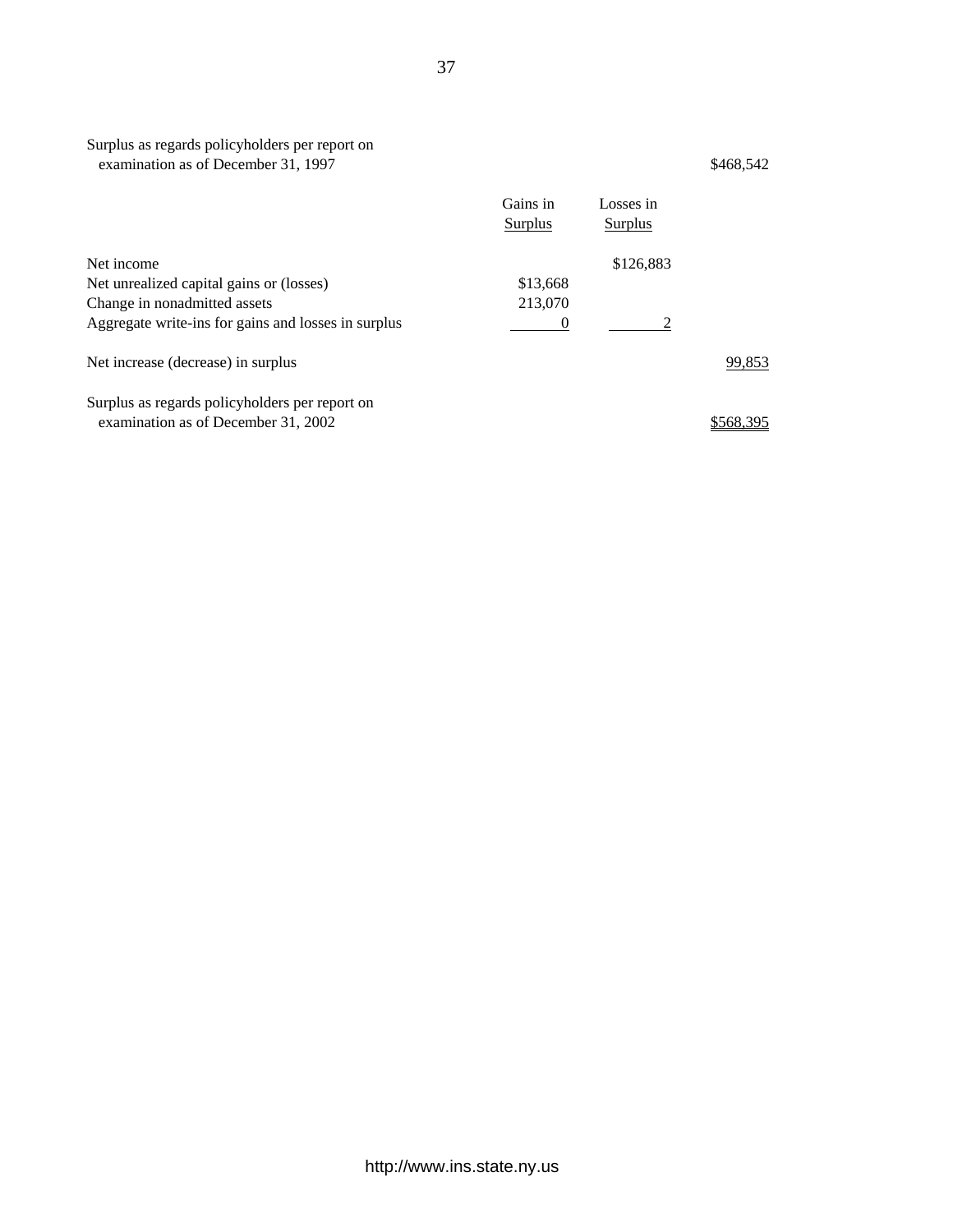| | Gains in Surplus | Losses in Surplus | |
|---|---|---|---|
| Surplus as regards policyholders per report on examination as of December 31, 1997 | | | $468,542 |
| Net income | | $126,883 | |
| Net unrealized capital gains or (losses) | $13,668 | | |
| Change in nonadmitted assets | 213,070 | | |
| Aggregate write-ins for gains and losses in surplus | 0 | 2 | |
| Net increase (decrease) in surplus | | | 99,853 |
| Surplus as regards policyholders per report on examination as of December 31, 2002 | | | $568,395 |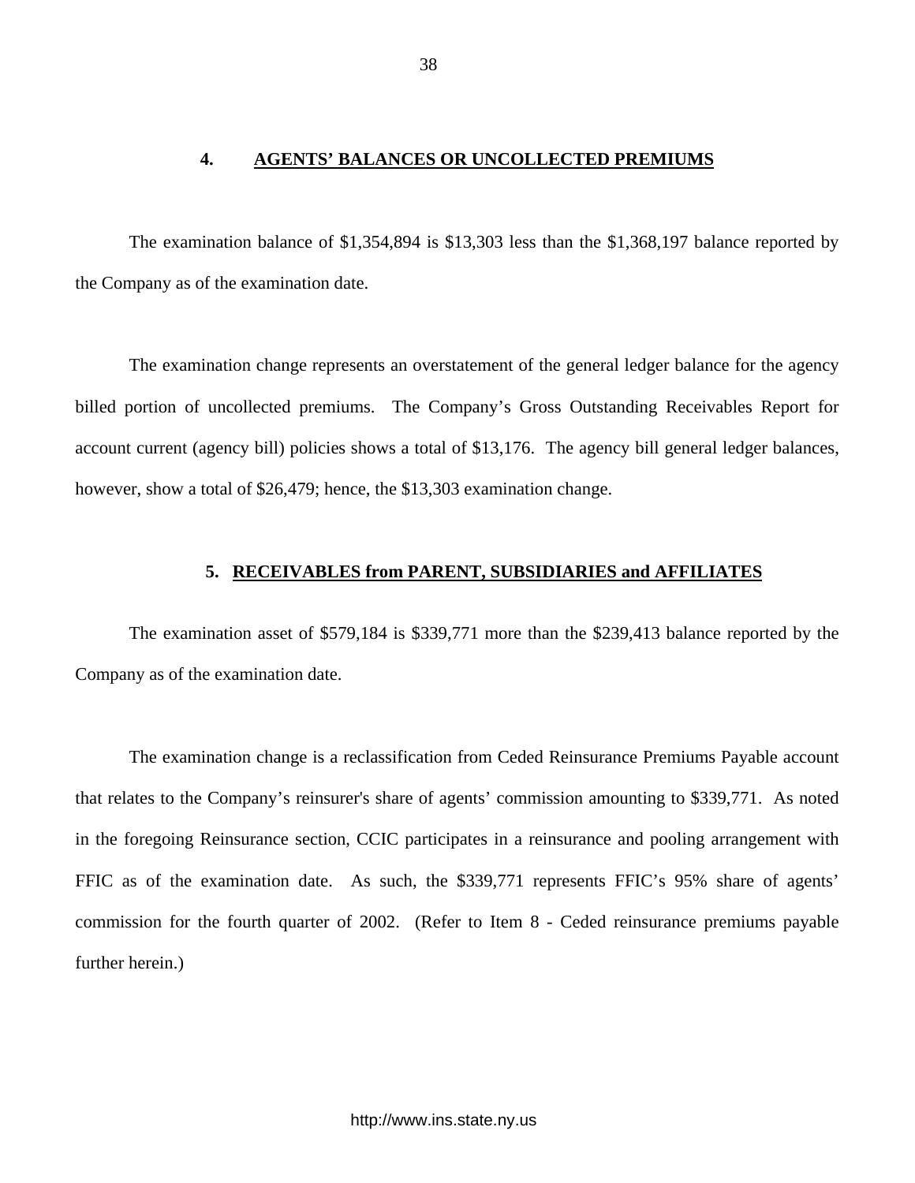## 4. AGENTS' BALANCES OR UNCOLLECTED PREMIUMS

The examination balance of $1,354,894 is $13,303 less than the $1,368,197 balance reported by the Company as of the examination date.

The examination change represents an overstatement of the general ledger balance for the agency billed portion of uncollected premiums. The Company's Gross Outstanding Receivables Report for account current (agency bill) policies shows a total of $13,176. The agency bill general ledger balances, however, show a total of $26,479; hence, the $13,303 examination change.

## 5. RECEIVABLES from PARENT, SUBSIDIARIES and AFFILIATES

The examination asset of $579,184 is $339,771 more than the $239,413 balance reported by the Company as of the examination date.

The examination change is a reclassification from Ceded Reinsurance Premiums Payable account that relates to the Company's reinsurer's share of agents' commission amounting to $339,771. As noted in the foregoing Reinsurance section, CCIC participates in a reinsurance and pooling arrangement with FFIC as of the examination date. As such, the $339,771 represents FFIC's 95% share of agents' commission for the fourth quarter of 2002. (Refer to Item 8 - Ceded reinsurance premiums payable further herein.)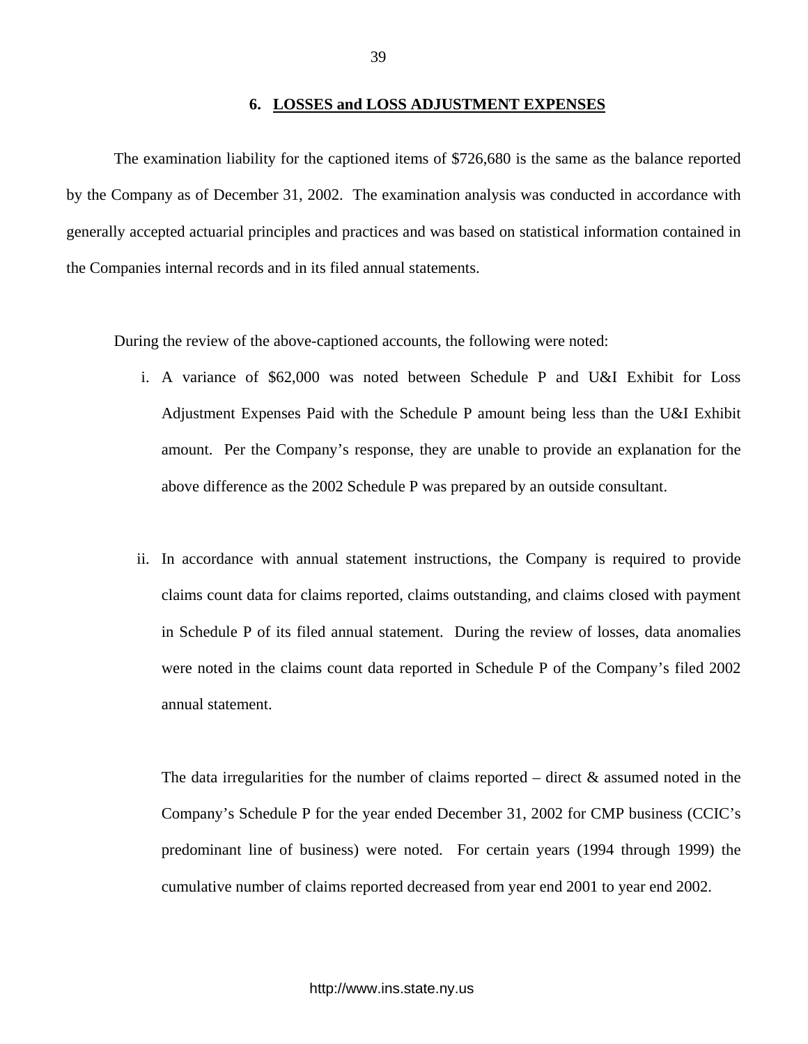## 6. LOSSES and LOSS ADJUSTMENT EXPENSES

The examination liability for the captioned items of $726,680 is the same as the balance reported by the Company as of December 31, 2002. The examination analysis was conducted in accordance with generally accepted actuarial principles and practices and was based on statistical information contained in the Companies internal records and in its filed annual statements.

During the review of the above-captioned accounts, the following were noted:

i. A variance of $62,000 was noted between Schedule P and U&I Exhibit for Loss Adjustment Expenses Paid with the Schedule P amount being less than the U&I Exhibit amount. Per the Company's response, they are unable to provide an explanation for the above difference as the 2002 Schedule P was prepared by an outside consultant.

ii. In accordance with annual statement instructions, the Company is required to provide claims count data for claims reported, claims outstanding, and claims closed with payment in Schedule P of its filed annual statement. During the review of losses, data anomalies were noted in the claims count data reported in Schedule P of the Company's filed 2002 annual statement.

   The data irregularities for the number of claims reported – direct & assumed noted in the Company's Schedule P for the year ended December 31, 2002 for CMP business (CCIC's predominant line of business) were noted. For certain years (1994 through 1999) the cumulative number of claims reported decreased from year end 2001 to year end 2002.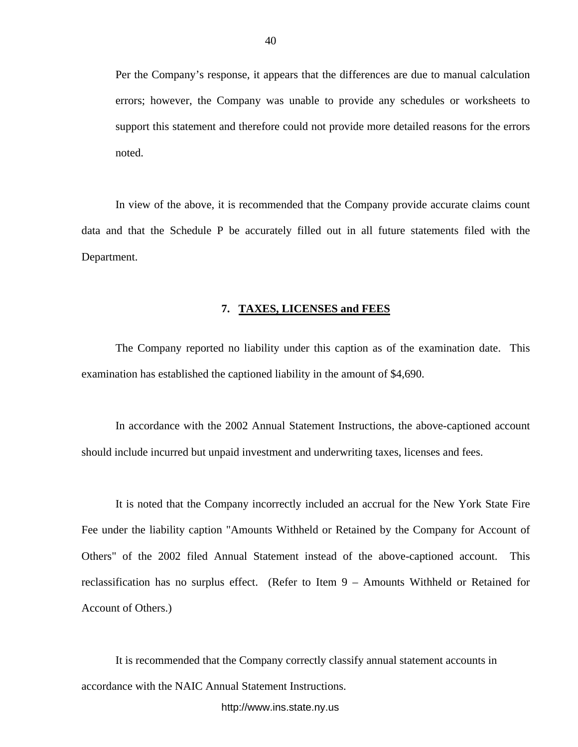Per the Company's response, it appears that the differences are due to manual calculation errors; however, the Company was unable to provide any schedules or worksheets to support this statement and therefore could not provide more detailed reasons for the errors noted.

In view of the above, it is recommended that the Company provide accurate claims count data and that the Schedule P be accurately filled out in all future statements filed with the Department.

## 7. TAXES, LICENSES and FEES

The Company reported no liability under this caption as of the examination date. This examination has established the captioned liability in the amount of $4,690.

In accordance with the 2002 Annual Statement Instructions, the above-captioned account should include incurred but unpaid investment and underwriting taxes, licenses and fees.

It is noted that the Company incorrectly included an accrual for the New York State Fire Fee under the liability caption "Amounts Withheld or Retained by the Company for Account of Others" of the 2002 filed Annual Statement instead of the above-captioned account. This reclassification has no surplus effect. (Refer to Item 9 – Amounts Withheld or Retained for Account of Others.)

It is recommended that the Company correctly classify annual statement accounts in accordance with the NAIC Annual Statement Instructions.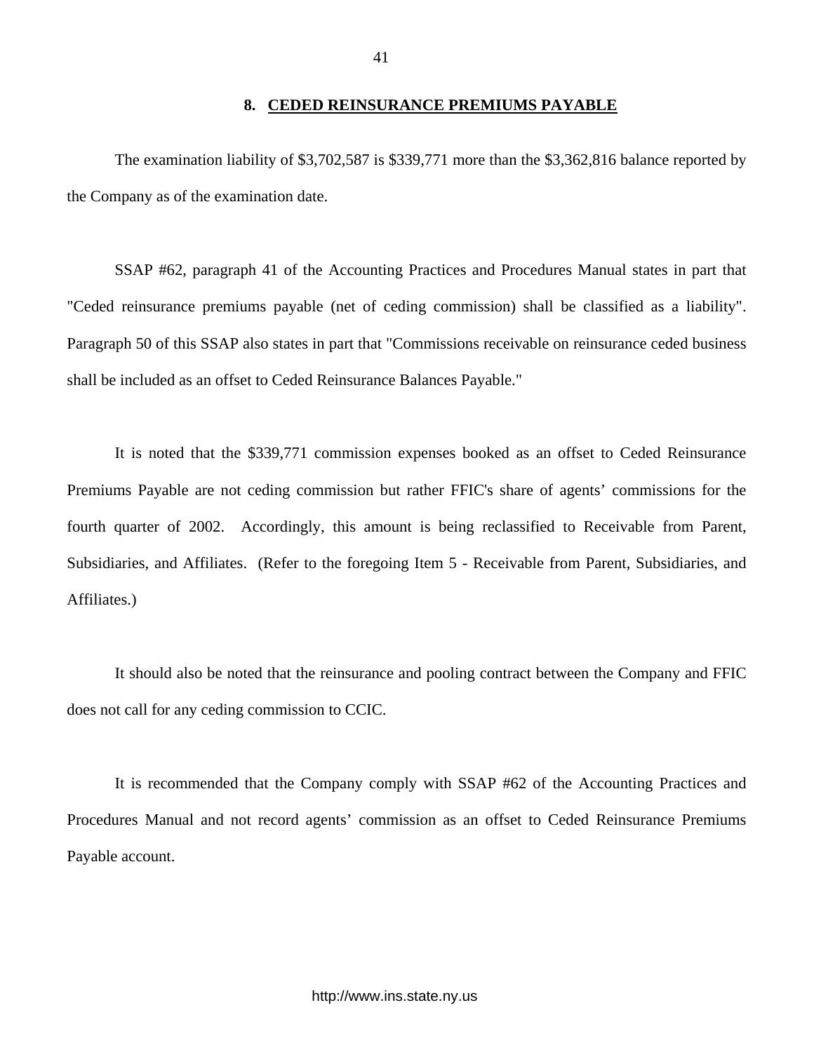## 8. CEDED REINSURANCE PREMIUMS PAYABLE

The examination liability of $3,702,587 is $339,771 more than the $3,362,816 balance reported by the Company as of the examination date.

SSAP #62, paragraph 41 of the Accounting Practices and Procedures Manual states in part that "Ceded reinsurance premiums payable (net of ceding commission) shall be classified as a liability". Paragraph 50 of this SSAP also states in part that "Commissions receivable on reinsurance ceded business shall be included as an offset to Ceded Reinsurance Balances Payable."

It is noted that the $339,771 commission expenses booked as an offset to Ceded Reinsurance Premiums Payable are not ceding commission but rather FFIC's share of agents' commissions for the fourth quarter of 2002. Accordingly, this amount is being reclassified to Receivable from Parent, Subsidiaries, and Affiliates. (Refer to the foregoing Item 5 - Receivable from Parent, Subsidiaries, and Affiliates.)

It should also be noted that the reinsurance and pooling contract between the Company and FFIC does not call for any ceding commission to CCIC.

It is recommended that the Company comply with SSAP #62 of the Accounting Practices and Procedures Manual and not record agents' commission as an offset to Ceded Reinsurance Premiums Payable account.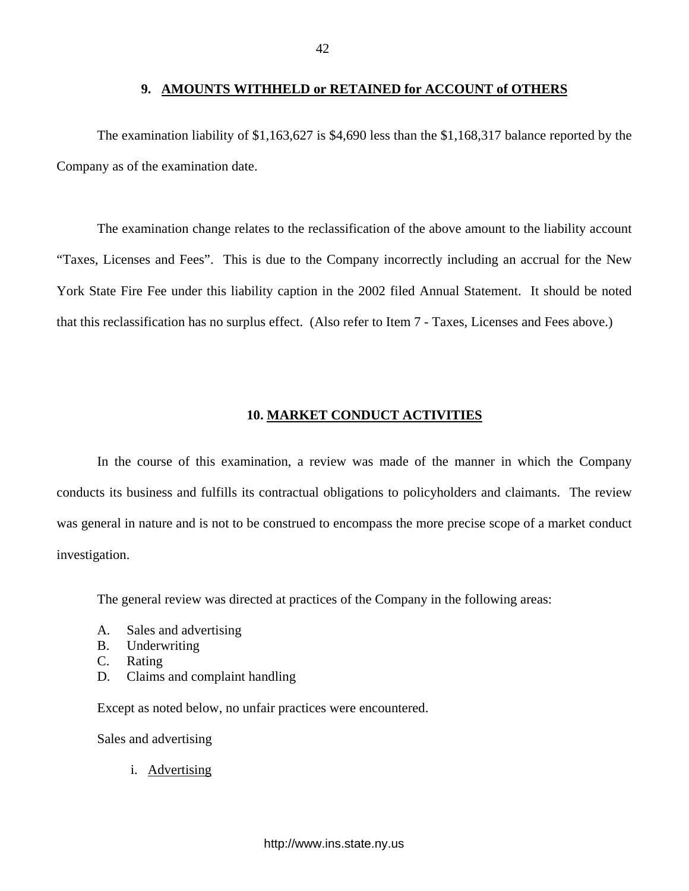## 9. AMOUNTS WITHHELD or RETAINED for ACCOUNT of OTHERS

The examination liability of $1,163,627 is $4,690 less than the $1,168,317 balance reported by the Company as of the examination date.

The examination change relates to the reclassification of the above amount to the liability account "Taxes, Licenses and Fees". This is due to the Company incorrectly including an accrual for the New York State Fire Fee under this liability caption in the 2002 filed Annual Statement. It should be noted that this reclassification has no surplus effect. (Also refer to Item 7 - Taxes, Licenses and Fees above.)

## 10. MARKET CONDUCT ACTIVITIES

In the course of this examination, a review was made of the manner in which the Company conducts its business and fulfills its contractual obligations to policyholders and claimants. The review was general in nature and is not to be construed to encompass the more precise scope of a market conduct investigation.

The general review was directed at practices of the Company in the following areas:

A. Sales and advertising
B. Underwriting
C. Rating
D. Claims and complaint handling

Except as noted below, no unfair practices were encountered.

Sales and advertising

i. Advertising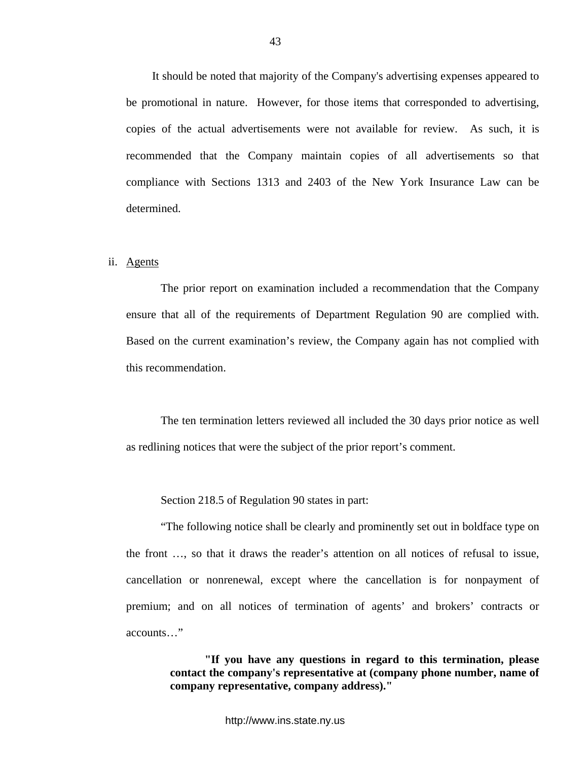It should be noted that majority of the Company's advertising expenses appeared to be promotional in nature. However, for those items that corresponded to advertising, copies of the actual advertisements were not available for review. As such, it is recommended that the Company maintain copies of all advertisements so that compliance with Sections 1313 and 2403 of the New York Insurance Law can be determined.

ii. Agents

The prior report on examination included a recommendation that the Company ensure that all of the requirements of Department Regulation 90 are complied with. Based on the current examination's review, the Company again has not complied with this recommendation.

The ten termination letters reviewed all included the 30 days prior notice as well as redlining notices that were the subject of the prior report's comment.

Section 218.5 of Regulation 90 states in part:

"The following notice shall be clearly and prominently set out in boldface type on the front …, so that it draws the reader's attention on all notices of refusal to issue, cancellation or nonrenewal, except where the cancellation is for nonpayment of premium; and on all notices of termination of agents' and brokers' contracts or accounts…"

> **"If you have any questions in regard to this termination, please contact the company's representative at (company phone number, name of company representative, company address)."**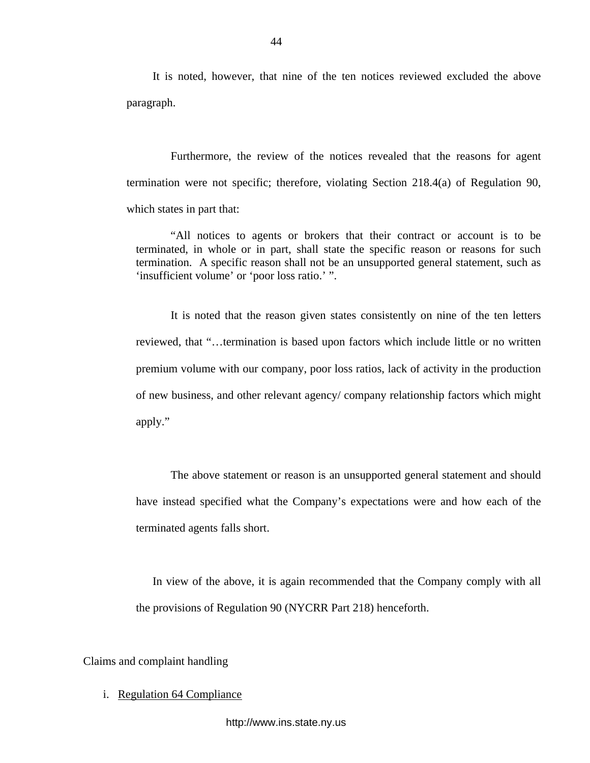It is noted, however, that nine of the ten notices reviewed excluded the above paragraph.

Furthermore, the review of the notices revealed that the reasons for agent termination were not specific; therefore, violating Section 218.4(a) of Regulation 90, which states in part that:

> "All notices to agents or brokers that their contract or account is to be terminated, in whole or in part, shall state the specific reason or reasons for such termination. A specific reason shall not be an unsupported general statement, such as 'insufficient volume' or 'poor loss ratio.' ".

It is noted that the reason given states consistently on nine of the ten letters reviewed, that "…termination is based upon factors which include little or no written premium volume with our company, poor loss ratios, lack of activity in the production of new business, and other relevant agency/ company relationship factors which might apply."

The above statement or reason is an unsupported general statement and should have instead specified what the Company's expectations were and how each of the terminated agents falls short.

In view of the above, it is again recommended that the Company comply with all the provisions of Regulation 90 (NYCRR Part 218) henceforth.

Claims and complaint handling

i. Regulation 64 Compliance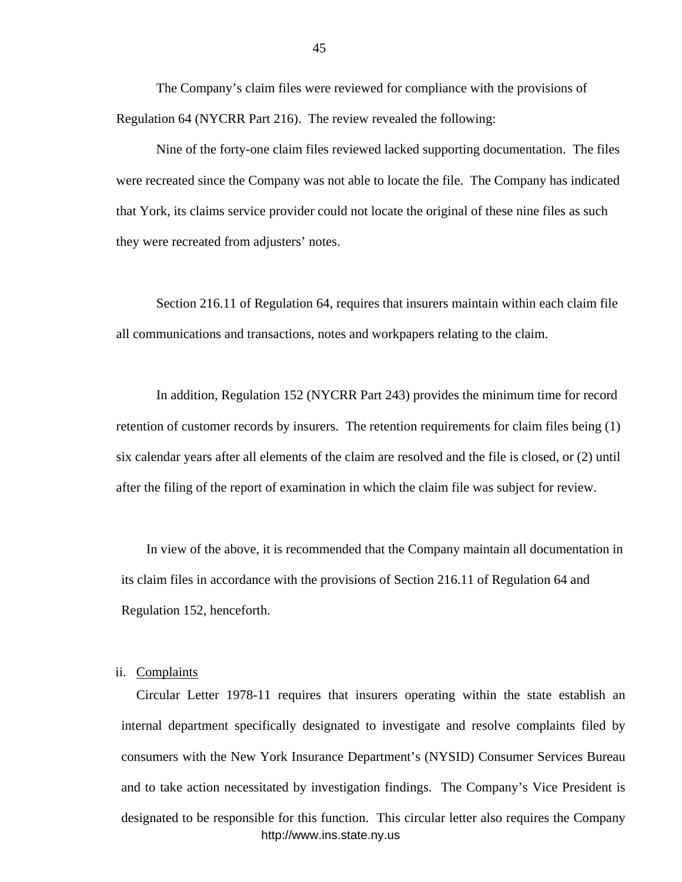The Company's claim files were reviewed for compliance with the provisions of Regulation 64 (NYCRR Part 216). The review revealed the following:

Nine of the forty-one claim files reviewed lacked supporting documentation. The files were recreated since the Company was not able to locate the file. The Company has indicated that York, its claims service provider could not locate the original of these nine files as such they were recreated from adjusters' notes.

Section 216.11 of Regulation 64, requires that insurers maintain within each claim file all communications and transactions, notes and workpapers relating to the claim.

In addition, Regulation 152 (NYCRR Part 243) provides the minimum time for record retention of customer records by insurers. The retention requirements for claim files being (1) six calendar years after all elements of the claim are resolved and the file is closed, or (2) until after the filing of the report of examination in which the claim file was subject for review.

In view of the above, it is recommended that the Company maintain all documentation in its claim files in accordance with the provisions of Section 216.11 of Regulation 64 and Regulation 152, henceforth.

ii. Complaints

Circular Letter 1978-11 requires that insurers operating within the state establish an internal department specifically designated to investigate and resolve complaints filed by consumers with the New York Insurance Department's (NYSID) Consumer Services Bureau and to take action necessitated by investigation findings. The Company's Vice President is designated to be responsible for this function. This circular letter also requires the Company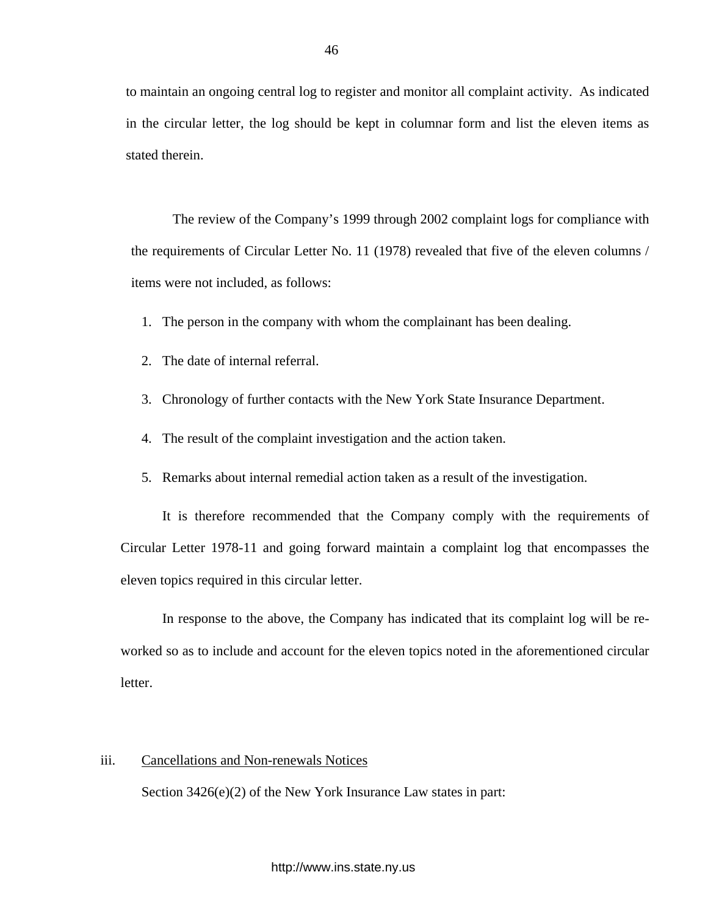to maintain an ongoing central log to register and monitor all complaint activity. As indicated in the circular letter, the log should be kept in columnar form and list the eleven items as stated therein.

The review of the Company's 1999 through 2002 complaint logs for compliance with the requirements of Circular Letter No. 11 (1978) revealed that five of the eleven columns / items were not included, as follows:

1. The person in the company with whom the complainant has been dealing.
2. The date of internal referral.
3. Chronology of further contacts with the New York State Insurance Department.
4. The result of the complaint investigation and the action taken.
5. Remarks about internal remedial action taken as a result of the investigation.

It is therefore recommended that the Company comply with the requirements of Circular Letter 1978-11 and going forward maintain a complaint log that encompasses the eleven topics required in this circular letter.

In response to the above, the Company has indicated that its complaint log will be re-worked so as to include and account for the eleven topics noted in the aforementioned circular letter.

iii. Cancellations and Non-renewals Notices

Section 3426(e)(2) of the New York Insurance Law states in part: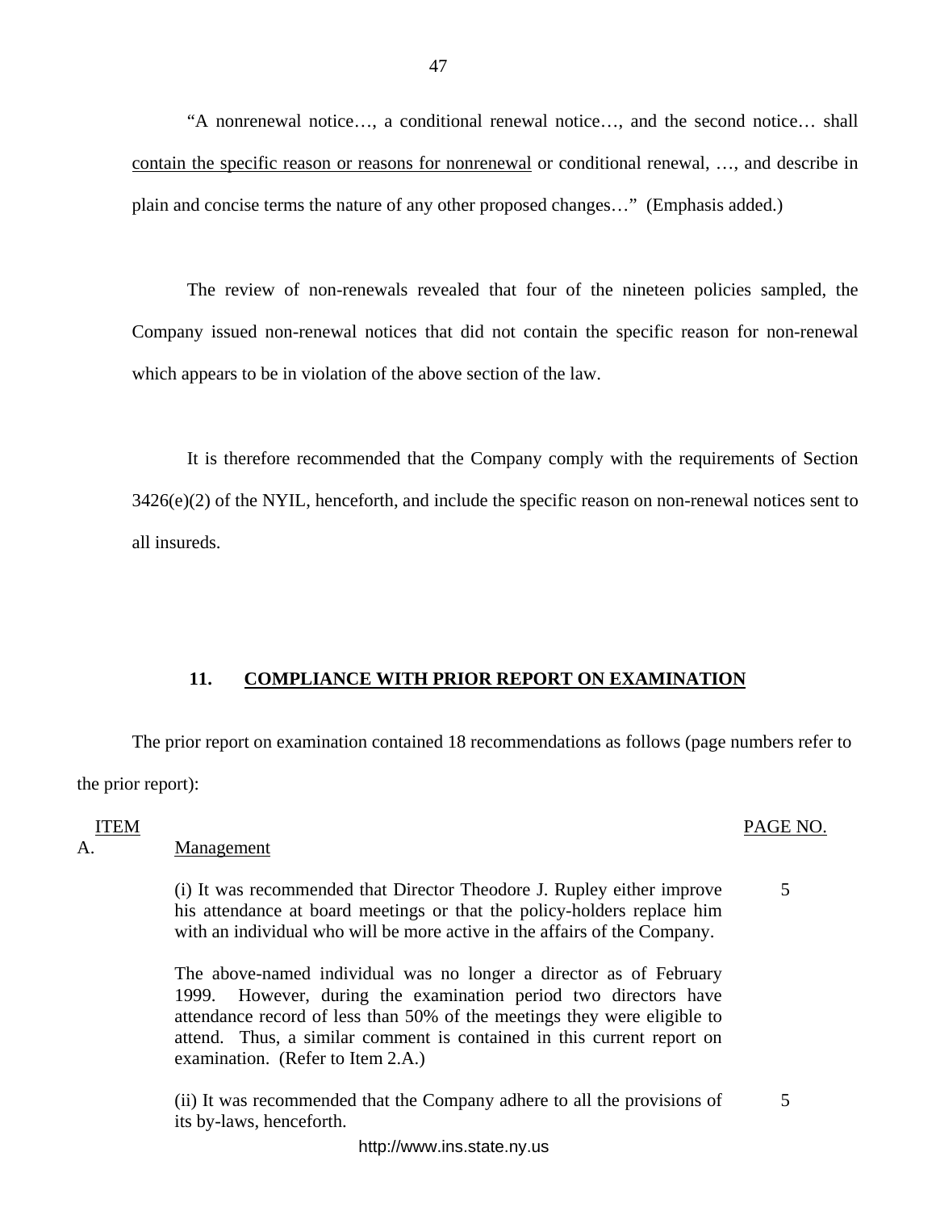"A nonrenewal notice…, a conditional renewal notice…, and the second notice… shall <u>contain the specific reason or reasons for nonrenewal</u> or conditional renewal, …, and describe in plain and concise terms the nature of any other proposed changes…" (Emphasis added.)

The review of non-renewals revealed that four of the nineteen policies sampled, the Company issued non-renewal notices that did not contain the specific reason for non-renewal which appears to be in violation of the above section of the law.

It is therefore recommended that the Company comply with the requirements of Section 3426(e)(2) of the NYIL, henceforth, and include the specific reason on non-renewal notices sent to all insureds.

## 11. COMPLIANCE WITH PRIOR REPORT ON EXAMINATION

The prior report on examination contained 18 recommendations as follows (page numbers refer to the prior report):

| ITEM | | PAGE NO. |
|---|---|---|
| A. | Management | |
| | (i) It was recommended that Director Theodore J. Rupley either improve his attendance at board meetings or that the policy-holders replace him with an individual who will be more active in the affairs of the Company. | 5 |
| | The above-named individual was no longer a director as of February 1999. However, during the examination period two directors have attendance record of less than 50% of the meetings they were eligible to attend. Thus, a similar comment is contained in this current report on examination. (Refer to Item 2.A.) | |
| | (ii) It was recommended that the Company adhere to all the provisions of its by-laws, henceforth. | 5 |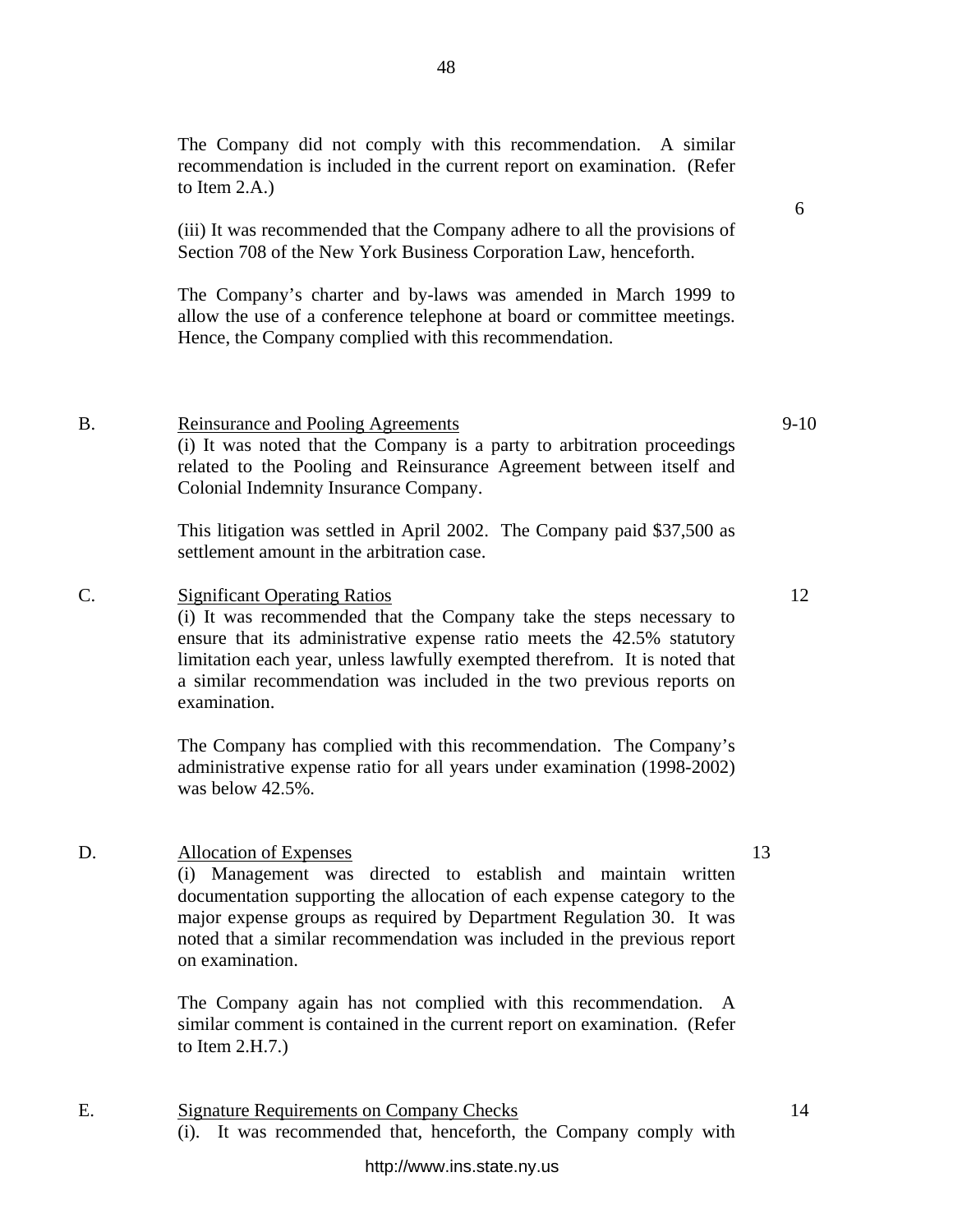The Company did not comply with this recommendation. A similar recommendation is included in the current report on examination. (Refer to Item 2.A.)

6

(iii) It was recommended that the Company adhere to all the provisions of Section 708 of the New York Business Corporation Law, henceforth.

The Company's charter and by-laws was amended in March 1999 to allow the use of a conference telephone at board or committee meetings. Hence, the Company complied with this recommendation.

B. Reinsurance and Pooling Agreements 9-10

(i) It was noted that the Company is a party to arbitration proceedings related to the Pooling and Reinsurance Agreement between itself and Colonial Indemnity Insurance Company.

This litigation was settled in April 2002. The Company paid $37,500 as settlement amount in the arbitration case.

C. Significant Operating Ratios 12

(i) It was recommended that the Company take the steps necessary to ensure that its administrative expense ratio meets the 42.5% statutory limitation each year, unless lawfully exempted therefrom. It is noted that a similar recommendation was included in the two previous reports on examination.

The Company has complied with this recommendation. The Company's administrative expense ratio for all years under examination (1998-2002) was below 42.5%.

D. Allocation of Expenses 13

(i) Management was directed to establish and maintain written documentation supporting the allocation of each expense category to the major expense groups as required by Department Regulation 30. It was noted that a similar recommendation was included in the previous report on examination.

The Company again has not complied with this recommendation. A similar comment is contained in the current report on examination. (Refer to Item 2.H.7.)

E. Signature Requirements on Company Checks 14

(i). It was recommended that, henceforth, the Company comply with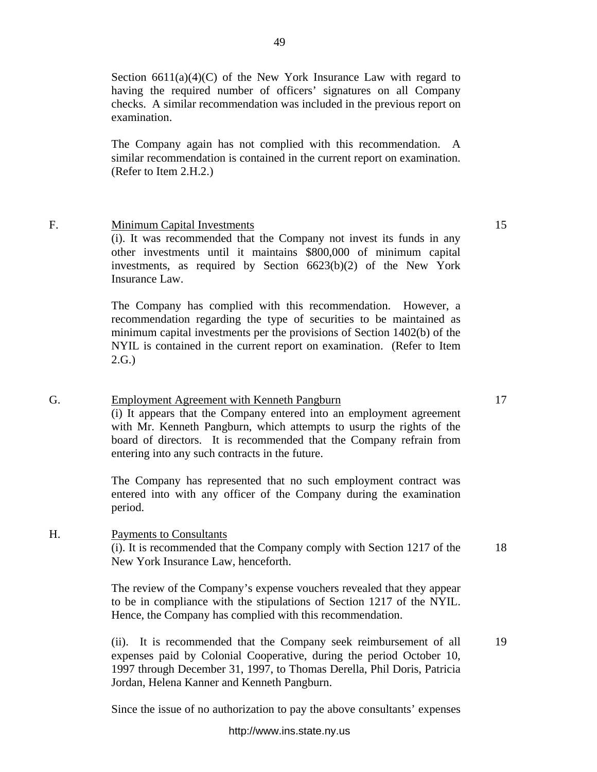Section 6611(a)(4)(C) of the New York Insurance Law with regard to having the required number of officers' signatures on all Company checks. A similar recommendation was included in the previous report on examination.

The Company again has not complied with this recommendation. A similar recommendation is contained in the current report on examination. (Refer to Item 2.H.2.)

F. Minimum Capital Investments — 15

(i). It was recommended that the Company not invest its funds in any other investments until it maintains $800,000 of minimum capital investments, as required by Section 6623(b)(2) of the New York Insurance Law.

The Company has complied with this recommendation. However, a recommendation regarding the type of securities to be maintained as minimum capital investments per the provisions of Section 1402(b) of the NYIL is contained in the current report on examination. (Refer to Item 2.G.)

G. Employment Agreement with Kenneth Pangburn — 17

(i) It appears that the Company entered into an employment agreement with Mr. Kenneth Pangburn, which attempts to usurp the rights of the board of directors. It is recommended that the Company refrain from entering into any such contracts in the future.

The Company has represented that no such employment contract was entered into with any officer of the Company during the examination period.

H. Payments to Consultants

(i). It is recommended that the Company comply with Section 1217 of the New York Insurance Law, henceforth. — 18

The review of the Company's expense vouchers revealed that they appear to be in compliance with the stipulations of Section 1217 of the NYIL. Hence, the Company has complied with this recommendation.

(ii). It is recommended that the Company seek reimbursement of all expenses paid by Colonial Cooperative, during the period October 10, 1997 through December 31, 1997, to Thomas Derella, Phil Doris, Patricia Jordan, Helena Kanner and Kenneth Pangburn. — 19

Since the issue of no authorization to pay the above consultants' expenses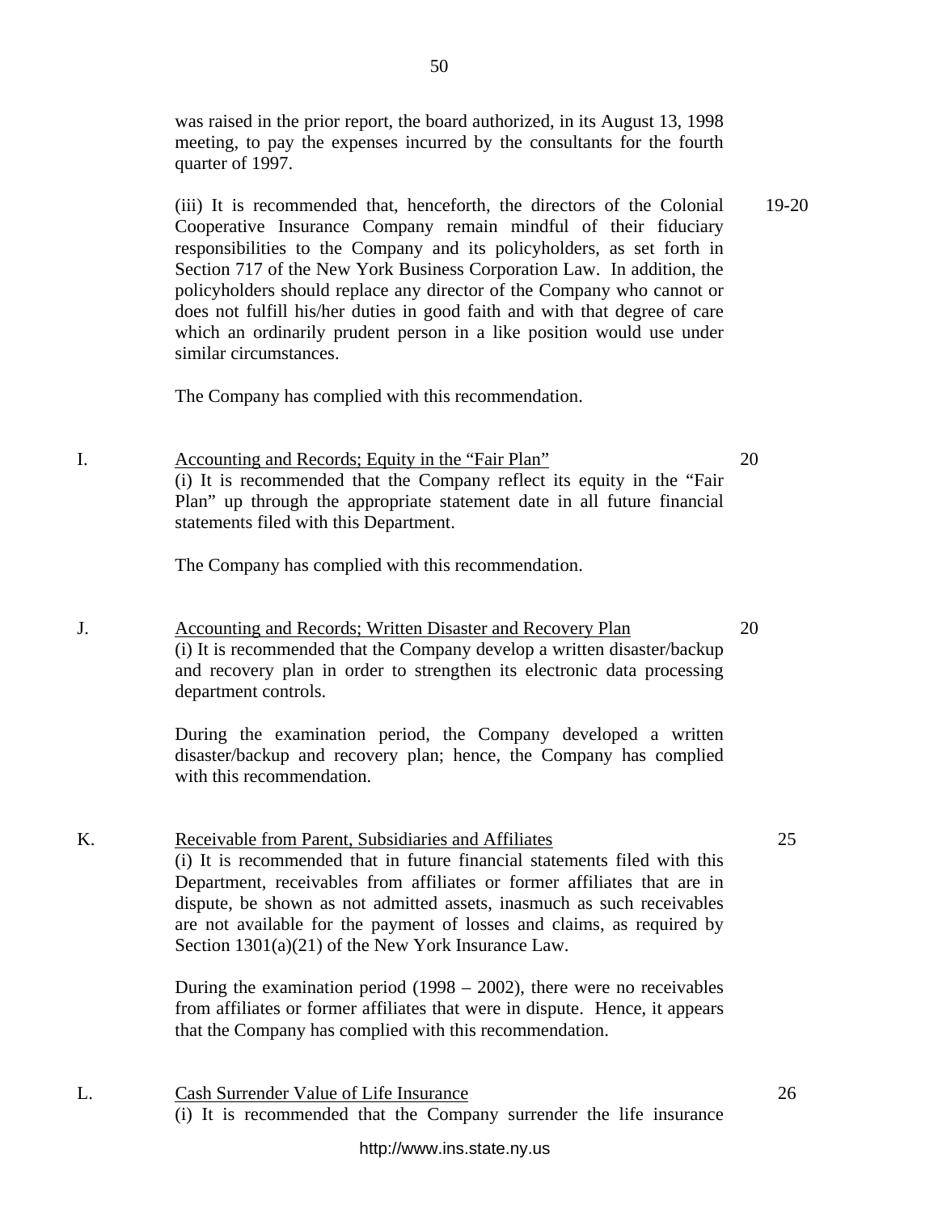was raised in the prior report, the board authorized, in its August 13, 1998 meeting, to pay the expenses incurred by the consultants for the fourth quarter of 1997.

(iii) It is recommended that, henceforth, the directors of the Colonial Cooperative Insurance Company remain mindful of their fiduciary responsibilities to the Company and its policyholders, as set forth in Section 717 of the New York Business Corporation Law. In addition, the policyholders should replace any director of the Company who cannot or does not fulfill his/her duties in good faith and with that degree of care which an ordinarily prudent person in a like position would use under similar circumstances. — 19-20

The Company has complied with this recommendation.

I. Accounting and Records; Equity in the "Fair Plan" — 20

(i) It is recommended that the Company reflect its equity in the "Fair Plan" up through the appropriate statement date in all future financial statements filed with this Department.

The Company has complied with this recommendation.

J. Accounting and Records; Written Disaster and Recovery Plan — 20

(i) It is recommended that the Company develop a written disaster/backup and recovery plan in order to strengthen its electronic data processing department controls.

During the examination period, the Company developed a written disaster/backup and recovery plan; hence, the Company has complied with this recommendation.

K. Receivable from Parent, Subsidiaries and Affiliates — 25

(i) It is recommended that in future financial statements filed with this Department, receivables from affiliates or former affiliates that are in dispute, be shown as not admitted assets, inasmuch as such receivables are not available for the payment of losses and claims, as required by Section 1301(a)(21) of the New York Insurance Law.

During the examination period (1998 – 2002), there were no receivables from affiliates or former affiliates that were in dispute. Hence, it appears that the Company has complied with this recommendation.

L. Cash Surrender Value of Life Insurance — 26

(i) It is recommended that the Company surrender the life insurance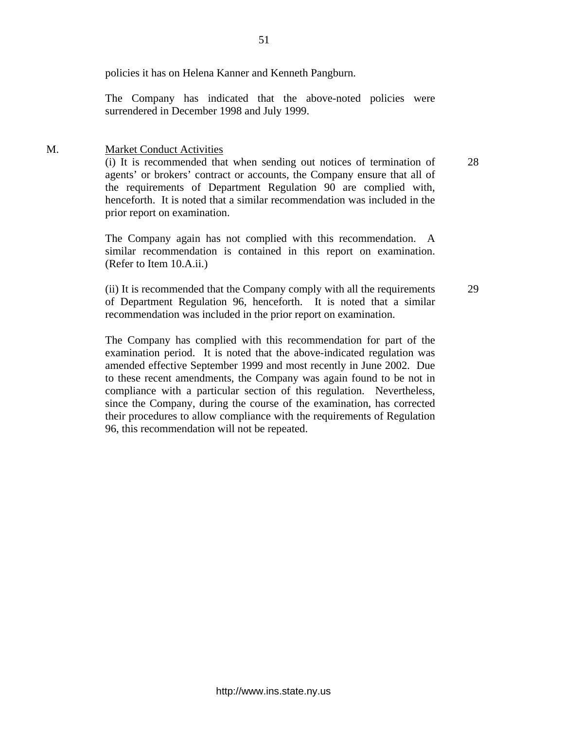policies it has on Helena Kanner and Kenneth Pangburn.

The Company has indicated that the above-noted policies were surrendered in December 1998 and July 1999.

M. <u>Market Conduct Activities</u>

(i) It is recommended that when sending out notices of termination of agents' or brokers' contract or accounts, the Company ensure that all of the requirements of Department Regulation 90 are complied with, henceforth. It is noted that a similar recommendation was included in the prior report on examination. 28

The Company again has not complied with this recommendation. A similar recommendation is contained in this report on examination. (Refer to Item 10.A.ii.)

(ii) It is recommended that the Company comply with all the requirements of Department Regulation 96, henceforth. It is noted that a similar recommendation was included in the prior report on examination. 29

The Company has complied with this recommendation for part of the examination period. It is noted that the above-indicated regulation was amended effective September 1999 and most recently in June 2002. Due to these recent amendments, the Company was again found to be not in compliance with a particular section of this regulation. Nevertheless, since the Company, during the course of the examination, has corrected their procedures to allow compliance with the requirements of Regulation 96, this recommendation will not be repeated.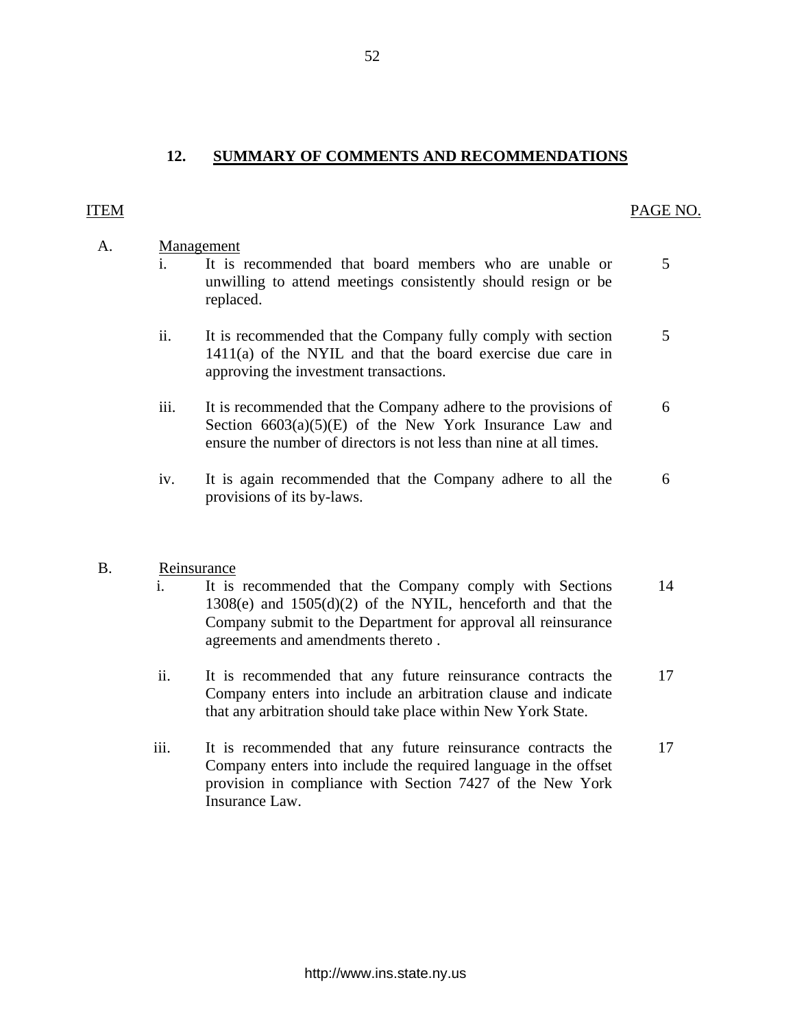## 12. SUMMARY OF COMMENTS AND RECOMMENDATIONS

| ITEM | | | PAGE NO. |
|---|---|---|---|
| A. | Management | | |
| | i. | It is recommended that board members who are unable or unwilling to attend meetings consistently should resign or be replaced. | 5 |
| | ii. | It is recommended that the Company fully comply with section 1411(a) of the NYIL and that the board exercise due care in approving the investment transactions. | 5 |
| | iii. | It is recommended that the Company adhere to the provisions of Section 6603(a)(5)(E) of the New York Insurance Law and ensure the number of directors is not less than nine at all times. | 6 |
| | iv. | It is again recommended that the Company adhere to all the provisions of its by-laws. | 6 |
| B. | Reinsurance | | |
| | i. | It is recommended that the Company comply with Sections 1308(e) and 1505(d)(2) of the NYIL, henceforth and that the Company submit to the Department for approval all reinsurance agreements and amendments thereto . | 14 |
| | ii. | It is recommended that any future reinsurance contracts the Company enters into include an arbitration clause and indicate that any arbitration should take place within New York State. | 17 |
| | iii. | It is recommended that any future reinsurance contracts the Company enters into include the required language in the offset provision in compliance with Section 7427 of the New York Insurance Law. | 17 |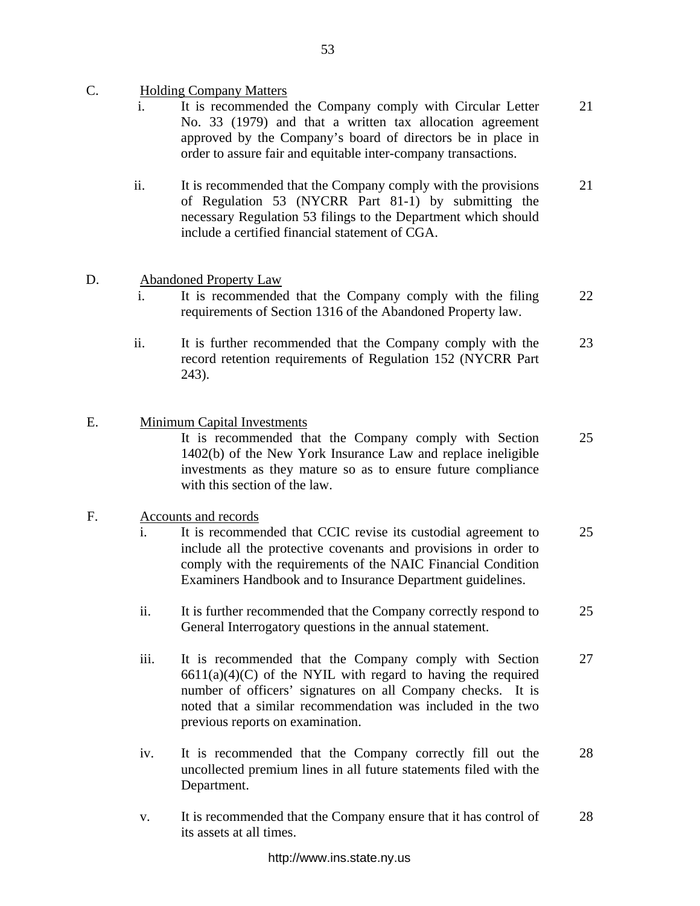C. Holding Company Matters

| | | Page |
|---|---|---|
| i. | It is recommended the Company comply with Circular Letter No. 33 (1979) and that a written tax allocation agreement approved by the Company's board of directors be in place in order to assure fair and equitable inter-company transactions. | 21 |
| ii. | It is recommended that the Company comply with the provisions of Regulation 53 (NYCRR Part 81-1) by submitting the necessary Regulation 53 filings to the Department which should include a certified financial statement of CGA. | 21 |

D. Abandoned Property Law

| | | Page |
|---|---|---|
| i. | It is recommended that the Company comply with the filing requirements of Section 1316 of the Abandoned Property law. | 22 |
| ii. | It is further recommended that the Company comply with the record retention requirements of Regulation 152 (NYCRR Part 243). | 23 |

E. Minimum Capital Investments

| | | Page |
|---|---|---|
| | It is recommended that the Company comply with Section 1402(b) of the New York Insurance Law and replace ineligible investments as they mature so as to ensure future compliance with this section of the law. | 25 |

F. Accounts and records

| | | Page |
|---|---|---|
| i. | It is recommended that CCIC revise its custodial agreement to include all the protective covenants and provisions in order to comply with the requirements of the NAIC Financial Condition Examiners Handbook and to Insurance Department guidelines. | 25 |
| ii. | It is further recommended that the Company correctly respond to General Interrogatory questions in the annual statement. | 25 |
| iii. | It is recommended that the Company comply with Section 6611(a)(4)(C) of the NYIL with regard to having the required number of officers' signatures on all Company checks. It is noted that a similar recommendation was included in the two previous reports on examination. | 27 |
| iv. | It is recommended that the Company correctly fill out the uncollected premium lines in all future statements filed with the Department. | 28 |
| v. | It is recommended that the Company ensure that it has control of its assets at all times. | 28 |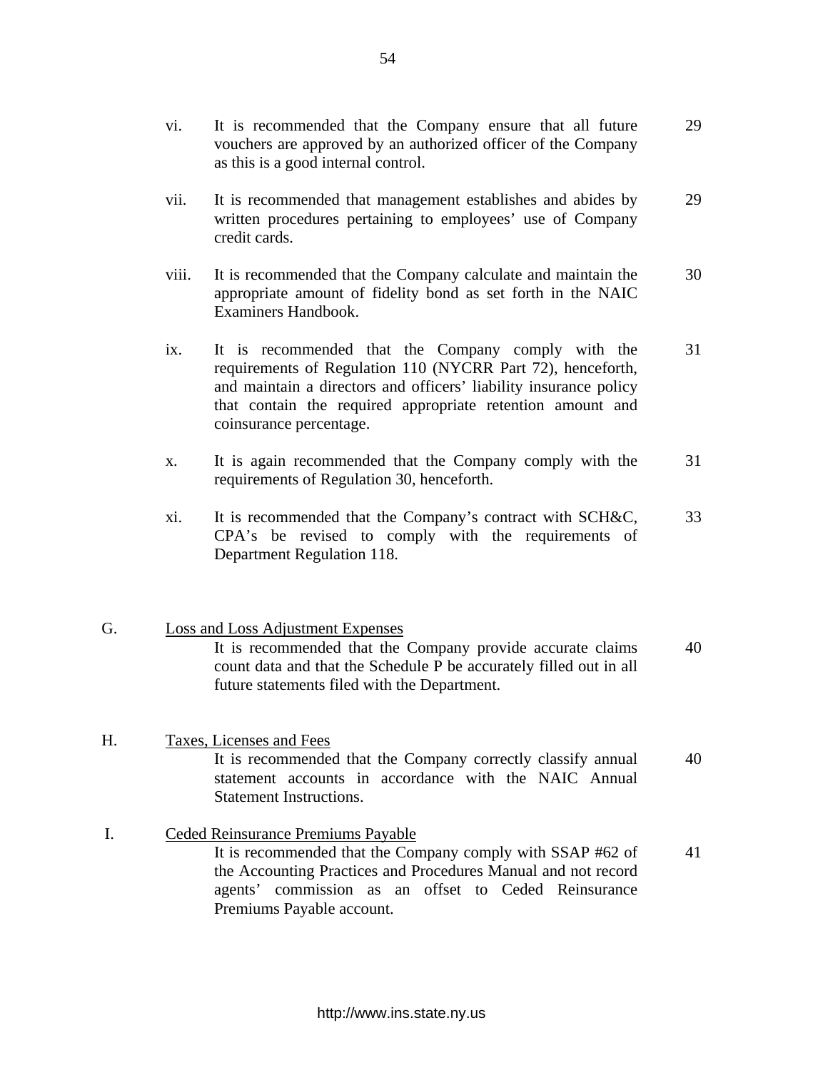| | | |
|---|---|---|
| vi. | It is recommended that the Company ensure that all future vouchers are approved by an authorized officer of the Company as this is a good internal control. | 29 |
| vii. | It is recommended that management establishes and abides by written procedures pertaining to employees' use of Company credit cards. | 29 |
| viii. | It is recommended that the Company calculate and maintain the appropriate amount of fidelity bond as set forth in the NAIC Examiners Handbook. | 30 |
| ix. | It is recommended that the Company comply with the requirements of Regulation 110 (NYCRR Part 72), henceforth, and maintain a directors and officers' liability insurance policy that contain the required appropriate retention amount and coinsurance percentage. | 31 |
| x. | It is again recommended that the Company comply with the requirements of Regulation 30, henceforth. | 31 |
| xi. | It is recommended that the Company's contract with SCH&C, CPA's be revised to comply with the requirements of Department Regulation 118. | 33 |

G. Loss and Loss Adjustment Expenses

It is recommended that the Company provide accurate claims count data and that the Schedule P be accurately filled out in all future statements filed with the Department. — 40

H. Taxes, Licenses and Fees

It is recommended that the Company correctly classify annual statement accounts in accordance with the NAIC Annual Statement Instructions. — 40

I. Ceded Reinsurance Premiums Payable

It is recommended that the Company comply with SSAP #62 of the Accounting Practices and Procedures Manual and not record agents' commission as an offset to Ceded Reinsurance Premiums Payable account. — 41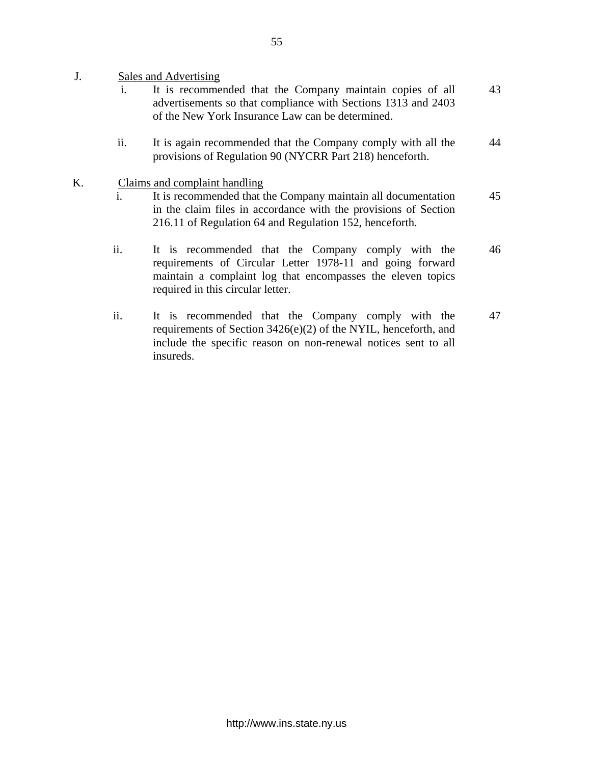J. Sales and Advertising

| | | |
|---|---|---|
| i. | It is recommended that the Company maintain copies of all advertisements so that compliance with Sections 1313 and 2403 of the New York Insurance Law can be determined. | 43 |
| ii. | It is again recommended that the Company comply with all the provisions of Regulation 90 (NYCRR Part 218) henceforth. | 44 |

K. Claims and complaint handling

| | | |
|---|---|---|
| i. | It is recommended that the Company maintain all documentation in the claim files in accordance with the provisions of Section 216.11 of Regulation 64 and Regulation 152, henceforth. | 45 |
| ii. | It is recommended that the Company comply with the requirements of Circular Letter 1978-11 and going forward maintain a complaint log that encompasses the eleven topics required in this circular letter. | 46 |
| ii. | It is recommended that the Company comply with the requirements of Section 3426(e)(2) of the NYIL, henceforth, and include the specific reason on non-renewal notices sent to all insureds. | 47 |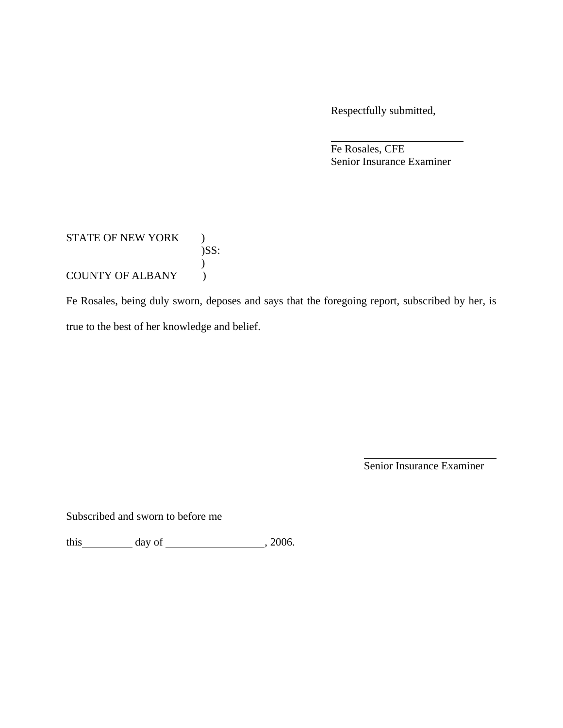Respectfully submitted,

\_\_\_\_\_\_\_\_\_\_\_\_\_\_\_\_\_\_\_\_\_\_\_\_

Fe Rosales, CFE
Senior Insurance Examiner

STATE OF NEW YORK )
)SS:
)
COUNTY OF ALBANY )

Fe Rosales, being duly sworn, deposes and says that the foregoing report, subscribed by her, is true to the best of her knowledge and belief.

\_\_\_\_\_\_\_\_\_\_\_\_\_\_\_\_\_\_\_\_\_\_\_\_

Senior Insurance Examiner

Subscribed and sworn to before me

this\_\_\_\_\_\_\_\_\_ day of \_\_\_\_\_\_\_\_\_\_\_\_\_\_\_\_\_\_, 2006.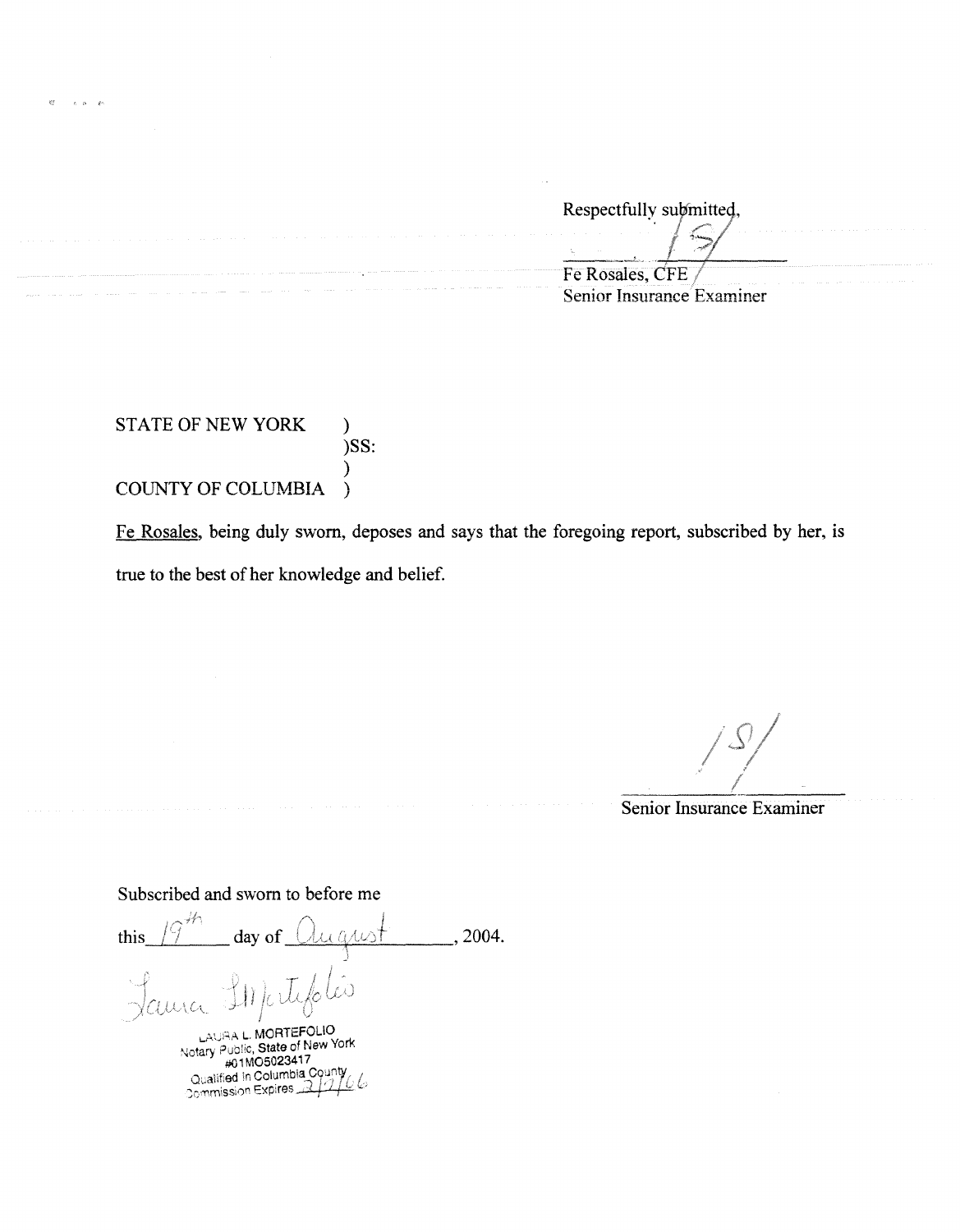Respectfully submitted,

/S/

Fe Rosales, CFE
Senior Insurance Examiner

STATE OF NEW YORK )
)SS:
)
COUNTY OF COLUMBIA )

Fe Rosales, being duly sworn, deposes and says that the foregoing report, subscribed by her, is true to the best of her knowledge and belief.

/S/

Senior Insurance Examiner

Subscribed and sworn to before me

this 19th day of August, 2004.

Laura L. Mortefolio

LAURA L. MORTEFOLIO
Notary Public, State of New York
#01MO5023417
Qualified in Columbia County
Commission Expires 2/7/06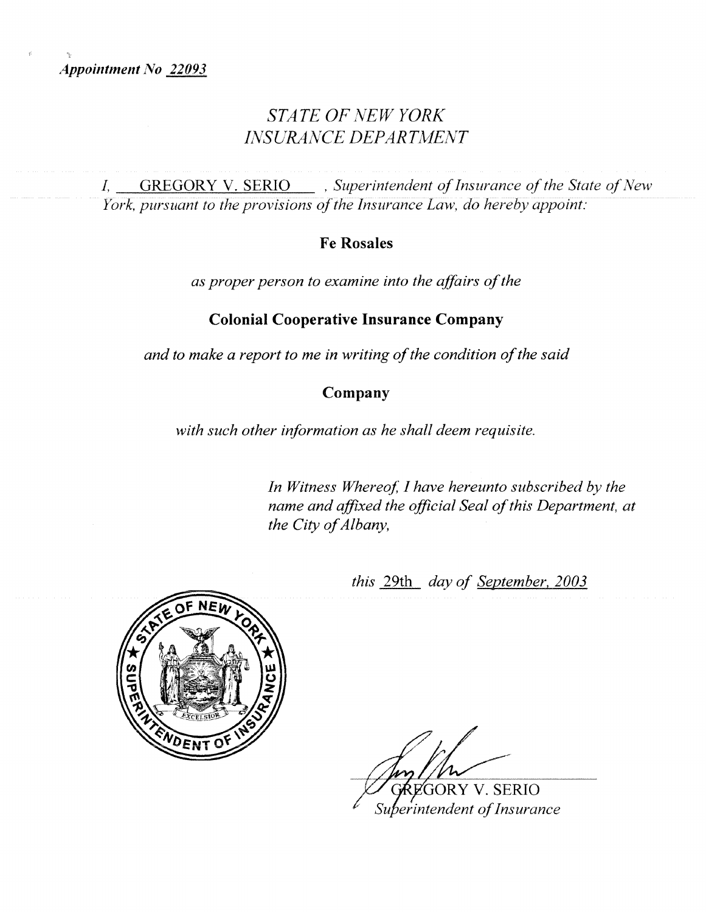*Appointment No 22093*

*STATE OF NEW YORK*
*INSURANCE DEPARTMENT*

*I,* GREGORY V. SERIO *, Superintendent of Insurance of the State of New York, pursuant to the provisions of the Insurance Law, do hereby appoint:*

**Fe Rosales**

*as proper person to examine into the affairs of the*

**Colonial Cooperative Insurance Company**

*and to make a report to me in writing of the condition of the said*

**Company**

*with such other information as he shall deem requisite.*

*In Witness Whereof, I have hereunto subscribed by the name and affixed the official Seal of this Department, at the City of Albany,*

*this* 29th *day of* September, 2003

STATE OF NEW YORK ★ SUPERINTENDENT OF INSURANCE ★ EXCELSIOR

GREGORY V. SERIO
*Superintendent of Insurance*